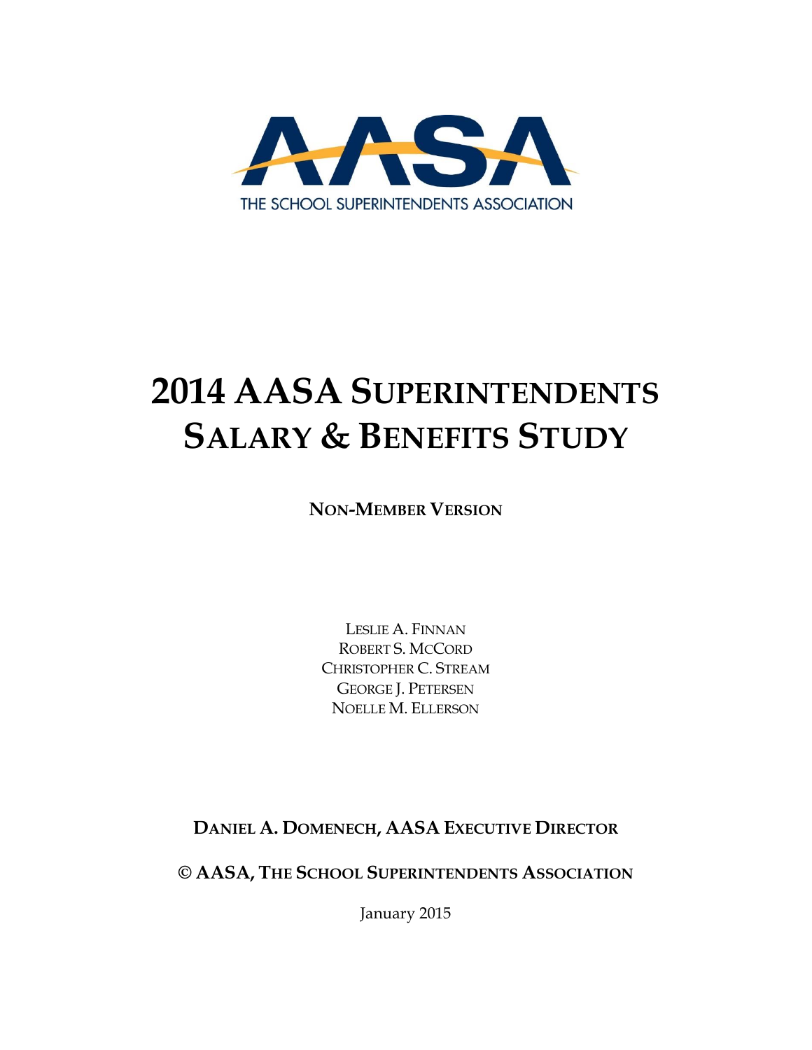AASA

THE SCHOOL SUPERINTENDENTS ASSOCIATION

# 2014 AASA Superintendents Salary & Benefits Study

**Non-Member Version**

Leslie A. Finnan
Robert S. McCord
Christopher C. Stream
George J. Petersen
Noelle M. Ellerson

**Daniel A. Domenech, AASA Executive Director**

**© AASA, The School Superintendents Association**

January 2015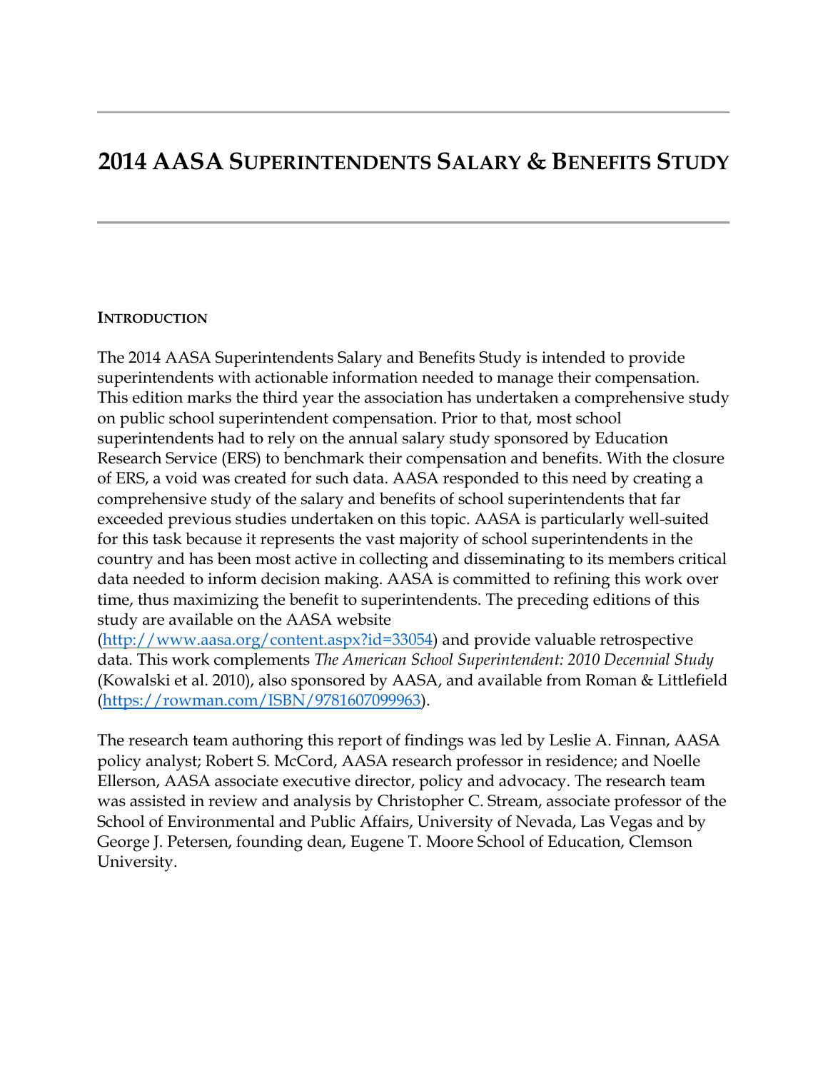# 2014 AASA Superintendents Salary & Benefits Study

## Introduction

The 2014 AASA Superintendents Salary and Benefits Study is intended to provide superintendents with actionable information needed to manage their compensation. This edition marks the third year the association has undertaken a comprehensive study on public school superintendent compensation. Prior to that, most school superintendents had to rely on the annual salary study sponsored by Education Research Service (ERS) to benchmark their compensation and benefits. With the closure of ERS, a void was created for such data. AASA responded to this need by creating a comprehensive study of the salary and benefits of school superintendents that far exceeded previous studies undertaken on this topic. AASA is particularly well-suited for this task because it represents the vast majority of school superintendents in the country and has been most active in collecting and disseminating to its members critical data needed to inform decision making. AASA is committed to refining this work over time, thus maximizing the benefit to superintendents. The preceding editions of this study are available on the AASA website (http://www.aasa.org/content.aspx?id=33054) and provide valuable retrospective data. This work complements *The American School Superintendent: 2010 Decennial Study* (Kowalski et al. 2010), also sponsored by AASA, and available from Roman & Littlefield (https://rowman.com/ISBN/9781607099963).

The research team authoring this report of findings was led by Leslie A. Finnan, AASA policy analyst; Robert S. McCord, AASA research professor in residence; and Noelle Ellerson, AASA associate executive director, policy and advocacy. The research team was assisted in review and analysis by Christopher C. Stream, associate professor of the School of Environmental and Public Affairs, University of Nevada, Las Vegas and by George J. Petersen, founding dean, Eugene T. Moore School of Education, Clemson University.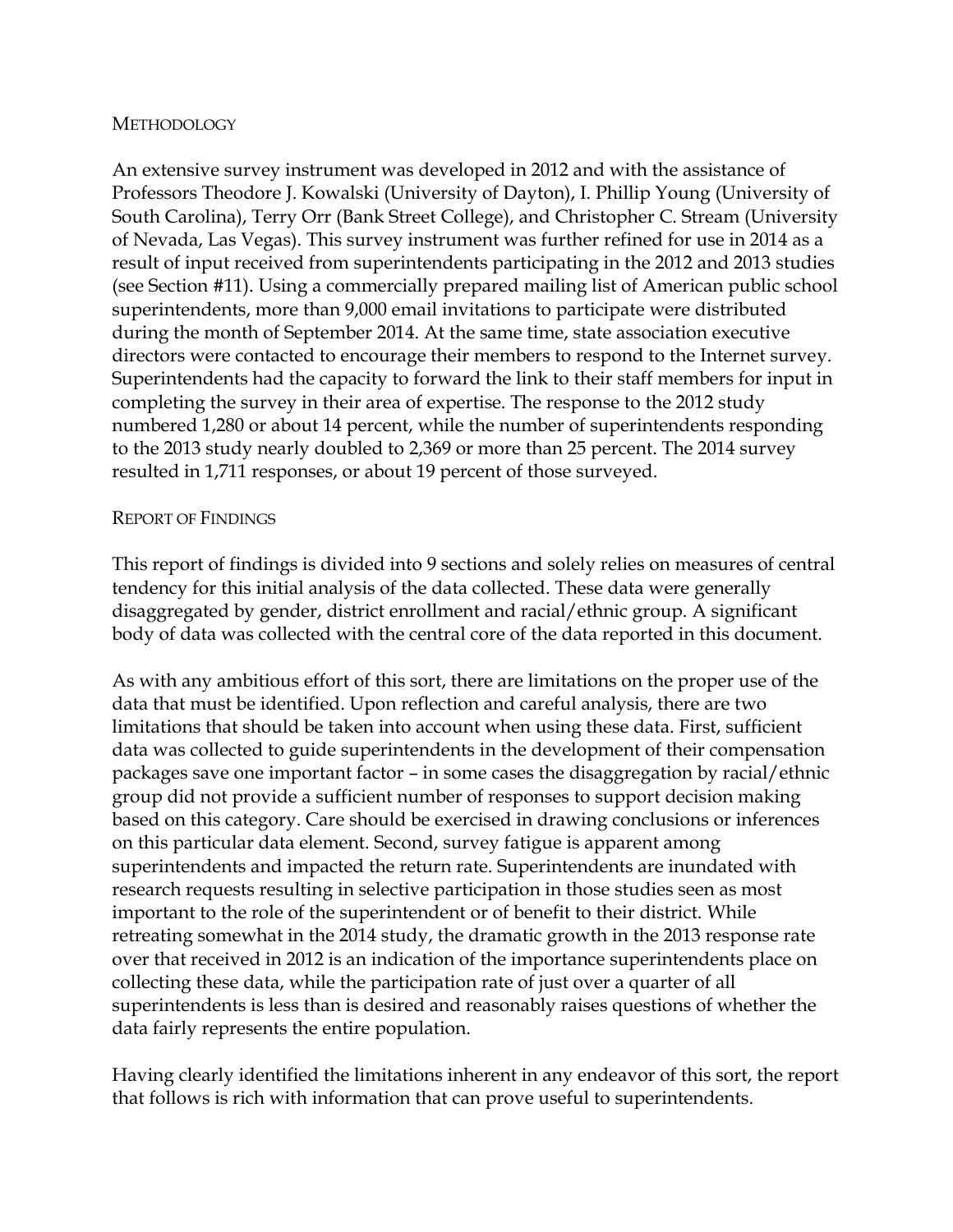## METHODOLOGY

An extensive survey instrument was developed in 2012 and with the assistance of Professors Theodore J. Kowalski (University of Dayton), I. Phillip Young (University of South Carolina), Terry Orr (Bank Street College), and Christopher C. Stream (University of Nevada, Las Vegas). This survey instrument was further refined for use in 2014 as a result of input received from superintendents participating in the 2012 and 2013 studies (see Section #11). Using a commercially prepared mailing list of American public school superintendents, more than 9,000 email invitations to participate were distributed during the month of September 2014. At the same time, state association executive directors were contacted to encourage their members to respond to the Internet survey. Superintendents had the capacity to forward the link to their staff members for input in completing the survey in their area of expertise. The response to the 2012 study numbered 1,280 or about 14 percent, while the number of superintendents responding to the 2013 study nearly doubled to 2,369 or more than 25 percent. The 2014 survey resulted in 1,711 responses, or about 19 percent of those surveyed.

## REPORT OF FINDINGS

This report of findings is divided into 9 sections and solely relies on measures of central tendency for this initial analysis of the data collected. These data were generally disaggregated by gender, district enrollment and racial/ethnic group. A significant body of data was collected with the central core of the data reported in this document.

As with any ambitious effort of this sort, there are limitations on the proper use of the data that must be identified. Upon reflection and careful analysis, there are two limitations that should be taken into account when using these data. First, sufficient data was collected to guide superintendents in the development of their compensation packages save one important factor – in some cases the disaggregation by racial/ethnic group did not provide a sufficient number of responses to support decision making based on this category. Care should be exercised in drawing conclusions or inferences on this particular data element. Second, survey fatigue is apparent among superintendents and impacted the return rate. Superintendents are inundated with research requests resulting in selective participation in those studies seen as most important to the role of the superintendent or of benefit to their district. While retreating somewhat in the 2014 study, the dramatic growth in the 2013 response rate over that received in 2012 is an indication of the importance superintendents place on collecting these data, while the participation rate of just over a quarter of all superintendents is less than is desired and reasonably raises questions of whether the data fairly represents the entire population.

Having clearly identified the limitations inherent in any endeavor of this sort, the report that follows is rich with information that can prove useful to superintendents.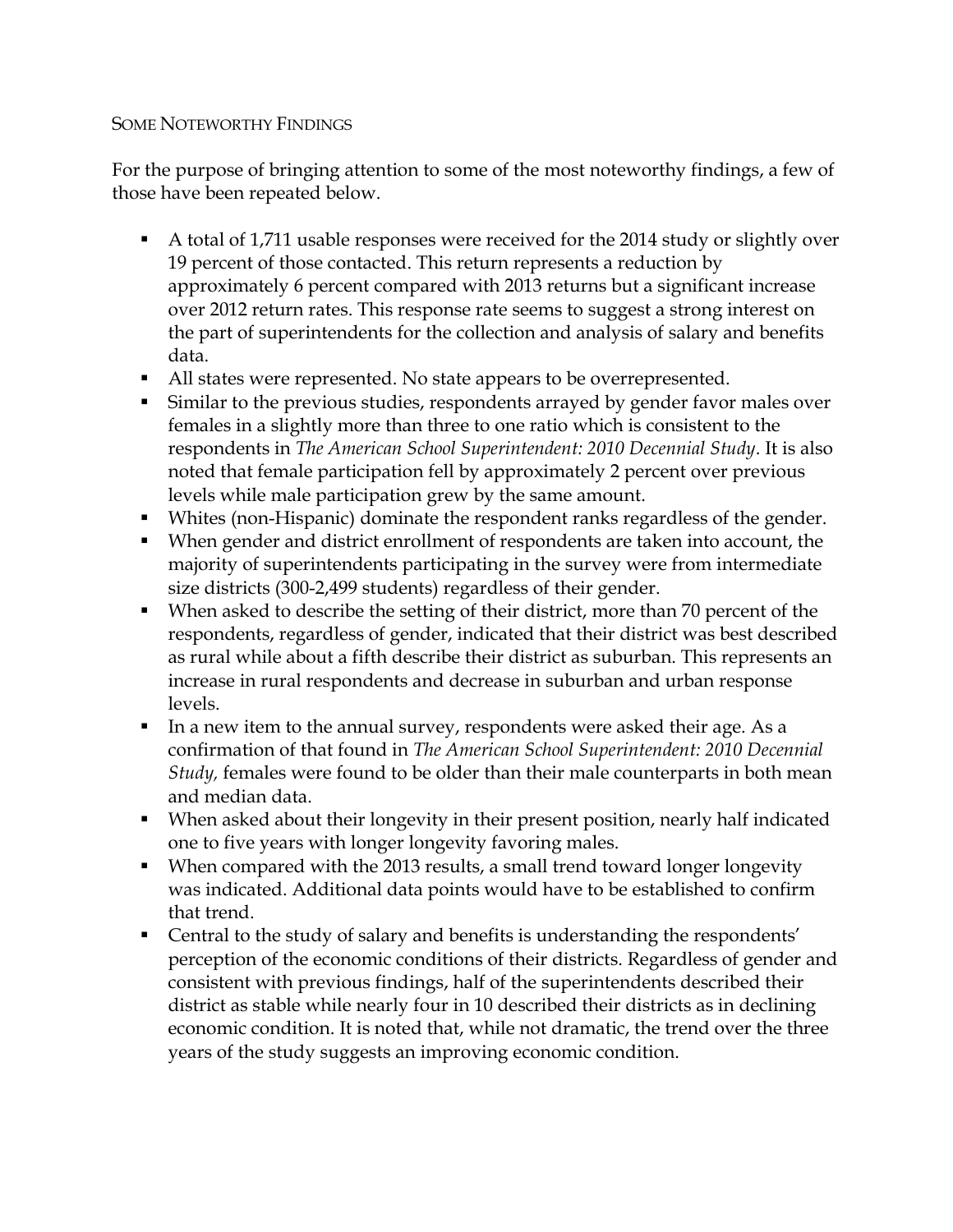## Some Noteworthy Findings

For the purpose of bringing attention to some of the most noteworthy findings, a few of those have been repeated below.

- A total of 1,711 usable responses were received for the 2014 study or slightly over 19 percent of those contacted. This return represents a reduction by approximately 6 percent compared with 2013 returns but a significant increase over 2012 return rates. This response rate seems to suggest a strong interest on the part of superintendents for the collection and analysis of salary and benefits data.
- All states were represented. No state appears to be overrepresented.
- Similar to the previous studies, respondents arrayed by gender favor males over females in a slightly more than three to one ratio which is consistent to the respondents in *The American School Superintendent: 2010 Decennial Study*. It is also noted that female participation fell by approximately 2 percent over previous levels while male participation grew by the same amount.
- Whites (non-Hispanic) dominate the respondent ranks regardless of the gender.
- When gender and district enrollment of respondents are taken into account, the majority of superintendents participating in the survey were from intermediate size districts (300-2,499 students) regardless of their gender.
- When asked to describe the setting of their district, more than 70 percent of the respondents, regardless of gender, indicated that their district was best described as rural while about a fifth describe their district as suburban. This represents an increase in rural respondents and decrease in suburban and urban response levels.
- In a new item to the annual survey, respondents were asked their age. As a confirmation of that found in *The American School Superintendent: 2010 Decennial Study,* females were found to be older than their male counterparts in both mean and median data.
- When asked about their longevity in their present position, nearly half indicated one to five years with longer longevity favoring males.
- When compared with the 2013 results, a small trend toward longer longevity was indicated. Additional data points would have to be established to confirm that trend.
- Central to the study of salary and benefits is understanding the respondents' perception of the economic conditions of their districts. Regardless of gender and consistent with previous findings, half of the superintendents described their district as stable while nearly four in 10 described their districts as in declining economic condition. It is noted that, while not dramatic, the trend over the three years of the study suggests an improving economic condition.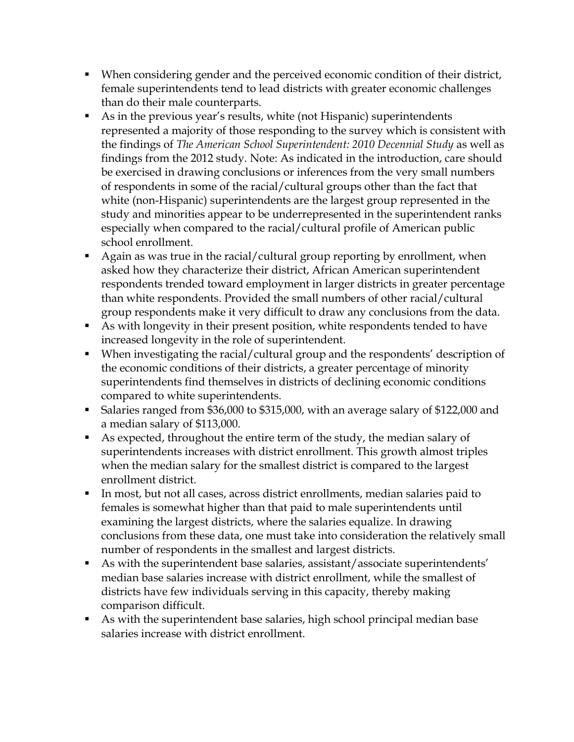- When considering gender and the perceived economic condition of their district, female superintendents tend to lead districts with greater economic challenges than do their male counterparts.
- As in the previous year's results, white (not Hispanic) superintendents represented a majority of those responding to the survey which is consistent with the findings of *The American School Superintendent: 2010 Decennial Study* as well as findings from the 2012 study. Note: As indicated in the introduction, care should be exercised in drawing conclusions or inferences from the very small numbers of respondents in some of the racial/cultural groups other than the fact that white (non-Hispanic) superintendents are the largest group represented in the study and minorities appear to be underrepresented in the superintendent ranks especially when compared to the racial/cultural profile of American public school enrollment.
- Again as was true in the racial/cultural group reporting by enrollment, when asked how they characterize their district, African American superintendent respondents trended toward employment in larger districts in greater percentage than white respondents. Provided the small numbers of other racial/cultural group respondents make it very difficult to draw any conclusions from the data.
- As with longevity in their present position, white respondents tended to have increased longevity in the role of superintendent.
- When investigating the racial/cultural group and the respondents' description of the economic conditions of their districts, a greater percentage of minority superintendents find themselves in districts of declining economic conditions compared to white superintendents.
- Salaries ranged from $36,000 to $315,000, with an average salary of $122,000 and a median salary of $113,000.
- As expected, throughout the entire term of the study, the median salary of superintendents increases with district enrollment. This growth almost triples when the median salary for the smallest district is compared to the largest enrollment district.
- In most, but not all cases, across district enrollments, median salaries paid to females is somewhat higher than that paid to male superintendents until examining the largest districts, where the salaries equalize. In drawing conclusions from these data, one must take into consideration the relatively small number of respondents in the smallest and largest districts.
- As with the superintendent base salaries, assistant/associate superintendents' median base salaries increase with district enrollment, while the smallest of districts have few individuals serving in this capacity, thereby making comparison difficult.
- As with the superintendent base salaries, high school principal median base salaries increase with district enrollment.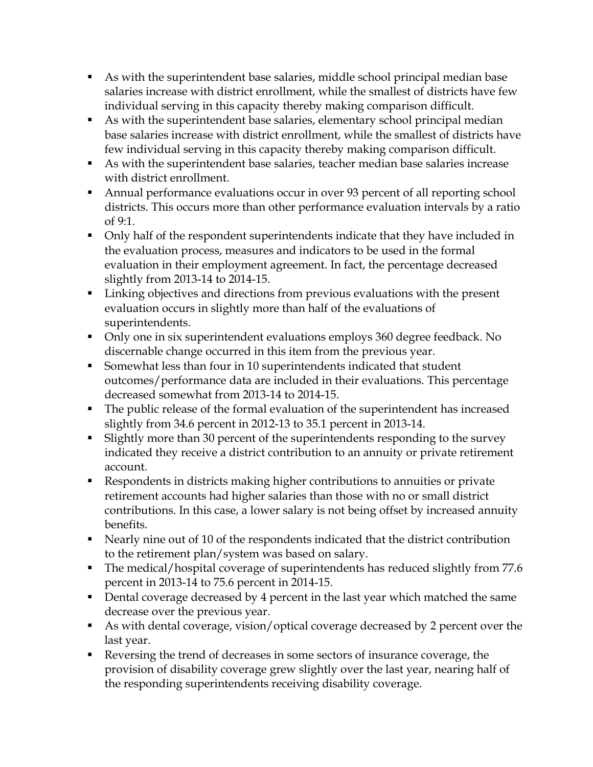- As with the superintendent base salaries, middle school principal median base salaries increase with district enrollment, while the smallest of districts have few individual serving in this capacity thereby making comparison difficult.
- As with the superintendent base salaries, elementary school principal median base salaries increase with district enrollment, while the smallest of districts have few individual serving in this capacity thereby making comparison difficult.
- As with the superintendent base salaries, teacher median base salaries increase with district enrollment.
- Annual performance evaluations occur in over 93 percent of all reporting school districts. This occurs more than other performance evaluation intervals by a ratio of 9:1.
- Only half of the respondent superintendents indicate that they have included in the evaluation process, measures and indicators to be used in the formal evaluation in their employment agreement. In fact, the percentage decreased slightly from 2013-14 to 2014-15.
- Linking objectives and directions from previous evaluations with the present evaluation occurs in slightly more than half of the evaluations of superintendents.
- Only one in six superintendent evaluations employs 360 degree feedback. No discernable change occurred in this item from the previous year.
- Somewhat less than four in 10 superintendents indicated that student outcomes/performance data are included in their evaluations. This percentage decreased somewhat from 2013-14 to 2014-15.
- The public release of the formal evaluation of the superintendent has increased slightly from 34.6 percent in 2012-13 to 35.1 percent in 2013-14.
- Slightly more than 30 percent of the superintendents responding to the survey indicated they receive a district contribution to an annuity or private retirement account.
- Respondents in districts making higher contributions to annuities or private retirement accounts had higher salaries than those with no or small district contributions. In this case, a lower salary is not being offset by increased annuity benefits.
- Nearly nine out of 10 of the respondents indicated that the district contribution to the retirement plan/system was based on salary.
- The medical/hospital coverage of superintendents has reduced slightly from 77.6 percent in 2013-14 to 75.6 percent in 2014-15.
- Dental coverage decreased by 4 percent in the last year which matched the same decrease over the previous year.
- As with dental coverage, vision/optical coverage decreased by 2 percent over the last year.
- Reversing the trend of decreases in some sectors of insurance coverage, the provision of disability coverage grew slightly over the last year, nearing half of the responding superintendents receiving disability coverage.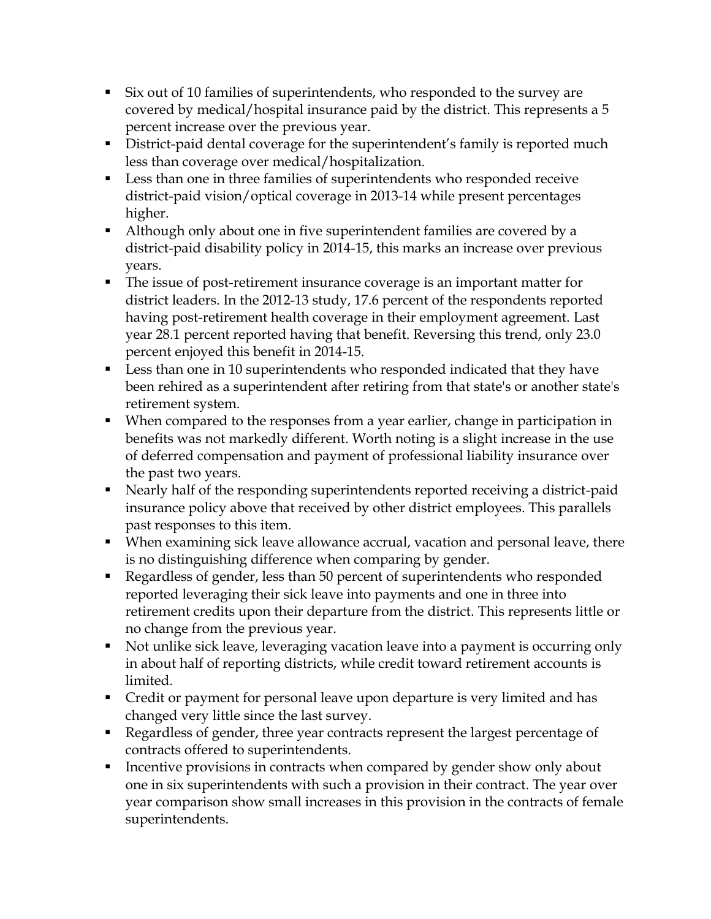- Six out of 10 families of superintendents, who responded to the survey are covered by medical/hospital insurance paid by the district. This represents a 5 percent increase over the previous year.
- District-paid dental coverage for the superintendent's family is reported much less than coverage over medical/hospitalization.
- Less than one in three families of superintendents who responded receive district-paid vision/optical coverage in 2013-14 while present percentages higher.
- Although only about one in five superintendent families are covered by a district-paid disability policy in 2014-15, this marks an increase over previous years.
- The issue of post-retirement insurance coverage is an important matter for district leaders. In the 2012-13 study, 17.6 percent of the respondents reported having post-retirement health coverage in their employment agreement. Last year 28.1 percent reported having that benefit. Reversing this trend, only 23.0 percent enjoyed this benefit in 2014-15.
- Less than one in 10 superintendents who responded indicated that they have been rehired as a superintendent after retiring from that state's or another state's retirement system.
- When compared to the responses from a year earlier, change in participation in benefits was not markedly different. Worth noting is a slight increase in the use of deferred compensation and payment of professional liability insurance over the past two years.
- Nearly half of the responding superintendents reported receiving a district-paid insurance policy above that received by other district employees. This parallels past responses to this item.
- When examining sick leave allowance accrual, vacation and personal leave, there is no distinguishing difference when comparing by gender.
- Regardless of gender, less than 50 percent of superintendents who responded reported leveraging their sick leave into payments and one in three into retirement credits upon their departure from the district. This represents little or no change from the previous year.
- Not unlike sick leave, leveraging vacation leave into a payment is occurring only in about half of reporting districts, while credit toward retirement accounts is limited.
- Credit or payment for personal leave upon departure is very limited and has changed very little since the last survey.
- Regardless of gender, three year contracts represent the largest percentage of contracts offered to superintendents.
- Incentive provisions in contracts when compared by gender show only about one in six superintendents with such a provision in their contract. The year over year comparison show small increases in this provision in the contracts of female superintendents.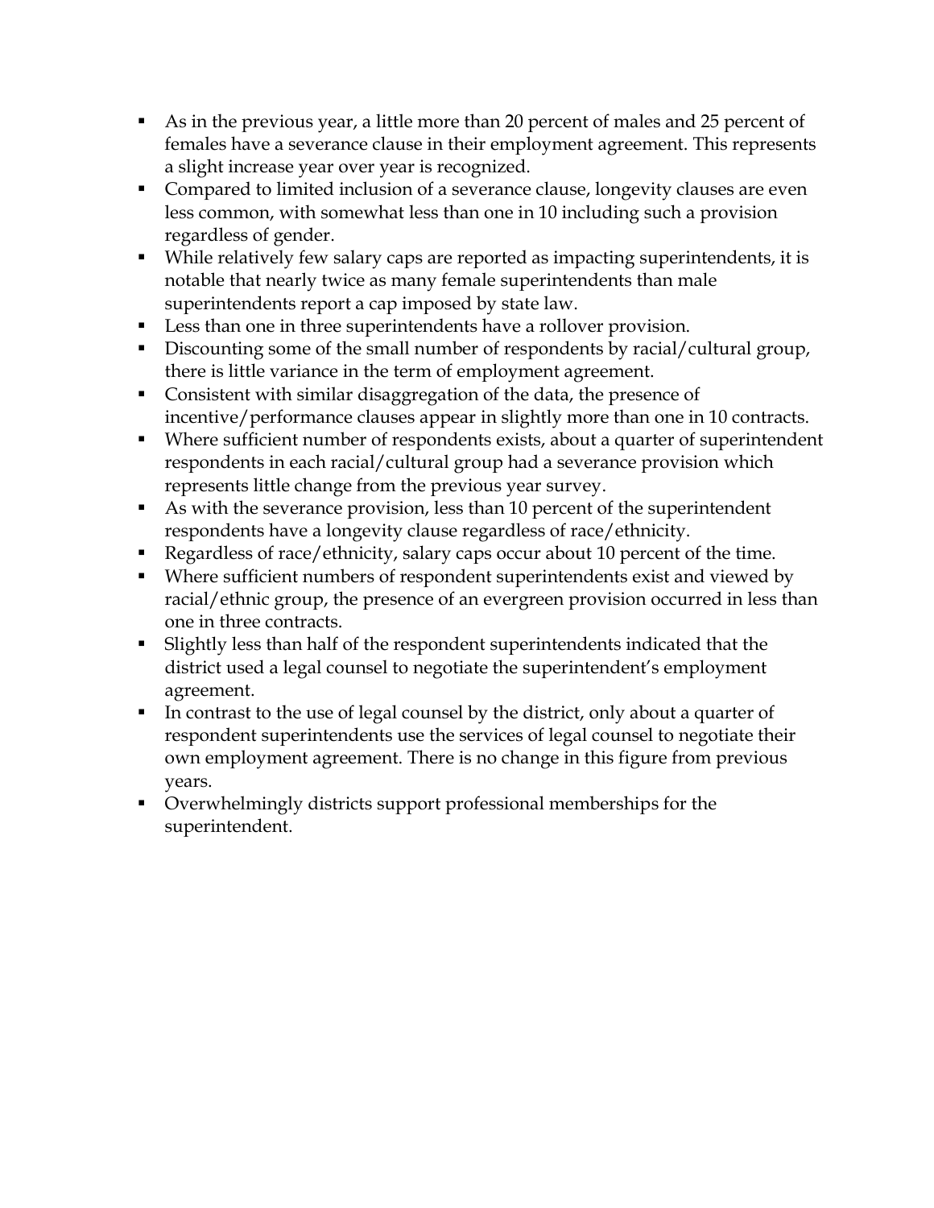- As in the previous year, a little more than 20 percent of males and 25 percent of females have a severance clause in their employment agreement. This represents a slight increase year over year is recognized.
- Compared to limited inclusion of a severance clause, longevity clauses are even less common, with somewhat less than one in 10 including such a provision regardless of gender.
- While relatively few salary caps are reported as impacting superintendents, it is notable that nearly twice as many female superintendents than male superintendents report a cap imposed by state law.
- Less than one in three superintendents have a rollover provision.
- Discounting some of the small number of respondents by racial/cultural group, there is little variance in the term of employment agreement.
- Consistent with similar disaggregation of the data, the presence of incentive/performance clauses appear in slightly more than one in 10 contracts.
- Where sufficient number of respondents exists, about a quarter of superintendent respondents in each racial/cultural group had a severance provision which represents little change from the previous year survey.
- As with the severance provision, less than 10 percent of the superintendent respondents have a longevity clause regardless of race/ethnicity.
- Regardless of race/ethnicity, salary caps occur about 10 percent of the time.
- Where sufficient numbers of respondent superintendents exist and viewed by racial/ethnic group, the presence of an evergreen provision occurred in less than one in three contracts.
- Slightly less than half of the respondent superintendents indicated that the district used a legal counsel to negotiate the superintendent's employment agreement.
- In contrast to the use of legal counsel by the district, only about a quarter of respondent superintendents use the services of legal counsel to negotiate their own employment agreement. There is no change in this figure from previous years.
- Overwhelmingly districts support professional memberships for the superintendent.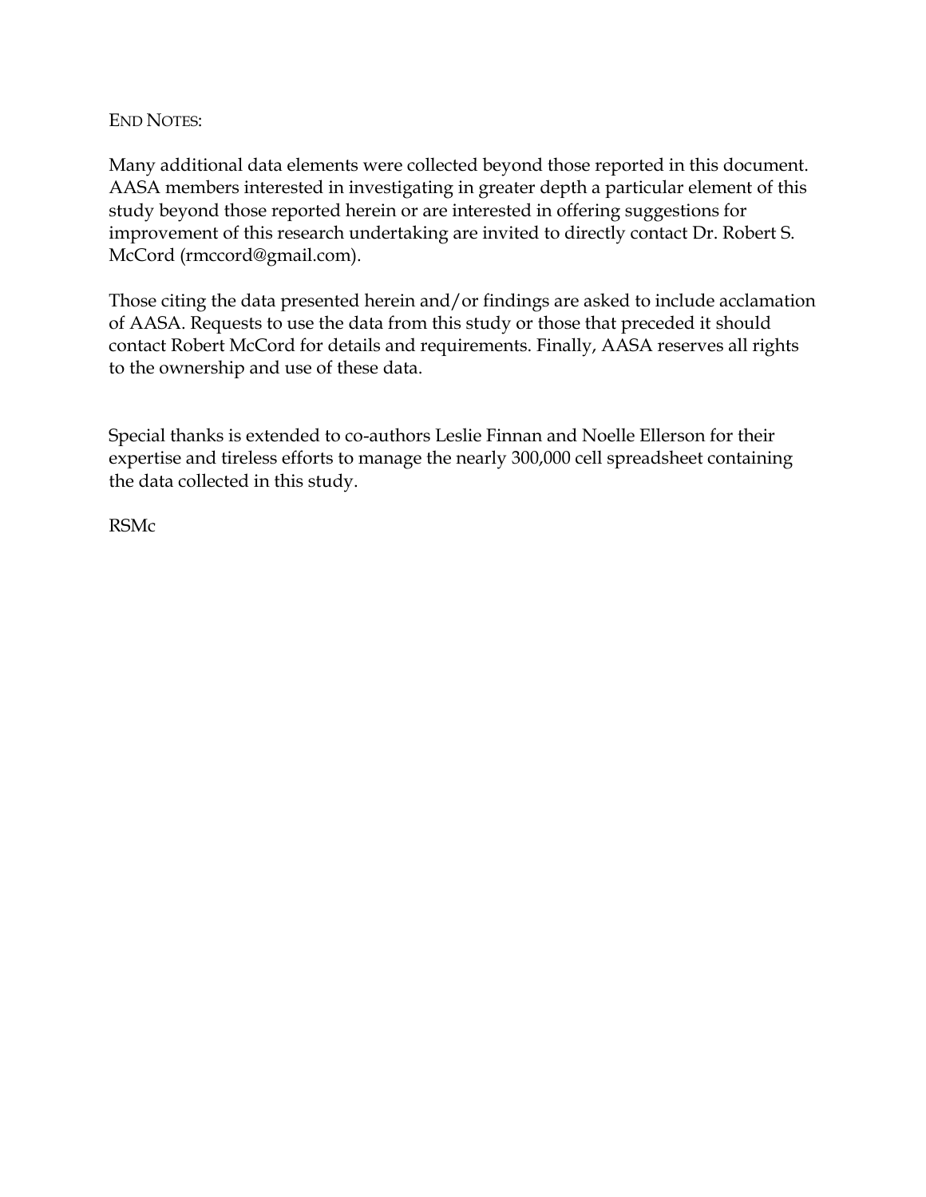END NOTES:

Many additional data elements were collected beyond those reported in this document. AASA members interested in investigating in greater depth a particular element of this study beyond those reported herein or are interested in offering suggestions for improvement of this research undertaking are invited to directly contact Dr. Robert S. McCord (rmccord@gmail.com).

Those citing the data presented herein and/or findings are asked to include acclamation of AASA. Requests to use the data from this study or those that preceded it should contact Robert McCord for details and requirements. Finally, AASA reserves all rights to the ownership and use of these data.

Special thanks is extended to co-authors Leslie Finnan and Noelle Ellerson for their expertise and tireless efforts to manage the nearly 300,000 cell spreadsheet containing the data collected in this study.

RSMc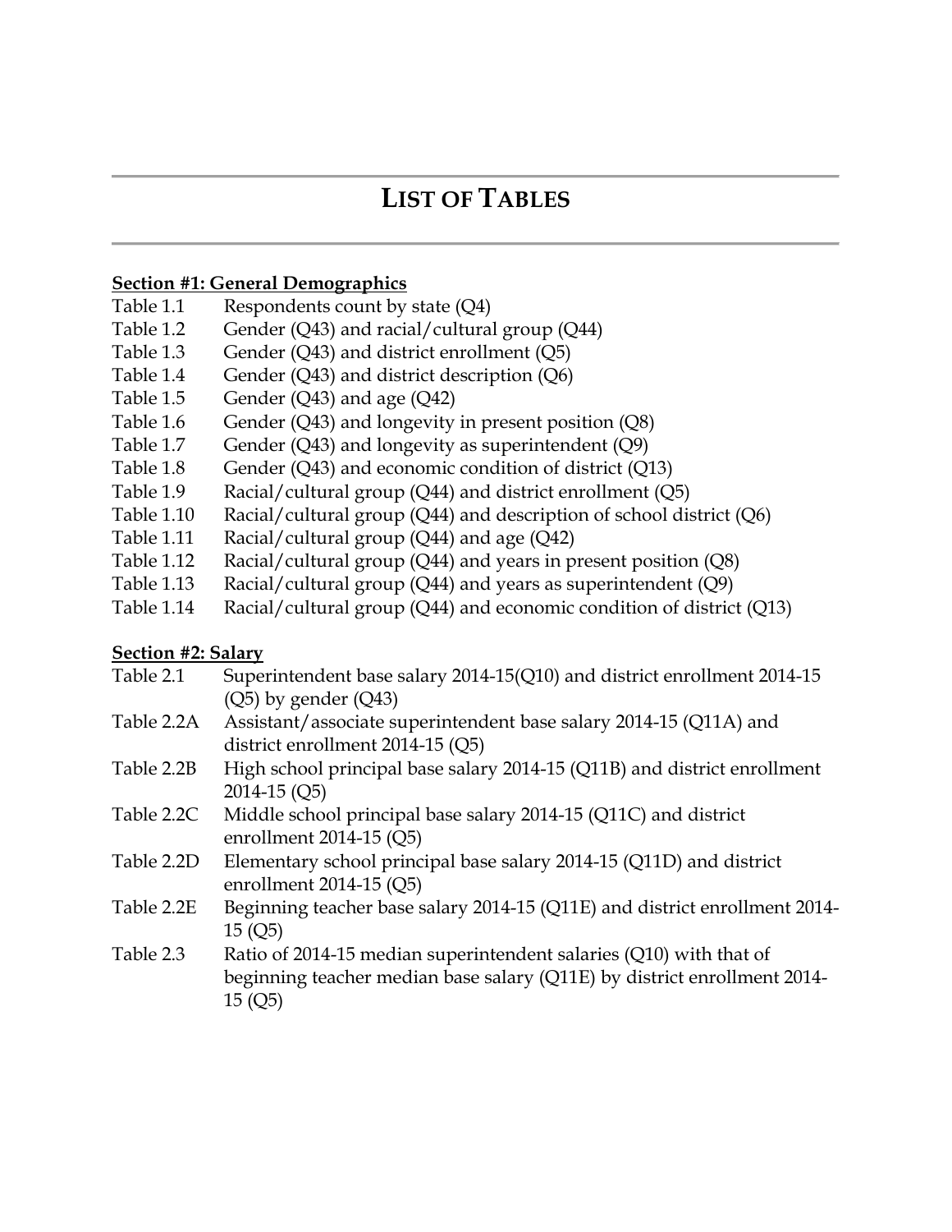# LIST OF TABLES

**Section #1: General Demographics**

| | |
|---|---|
| Table 1.1 | Respondents count by state (Q4) |
| Table 1.2 | Gender (Q43) and racial/cultural group (Q44) |
| Table 1.3 | Gender (Q43) and district enrollment (Q5) |
| Table 1.4 | Gender (Q43) and district description (Q6) |
| Table 1.5 | Gender (Q43) and age (Q42) |
| Table 1.6 | Gender (Q43) and longevity in present position (Q8) |
| Table 1.7 | Gender (Q43) and longevity as superintendent (Q9) |
| Table 1.8 | Gender (Q43) and economic condition of district (Q13) |
| Table 1.9 | Racial/cultural group (Q44) and district enrollment (Q5) |
| Table 1.10 | Racial/cultural group (Q44) and description of school district (Q6) |
| Table 1.11 | Racial/cultural group (Q44) and age (Q42) |
| Table 1.12 | Racial/cultural group (Q44) and years in present position (Q8) |
| Table 1.13 | Racial/cultural group (Q44) and years as superintendent (Q9) |
| Table 1.14 | Racial/cultural group (Q44) and economic condition of district (Q13) |

**Section #2: Salary**

| | |
|---|---|
| Table 2.1 | Superintendent base salary 2014-15(Q10) and district enrollment 2014-15 (Q5) by gender (Q43) |
| Table 2.2A | Assistant/associate superintendent base salary 2014-15 (Q11A) and district enrollment 2014-15 (Q5) |
| Table 2.2B | High school principal base salary 2014-15 (Q11B) and district enrollment 2014-15 (Q5) |
| Table 2.2C | Middle school principal base salary 2014-15 (Q11C) and district enrollment 2014-15 (Q5) |
| Table 2.2D | Elementary school principal base salary 2014-15 (Q11D) and district enrollment 2014-15 (Q5) |
| Table 2.2E | Beginning teacher base salary 2014-15 (Q11E) and district enrollment 2014-15 (Q5) |
| Table 2.3 | Ratio of 2014-15 median superintendent salaries (Q10) with that of beginning teacher median base salary (Q11E) by district enrollment 2014-15 (Q5) |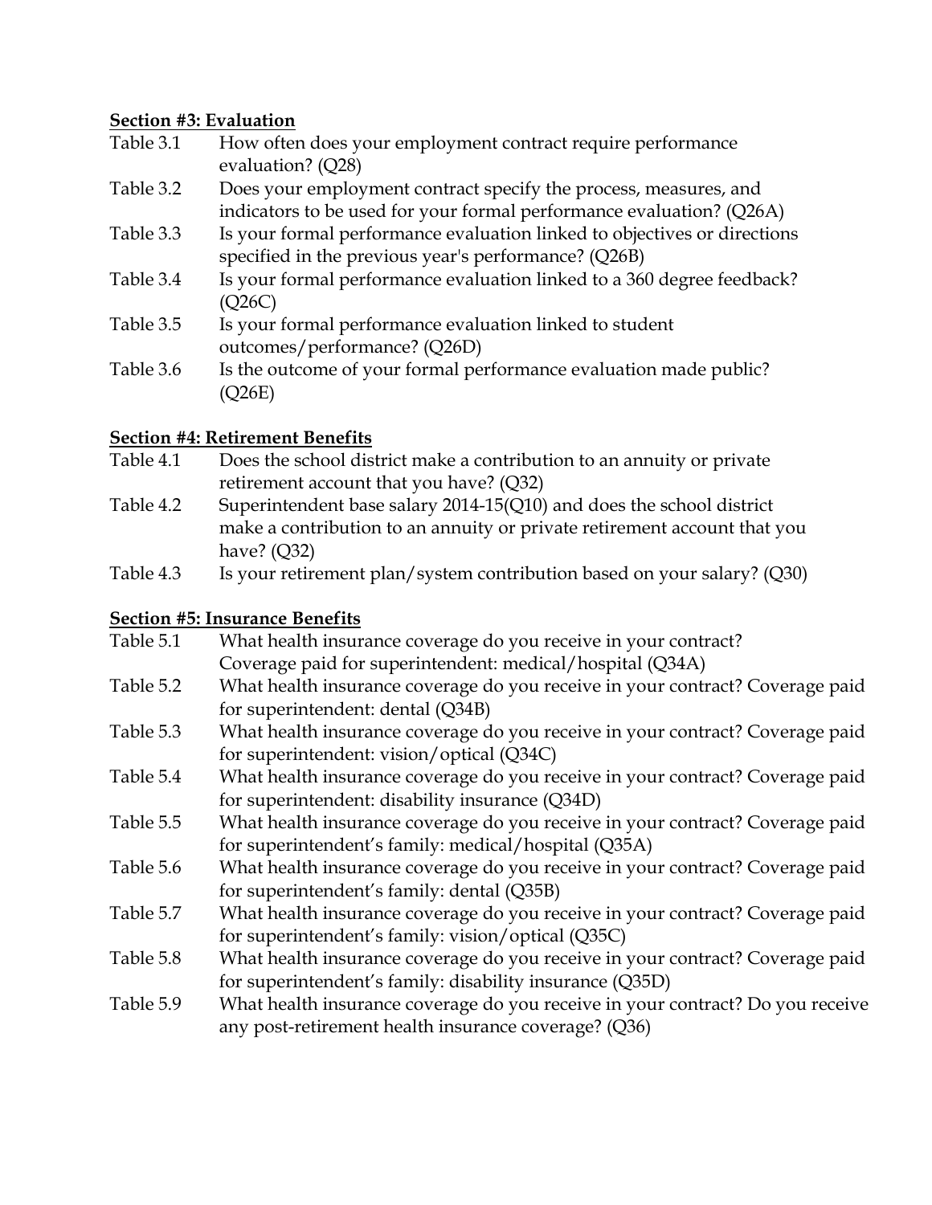**Section #3: Evaluation**

| | |
|---|---|
| Table 3.1 | How often does your employment contract require performance evaluation? (Q28) |
| Table 3.2 | Does your employment contract specify the process, measures, and indicators to be used for your formal performance evaluation? (Q26A) |
| Table 3.3 | Is your formal performance evaluation linked to objectives or directions specified in the previous year's performance? (Q26B) |
| Table 3.4 | Is your formal performance evaluation linked to a 360 degree feedback? (Q26C) |
| Table 3.5 | Is your formal performance evaluation linked to student outcomes/performance? (Q26D) |
| Table 3.6 | Is the outcome of your formal performance evaluation made public? (Q26E) |

**Section #4: Retirement Benefits**

| | |
|---|---|
| Table 4.1 | Does the school district make a contribution to an annuity or private retirement account that you have? (Q32) |
| Table 4.2 | Superintendent base salary 2014-15(Q10) and does the school district make a contribution to an annuity or private retirement account that you have? (Q32) |
| Table 4.3 | Is your retirement plan/system contribution based on your salary? (Q30) |

**Section #5: Insurance Benefits**

| | |
|---|---|
| Table 5.1 | What health insurance coverage do you receive in your contract? Coverage paid for superintendent: medical/hospital (Q34A) |
| Table 5.2 | What health insurance coverage do you receive in your contract? Coverage paid for superintendent: dental (Q34B) |
| Table 5.3 | What health insurance coverage do you receive in your contract? Coverage paid for superintendent: vision/optical (Q34C) |
| Table 5.4 | What health insurance coverage do you receive in your contract? Coverage paid for superintendent: disability insurance (Q34D) |
| Table 5.5 | What health insurance coverage do you receive in your contract? Coverage paid for superintendent's family: medical/hospital (Q35A) |
| Table 5.6 | What health insurance coverage do you receive in your contract? Coverage paid for superintendent's family: dental (Q35B) |
| Table 5.7 | What health insurance coverage do you receive in your contract? Coverage paid for superintendent's family: vision/optical (Q35C) |
| Table 5.8 | What health insurance coverage do you receive in your contract? Coverage paid for superintendent's family: disability insurance (Q35D) |
| Table 5.9 | What health insurance coverage do you receive in your contract? Do you receive any post-retirement health insurance coverage? (Q36) |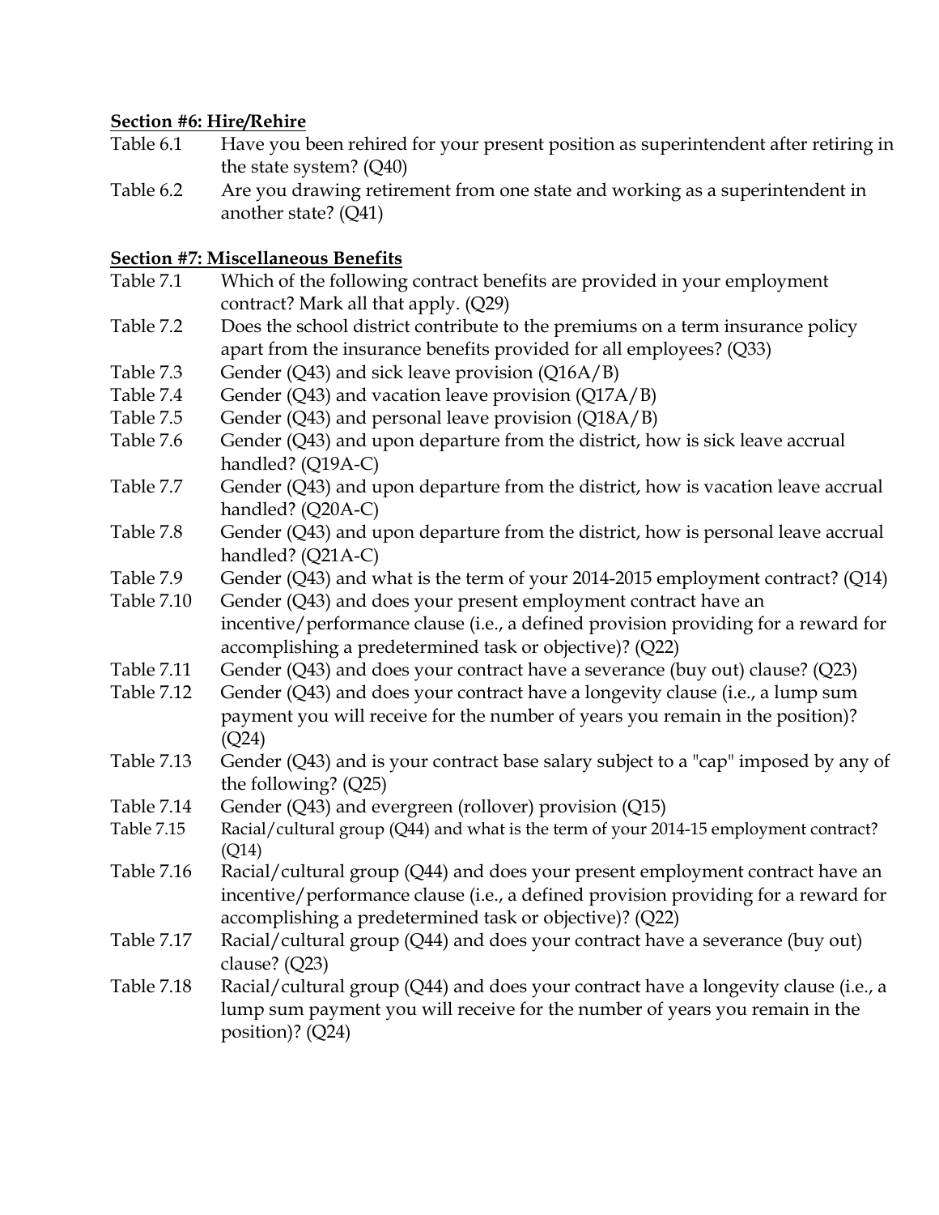**Section #6: Hire/Rehire**

Table 6.1 Have you been rehired for your present position as superintendent after retiring in the state system? (Q40)

Table 6.2 Are you drawing retirement from one state and working as a superintendent in another state? (Q41)

**Section #7: Miscellaneous Benefits**

Table 7.1 Which of the following contract benefits are provided in your employment contract? Mark all that apply. (Q29)

Table 7.2 Does the school district contribute to the premiums on a term insurance policy apart from the insurance benefits provided for all employees? (Q33)

Table 7.3 Gender (Q43) and sick leave provision (Q16A/B)

Table 7.4 Gender (Q43) and vacation leave provision (Q17A/B)

Table 7.5 Gender (Q43) and personal leave provision (Q18A/B)

Table 7.6 Gender (Q43) and upon departure from the district, how is sick leave accrual handled? (Q19A-C)

Table 7.7 Gender (Q43) and upon departure from the district, how is vacation leave accrual handled? (Q20A-C)

Table 7.8 Gender (Q43) and upon departure from the district, how is personal leave accrual handled? (Q21A-C)

Table 7.9 Gender (Q43) and what is the term of your 2014-2015 employment contract? (Q14)

Table 7.10 Gender (Q43) and does your present employment contract have an incentive/performance clause (i.e., a defined provision providing for a reward for accomplishing a predetermined task or objective)? (Q22)

Table 7.11 Gender (Q43) and does your contract have a severance (buy out) clause? (Q23)

Table 7.12 Gender (Q43) and does your contract have a longevity clause (i.e., a lump sum payment you will receive for the number of years you remain in the position)? (Q24)

Table 7.13 Gender (Q43) and is your contract base salary subject to a "cap" imposed by any of the following? (Q25)

Table 7.14 Gender (Q43) and evergreen (rollover) provision (Q15)

Table 7.15 Racial/cultural group (Q44) and what is the term of your 2014-15 employment contract? (Q14)

Table 7.16 Racial/cultural group (Q44) and does your present employment contract have an incentive/performance clause (i.e., a defined provision providing for a reward for accomplishing a predetermined task or objective)? (Q22)

Table 7.17 Racial/cultural group (Q44) and does your contract have a severance (buy out) clause? (Q23)

Table 7.18 Racial/cultural group (Q44) and does your contract have a longevity clause (i.e., a lump sum payment you will receive for the number of years you remain in the position)? (Q24)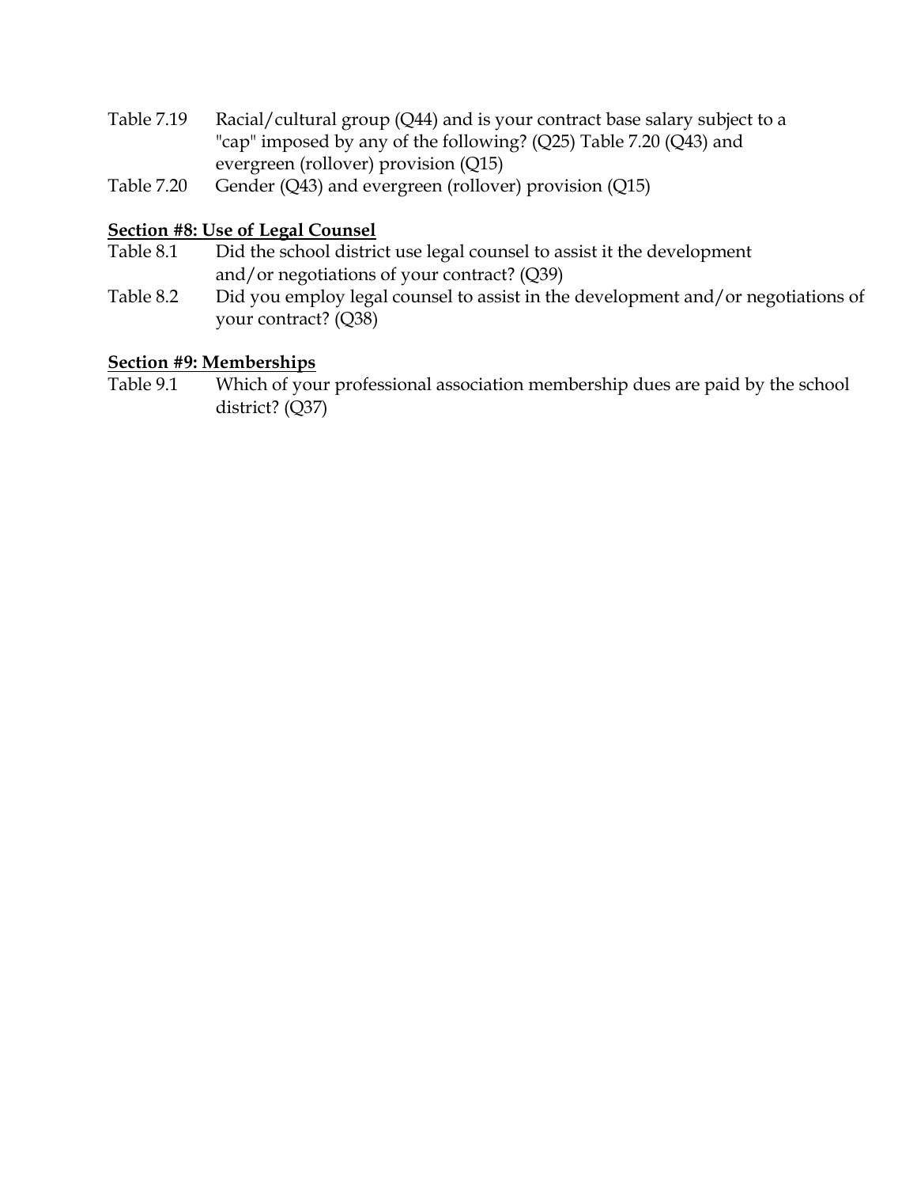Table 7.19 Racial/cultural group (Q44) and is your contract base salary subject to a "cap" imposed by any of the following? (Q25) Table 7.20 (Q43) and evergreen (rollover) provision (Q15)

Table 7.20 Gender (Q43) and evergreen (rollover) provision (Q15)

**Section #8: Use of Legal Counsel**

Table 8.1 Did the school district use legal counsel to assist it the development and/or negotiations of your contract? (Q39)

Table 8.2 Did you employ legal counsel to assist in the development and/or negotiations of your contract? (Q38)

**Section #9: Memberships**

Table 9.1 Which of your professional association membership dues are paid by the school district? (Q37)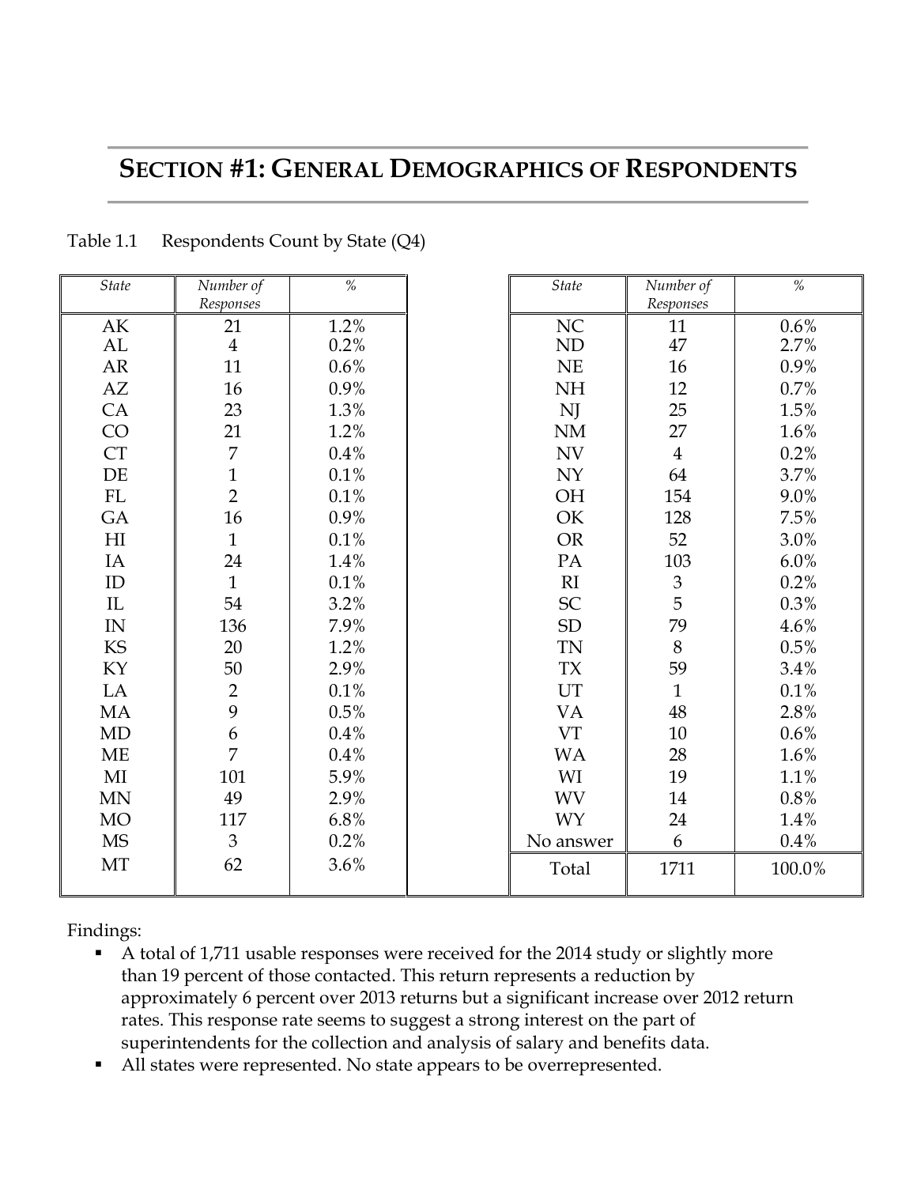# SECTION #1: GENERAL DEMOGRAPHICS OF RESPONDENTS

Table 1.1 Respondents Count by State (Q4)

| *State* | *Number of Responses* | *%* |
|---|---|---|
| AK | 21 | 1.2% |
| AL | 4 | 0.2% |
| AR | 11 | 0.6% |
| AZ | 16 | 0.9% |
| CA | 23 | 1.3% |
| CO | 21 | 1.2% |
| CT | 7 | 0.4% |
| DE | 1 | 0.1% |
| FL | 2 | 0.1% |
| GA | 16 | 0.9% |
| HI | 1 | 0.1% |
| IA | 24 | 1.4% |
| ID | 1 | 0.1% |
| IL | 54 | 3.2% |
| IN | 136 | 7.9% |
| KS | 20 | 1.2% |
| KY | 50 | 2.9% |
| LA | 2 | 0.1% |
| MA | 9 | 0.5% |
| MD | 6 | 0.4% |
| ME | 7 | 0.4% |
| MI | 101 | 5.9% |
| MN | 49 | 2.9% |
| MO | 117 | 6.8% |
| MS | 3 | 0.2% |
| MT | 62 | 3.6% |

| *State* | *Number of Responses* | *%* |
|---|---|---|
| NC | 11 | 0.6% |
| ND | 47 | 2.7% |
| NE | 16 | 0.9% |
| NH | 12 | 0.7% |
| NJ | 25 | 1.5% |
| NM | 27 | 1.6% |
| NV | 4 | 0.2% |
| NY | 64 | 3.7% |
| OH | 154 | 9.0% |
| OK | 128 | 7.5% |
| OR | 52 | 3.0% |
| PA | 103 | 6.0% |
| RI | 3 | 0.2% |
| SC | 5 | 0.3% |
| SD | 79 | 4.6% |
| TN | 8 | 0.5% |
| TX | 59 | 3.4% |
| UT | 1 | 0.1% |
| VA | 48 | 2.8% |
| VT | 10 | 0.6% |
| WA | 28 | 1.6% |
| WI | 19 | 1.1% |
| WV | 14 | 0.8% |
| WY | 24 | 1.4% |
| No answer | 6 | 0.4% |
| Total | 1711 | 100.0% |

Findings:

- A total of 1,711 usable responses were received for the 2014 study or slightly more than 19 percent of those contacted. This return represents a reduction by approximately 6 percent over 2013 returns but a significant increase over 2012 return rates. This response rate seems to suggest a strong interest on the part of superintendents for the collection and analysis of salary and benefits data.
- All states were represented. No state appears to be overrepresented.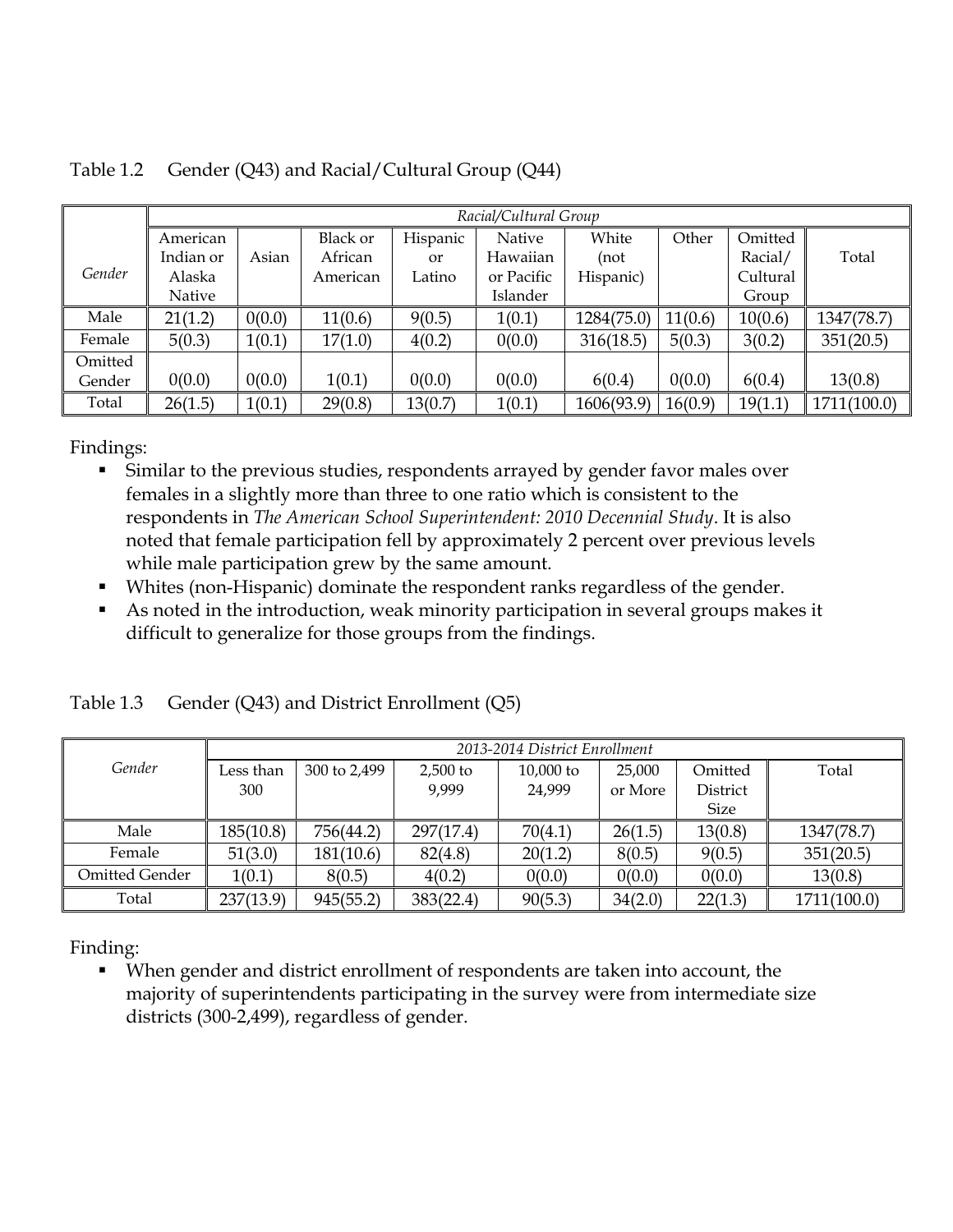Table 1.2 Gender (Q43) and Racial/Cultural Group (Q44)

| Gender | Racial/Cultural Group | | | | | | | | |
|---|---|---|---|---|---|---|---|---|---|
| | American Indian or Alaska Native | Asian | Black or African American | Hispanic or Latino | Native Hawaiian or Pacific Islander | White (not Hispanic) | Other | Omitted Racial/ Cultural Group | Total |
| Male | 21(1.2) | 0(0.0) | 11(0.6) | 9(0.5) | 1(0.1) | 1284(75.0) | 11(0.6) | 10(0.6) | 1347(78.7) |
| Female | 5(0.3) | 1(0.1) | 17(1.0) | 4(0.2) | 0(0.0) | 316(18.5) | 5(0.3) | 3(0.2) | 351(20.5) |
| Omitted Gender | 0(0.0) | 0(0.0) | 1(0.1) | 0(0.0) | 0(0.0) | 6(0.4) | 0(0.0) | 6(0.4) | 13(0.8) |
| Total | 26(1.5) | 1(0.1) | 29(0.8) | 13(0.7) | 1(0.1) | 1606(93.9) | 16(0.9) | 19(1.1) | 1711(100.0) |

Findings:

- Similar to the previous studies, respondents arrayed by gender favor males over females in a slightly more than three to one ratio which is consistent to the respondents in *The American School Superintendent: 2010 Decennial Study*. It is also noted that female participation fell by approximately 2 percent over previous levels while male participation grew by the same amount.
- Whites (non-Hispanic) dominate the respondent ranks regardless of the gender.
- As noted in the introduction, weak minority participation in several groups makes it difficult to generalize for those groups from the findings.

Table 1.3 Gender (Q43) and District Enrollment (Q5)

| Gender | 2013-2014 District Enrollment | | | | | | |
|---|---|---|---|---|---|---|---|
| | Less than 300 | 300 to 2,499 | 2,500 to 9,999 | 10,000 to 24,999 | 25,000 or More | Omitted District Size | Total |
| Male | 185(10.8) | 756(44.2) | 297(17.4) | 70(4.1) | 26(1.5) | 13(0.8) | 1347(78.7) |
| Female | 51(3.0) | 181(10.6) | 82(4.8) | 20(1.2) | 8(0.5) | 9(0.5) | 351(20.5) |
| Omitted Gender | 1(0.1) | 8(0.5) | 4(0.2) | 0(0.0) | 0(0.0) | 0(0.0) | 13(0.8) |
| Total | 237(13.9) | 945(55.2) | 383(22.4) | 90(5.3) | 34(2.0) | 22(1.3) | 1711(100.0) |

Finding:

- When gender and district enrollment of respondents are taken into account, the majority of superintendents participating in the survey were from intermediate size districts (300-2,499), regardless of gender.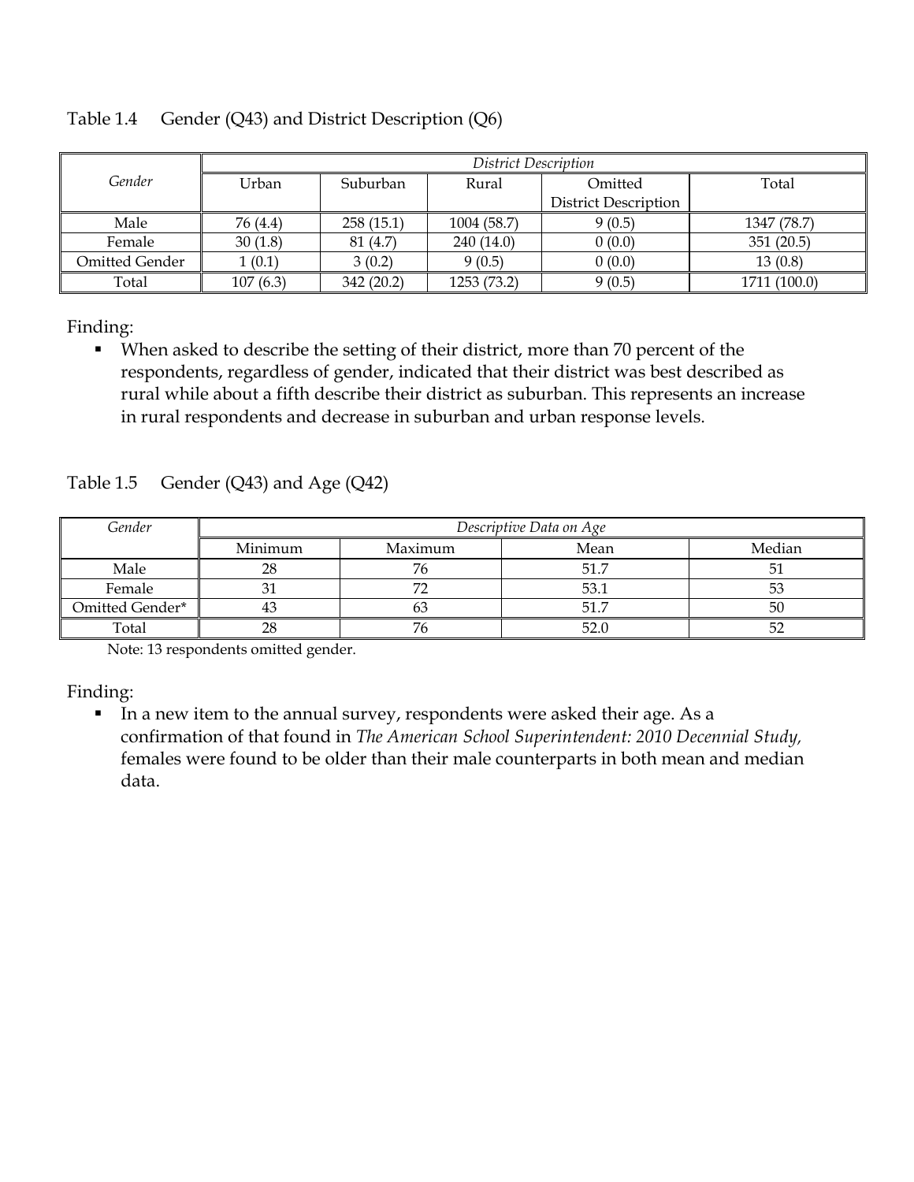Table 1.4 Gender (Q43) and District Description (Q6)

| *Gender* | *District Description* | | | | |
|---|---|---|---|---|---|
| | Urban | Suburban | Rural | Omitted District Description | Total |
| Male | 76 (4.4) | 258 (15.1) | 1004 (58.7) | 9 (0.5) | 1347 (78.7) |
| Female | 30 (1.8) | 81 (4.7) | 240 (14.0) | 0 (0.0) | 351 (20.5) |
| Omitted Gender | 1 (0.1) | 3 (0.2) | 9 (0.5) | 0 (0.0) | 13 (0.8) |
| Total | 107 (6.3) | 342 (20.2) | 1253 (73.2) | 9 (0.5) | 1711 (100.0) |

Finding:

- When asked to describe the setting of their district, more than 70 percent of the respondents, regardless of gender, indicated that their district was best described as rural while about a fifth describe their district as suburban. This represents an increase in rural respondents and decrease in suburban and urban response levels.

Table 1.5 Gender (Q43) and Age (Q42)

| *Gender* | *Descriptive Data on Age* | | | |
|---|---|---|---|---|
| | Minimum | Maximum | Mean | Median |
| Male | 28 | 76 | 51.7 | 51 |
| Female | 31 | 72 | 53.1 | 53 |
| Omitted Gender* | 43 | 63 | 51.7 | 50 |
| Total | 28 | 76 | 52.0 | 52 |

Note: 13 respondents omitted gender.

Finding:

- In a new item to the annual survey, respondents were asked their age. As a confirmation of that found in *The American School Superintendent: 2010 Decennial Study,* females were found to be older than their male counterparts in both mean and median data.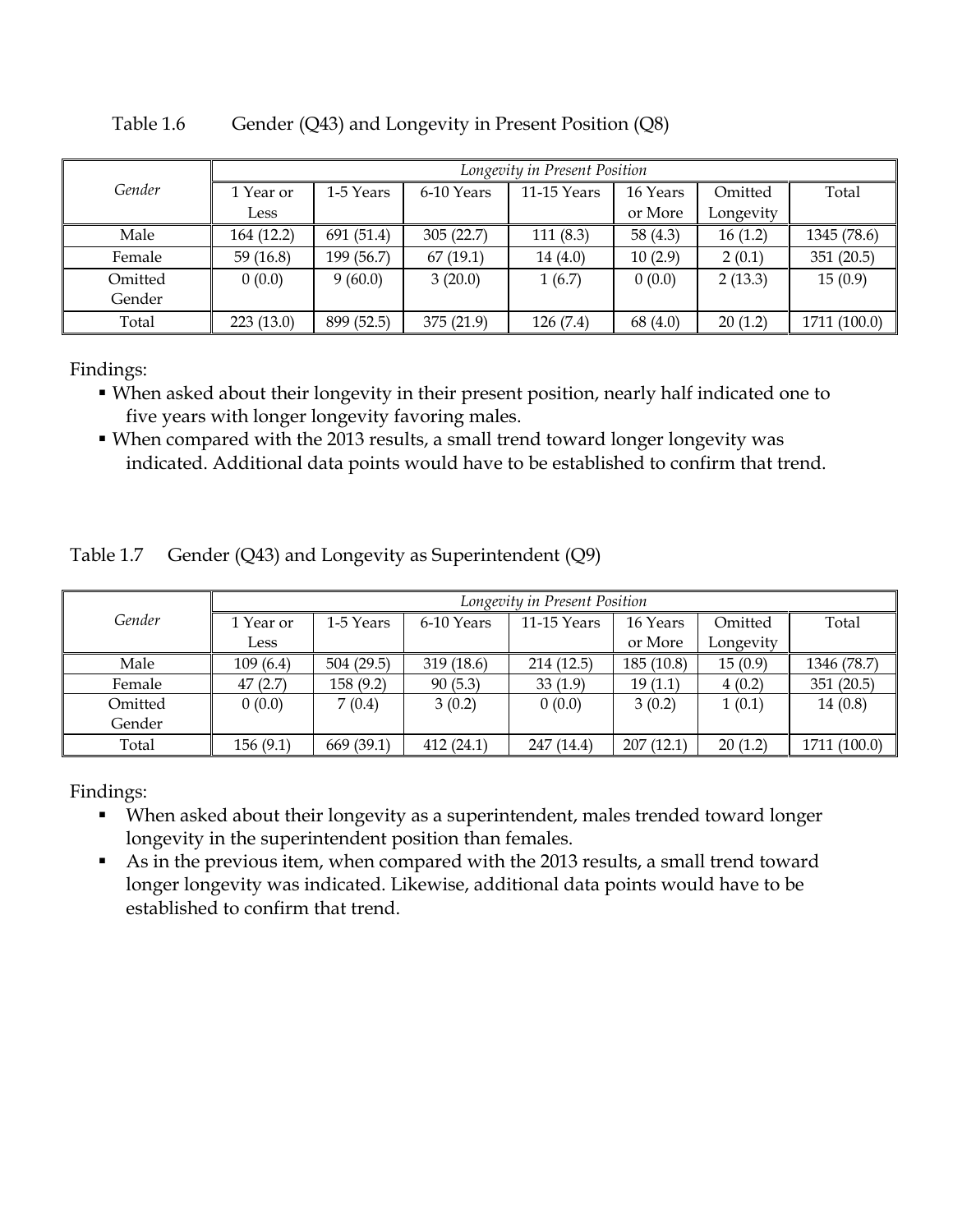Table 1.6 Gender (Q43) and Longevity in Present Position (Q8)

| *Gender* | *Longevity in Present Position* | | | | | | |
|---|---|---|---|---|---|---|---|
| | 1 Year or Less | 1-5 Years | 6-10 Years | 11-15 Years | 16 Years or More | Omitted Longevity | Total |
| Male | 164 (12.2) | 691 (51.4) | 305 (22.7) | 111 (8.3) | 58 (4.3) | 16 (1.2) | 1345 (78.6) |
| Female | 59 (16.8) | 199 (56.7) | 67 (19.1) | 14 (4.0) | 10 (2.9) | 2 (0.1) | 351 (20.5) |
| Omitted Gender | 0 (0.0) | 9 (60.0) | 3 (20.0) | 1 (6.7) | 0 (0.0) | 2 (13.3) | 15 (0.9) |
| Total | 223 (13.0) | 899 (52.5) | 375 (21.9) | 126 (7.4) | 68 (4.0) | 20 (1.2) | 1711 (100.0) |

Findings:

- When asked about their longevity in their present position, nearly half indicated one to five years with longer longevity favoring males.
- When compared with the 2013 results, a small trend toward longer longevity was indicated. Additional data points would have to be established to confirm that trend.

Table 1.7 Gender (Q43) and Longevity as Superintendent (Q9)

| *Gender* | *Longevity in Present Position* | | | | | | |
|---|---|---|---|---|---|---|---|
| | 1 Year or Less | 1-5 Years | 6-10 Years | 11-15 Years | 16 Years or More | Omitted Longevity | Total |
| Male | 109 (6.4) | 504 (29.5) | 319 (18.6) | 214 (12.5) | 185 (10.8) | 15 (0.9) | 1346 (78.7) |
| Female | 47 (2.7) | 158 (9.2) | 90 (5.3) | 33 (1.9) | 19 (1.1) | 4 (0.2) | 351 (20.5) |
| Omitted Gender | 0 (0.0) | 7 (0.4) | 3 (0.2) | 0 (0.0) | 3 (0.2) | 1 (0.1) | 14 (0.8) |
| Total | 156 (9.1) | 669 (39.1) | 412 (24.1) | 247 (14.4) | 207 (12.1) | 20 (1.2) | 1711 (100.0) |

Findings:

- When asked about their longevity as a superintendent, males trended toward longer longevity in the superintendent position than females.
- As in the previous item, when compared with the 2013 results, a small trend toward longer longevity was indicated. Likewise, additional data points would have to be established to confirm that trend.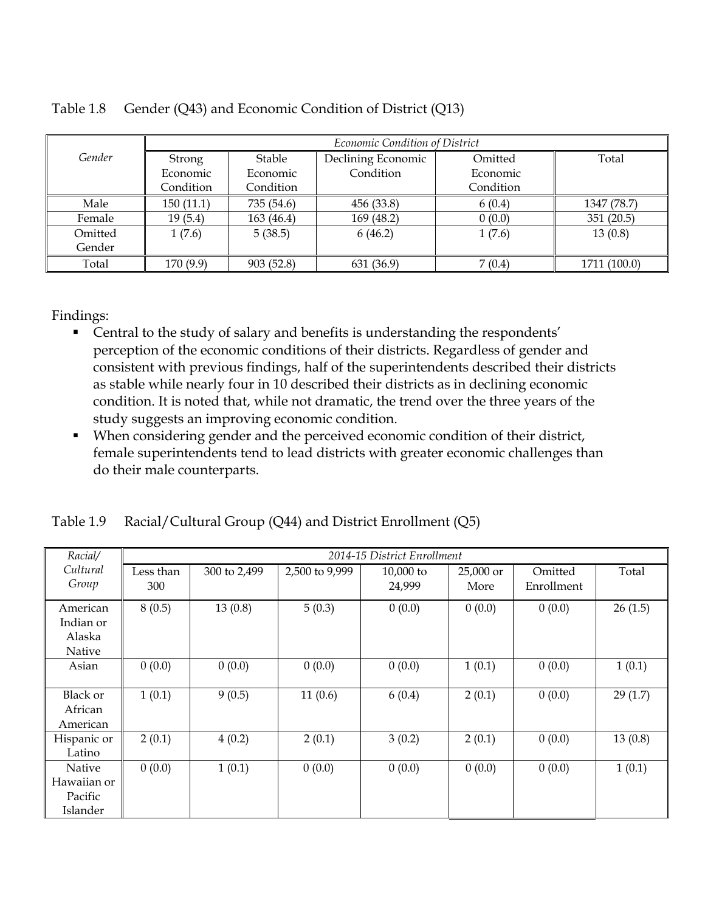Table 1.8 Gender (Q43) and Economic Condition of District (Q13)

| *Gender* | *Economic Condition of District* | | | | |
|---|---|---|---|---|---|
| | Strong Economic Condition | Stable Economic Condition | Declining Economic Condition | Omitted Economic Condition | Total |
| Male | 150 (11.1) | 735 (54.6) | 456 (33.8) | 6 (0.4) | 1347 (78.7) |
| Female | 19 (5.4) | 163 (46.4) | 169 (48.2) | 0 (0.0) | 351 (20.5) |
| Omitted Gender | 1 (7.6) | 5 (38.5) | 6 (46.2) | 1 (7.6) | 13 (0.8) |
| Total | 170 (9.9) | 903 (52.8) | 631 (36.9) | 7 (0.4) | 1711 (100.0) |

Findings:

- Central to the study of salary and benefits is understanding the respondents' perception of the economic conditions of their districts. Regardless of gender and consistent with previous findings, half of the superintendents described their districts as stable while nearly four in 10 described their districts as in declining economic condition. It is noted that, while not dramatic, the trend over the three years of the study suggests an improving economic condition.
- When considering gender and the perceived economic condition of their district, female superintendents tend to lead districts with greater economic challenges than do their male counterparts.

Table 1.9 Racial/Cultural Group (Q44) and District Enrollment (Q5)

| *Racial/ Cultural Group* | *2014-15 District Enrollment* | | | | | | |
|---|---|---|---|---|---|---|---|
| | Less than 300 | 300 to 2,499 | 2,500 to 9,999 | 10,000 to 24,999 | 25,000 or More | Omitted Enrollment | Total |
| American Indian or Alaska Native | 8 (0.5) | 13 (0.8) | 5 (0.3) | 0 (0.0) | 0 (0.0) | 0 (0.0) | 26 (1.5) |
| Asian | 0 (0.0) | 0 (0.0) | 0 (0.0) | 0 (0.0) | 1 (0.1) | 0 (0.0) | 1 (0.1) |
| Black or African American | 1 (0.1) | 9 (0.5) | 11 (0.6) | 6 (0.4) | 2 (0.1) | 0 (0.0) | 29 (1.7) |
| Hispanic or Latino | 2 (0.1) | 4 (0.2) | 2 (0.1) | 3 (0.2) | 2 (0.1) | 0 (0.0) | 13 (0.8) |
| Native Hawaiian or Pacific Islander | 0 (0.0) | 1 (0.1) | 0 (0.0) | 0 (0.0) | 0 (0.0) | 0 (0.0) | 1 (0.1) |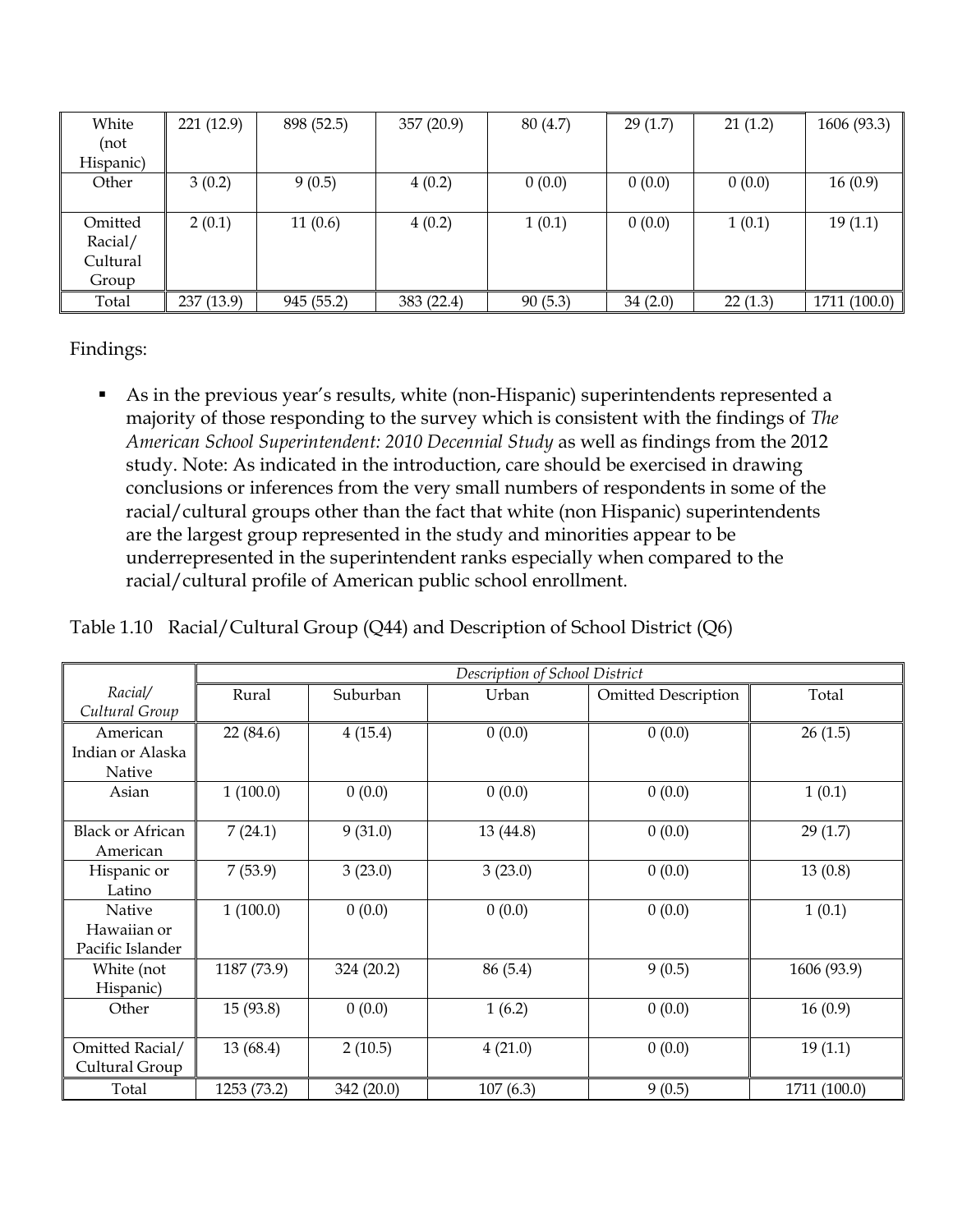| White (not Hispanic) | 221 (12.9) | 898 (52.5) | 357 (20.9) | 80 (4.7) | 29 (1.7) | 21 (1.2) | 1606 (93.3) |
|---|---|---|---|---|---|---|---|
| Other | 3 (0.2) | 9 (0.5) | 4 (0.2) | 0 (0.0) | 0 (0.0) | 0 (0.0) | 16 (0.9) |
| Omitted Racial/ Cultural Group | 2 (0.1) | 11 (0.6) | 4 (0.2) | 1 (0.1) | 0 (0.0) | 1 (0.1) | 19 (1.1) |
| Total | 237 (13.9) | 945 (55.2) | 383 (22.4) | 90 (5.3) | 34 (2.0) | 22 (1.3) | 1711 (100.0) |

Findings:

- As in the previous year's results, white (non-Hispanic) superintendents represented a majority of those responding to the survey which is consistent with the findings of *The American School Superintendent: 2010 Decennial Study* as well as findings from the 2012 study. Note: As indicated in the introduction, care should be exercised in drawing conclusions or inferences from the very small numbers of respondents in some of the racial/cultural groups other than the fact that white (non Hispanic) superintendents are the largest group represented in the study and minorities appear to be underrepresented in the superintendent ranks especially when compared to the racial/cultural profile of American public school enrollment.

Table 1.10 Racial/Cultural Group (Q44) and Description of School District (Q6)

| | *Description of School District* | | | | |
|---|---|---|---|---|---|
| *Racial/ Cultural Group* | Rural | Suburban | Urban | Omitted Description | Total |
| American Indian or Alaska Native | 22 (84.6) | 4 (15.4) | 0 (0.0) | 0 (0.0) | 26 (1.5) |
| Asian | 1 (100.0) | 0 (0.0) | 0 (0.0) | 0 (0.0) | 1 (0.1) |
| Black or African American | 7 (24.1) | 9 (31.0) | 13 (44.8) | 0 (0.0) | 29 (1.7) |
| Hispanic or Latino | 7 (53.9) | 3 (23.0) | 3 (23.0) | 0 (0.0) | 13 (0.8) |
| Native Hawaiian or Pacific Islander | 1 (100.0) | 0 (0.0) | 0 (0.0) | 0 (0.0) | 1 (0.1) |
| White (not Hispanic) | 1187 (73.9) | 324 (20.2) | 86 (5.4) | 9 (0.5) | 1606 (93.9) |
| Other | 15 (93.8) | 0 (0.0) | 1 (6.2) | 0 (0.0) | 16 (0.9) |
| Omitted Racial/ Cultural Group | 13 (68.4) | 2 (10.5) | 4 (21.0) | 0 (0.0) | 19 (1.1) |
| Total | 1253 (73.2) | 342 (20.0) | 107 (6.3) | 9 (0.5) | 1711 (100.0) |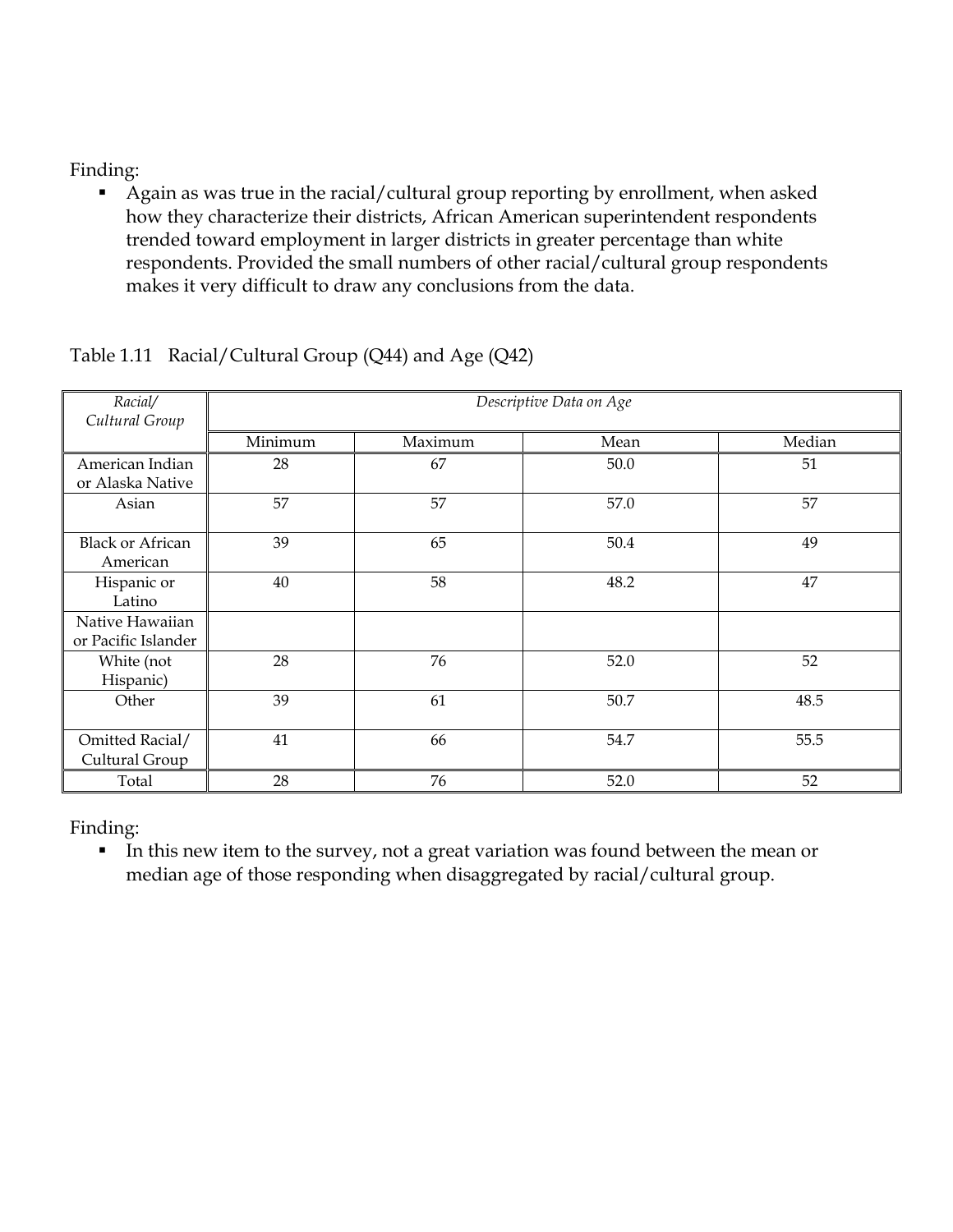Finding:

- Again as was true in the racial/cultural group reporting by enrollment, when asked how they characterize their districts, African American superintendent respondents trended toward employment in larger districts in greater percentage than white respondents. Provided the small numbers of other racial/cultural group respondents makes it very difficult to draw any conclusions from the data.

Table 1.11 Racial/Cultural Group (Q44) and Age (Q42)

| *Racial/ Cultural Group* | *Descriptive Data on Age* | | | |
|---|---|---|---|---|
| | Minimum | Maximum | Mean | Median |
| American Indian or Alaska Native | 28 | 67 | 50.0 | 51 |
| Asian | 57 | 57 | 57.0 | 57 |
| Black or African American | 39 | 65 | 50.4 | 49 |
| Hispanic or Latino | 40 | 58 | 48.2 | 47 |
| Native Hawaiian or Pacific Islander | | | | |
| White (not Hispanic) | 28 | 76 | 52.0 | 52 |
| Other | 39 | 61 | 50.7 | 48.5 |
| Omitted Racial/ Cultural Group | 41 | 66 | 54.7 | 55.5 |
| Total | 28 | 76 | 52.0 | 52 |

Finding:

- In this new item to the survey, not a great variation was found between the mean or median age of those responding when disaggregated by racial/cultural group.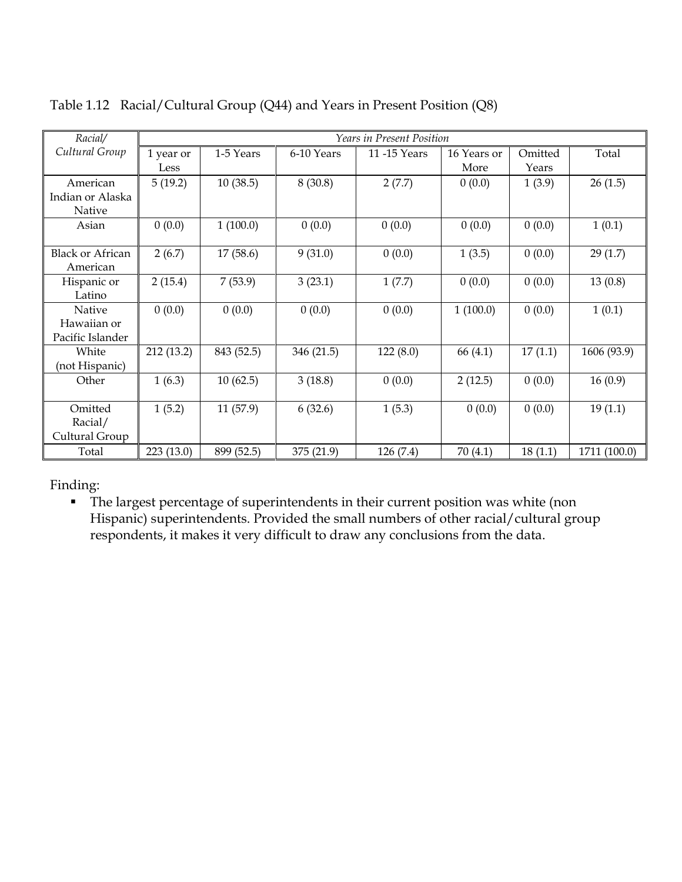Table 1.12 Racial/Cultural Group (Q44) and Years in Present Position (Q8)

| *Racial/ Cultural Group* | *Years in Present Position* | | | | | | |
|---|---|---|---|---|---|---|---|
| | 1 year or Less | 1-5 Years | 6-10 Years | 11 -15 Years | 16 Years or More | Omitted Years | Total |
| American Indian or Alaska Native | 5 (19.2) | 10 (38.5) | 8 (30.8) | 2 (7.7) | 0 (0.0) | 1 (3.9) | 26 (1.5) |
| Asian | 0 (0.0) | 1 (100.0) | 0 (0.0) | 0 (0.0) | 0 (0.0) | 0 (0.0) | 1 (0.1) |
| Black or African American | 2 (6.7) | 17 (58.6) | 9 (31.0) | 0 (0.0) | 1 (3.5) | 0 (0.0) | 29 (1.7) |
| Hispanic or Latino | 2 (15.4) | 7 (53.9) | 3 (23.1) | 1 (7.7) | 0 (0.0) | 0 (0.0) | 13 (0.8) |
| Native Hawaiian or Pacific Islander | 0 (0.0) | 0 (0.0) | 0 (0.0) | 0 (0.0) | 1 (100.0) | 0 (0.0) | 1 (0.1) |
| White (not Hispanic) | 212 (13.2) | 843 (52.5) | 346 (21.5) | 122 (8.0) | 66 (4.1) | 17 (1.1) | 1606 (93.9) |
| Other | 1 (6.3) | 10 (62.5) | 3 (18.8) | 0 (0.0) | 2 (12.5) | 0 (0.0) | 16 (0.9) |
| Omitted Racial/ Cultural Group | 1 (5.2) | 11 (57.9) | 6 (32.6) | 1 (5.3) | 0 (0.0) | 0 (0.0) | 19 (1.1) |
| Total | 223 (13.0) | 899 (52.5) | 375 (21.9) | 126 (7.4) | 70 (4.1) | 18 (1.1) | 1711 (100.0) |

Finding:

- The largest percentage of superintendents in their current position was white (non Hispanic) superintendents. Provided the small numbers of other racial/cultural group respondents, it makes it very difficult to draw any conclusions from the data.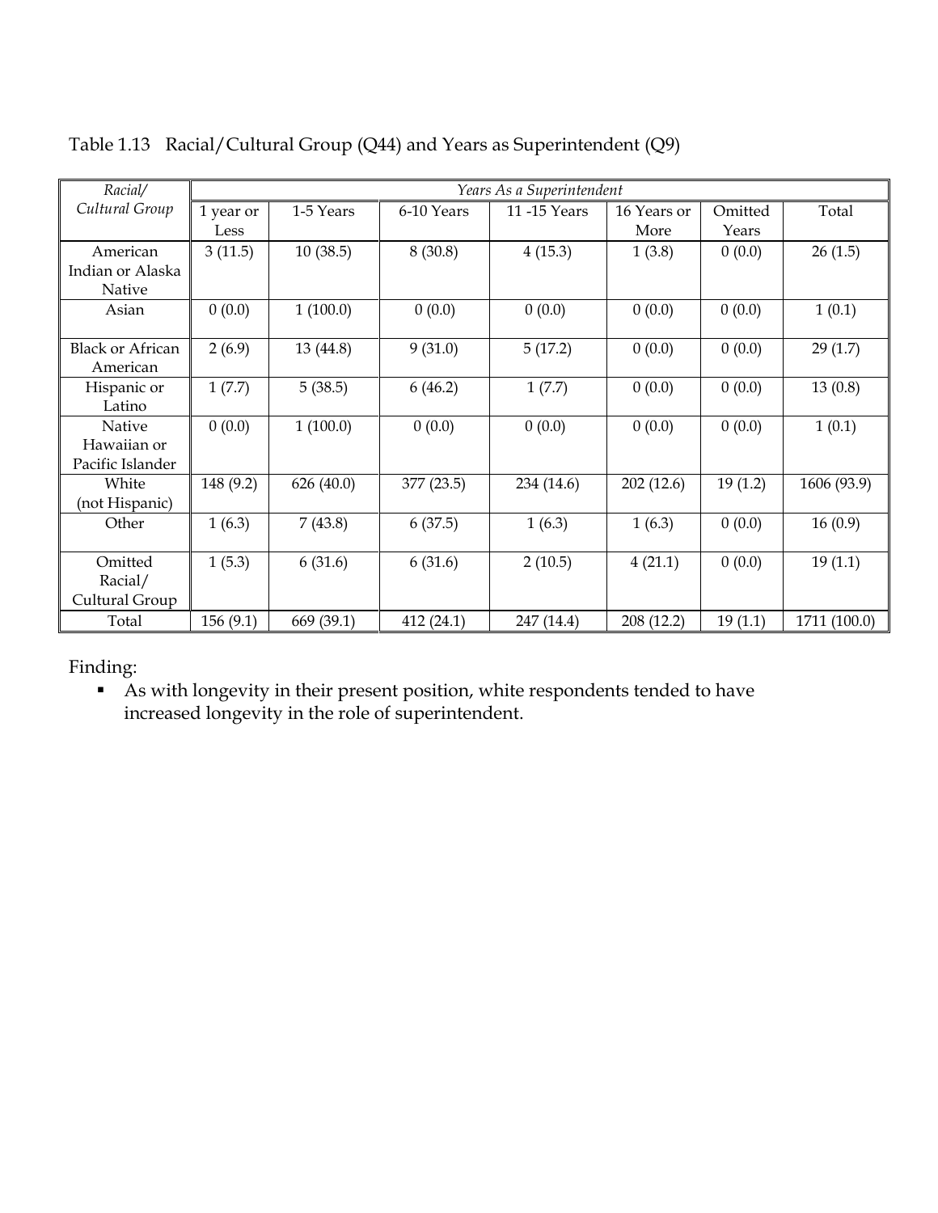Table 1.13 Racial/Cultural Group (Q44) and Years as Superintendent (Q9)

| *Racial/ Cultural Group* | *Years As a Superintendent* | | | | | | |
|---|---|---|---|---|---|---|---|
| | 1 year or Less | 1-5 Years | 6-10 Years | 11 -15 Years | 16 Years or More | Omitted Years | Total |
| American Indian or Alaska Native | 3 (11.5) | 10 (38.5) | 8 (30.8) | 4 (15.3) | 1 (3.8) | 0 (0.0) | 26 (1.5) |
| Asian | 0 (0.0) | 1 (100.0) | 0 (0.0) | 0 (0.0) | 0 (0.0) | 0 (0.0) | 1 (0.1) |
| Black or African American | 2 (6.9) | 13 (44.8) | 9 (31.0) | 5 (17.2) | 0 (0.0) | 0 (0.0) | 29 (1.7) |
| Hispanic or Latino | 1 (7.7) | 5 (38.5) | 6 (46.2) | 1 (7.7) | 0 (0.0) | 0 (0.0) | 13 (0.8) |
| Native Hawaiian or Pacific Islander | 0 (0.0) | 1 (100.0) | 0 (0.0) | 0 (0.0) | 0 (0.0) | 0 (0.0) | 1 (0.1) |
| White (not Hispanic) | 148 (9.2) | 626 (40.0) | 377 (23.5) | 234 (14.6) | 202 (12.6) | 19 (1.2) | 1606 (93.9) |
| Other | 1 (6.3) | 7 (43.8) | 6 (37.5) | 1 (6.3) | 1 (6.3) | 0 (0.0) | 16 (0.9) |
| Omitted Racial/ Cultural Group | 1 (5.3) | 6 (31.6) | 6 (31.6) | 2 (10.5) | 4 (21.1) | 0 (0.0) | 19 (1.1) |
| Total | 156 (9.1) | 669 (39.1) | 412 (24.1) | 247 (14.4) | 208 (12.2) | 19 (1.1) | 1711 (100.0) |

Finding:

- As with longevity in their present position, white respondents tended to have increased longevity in the role of superintendent.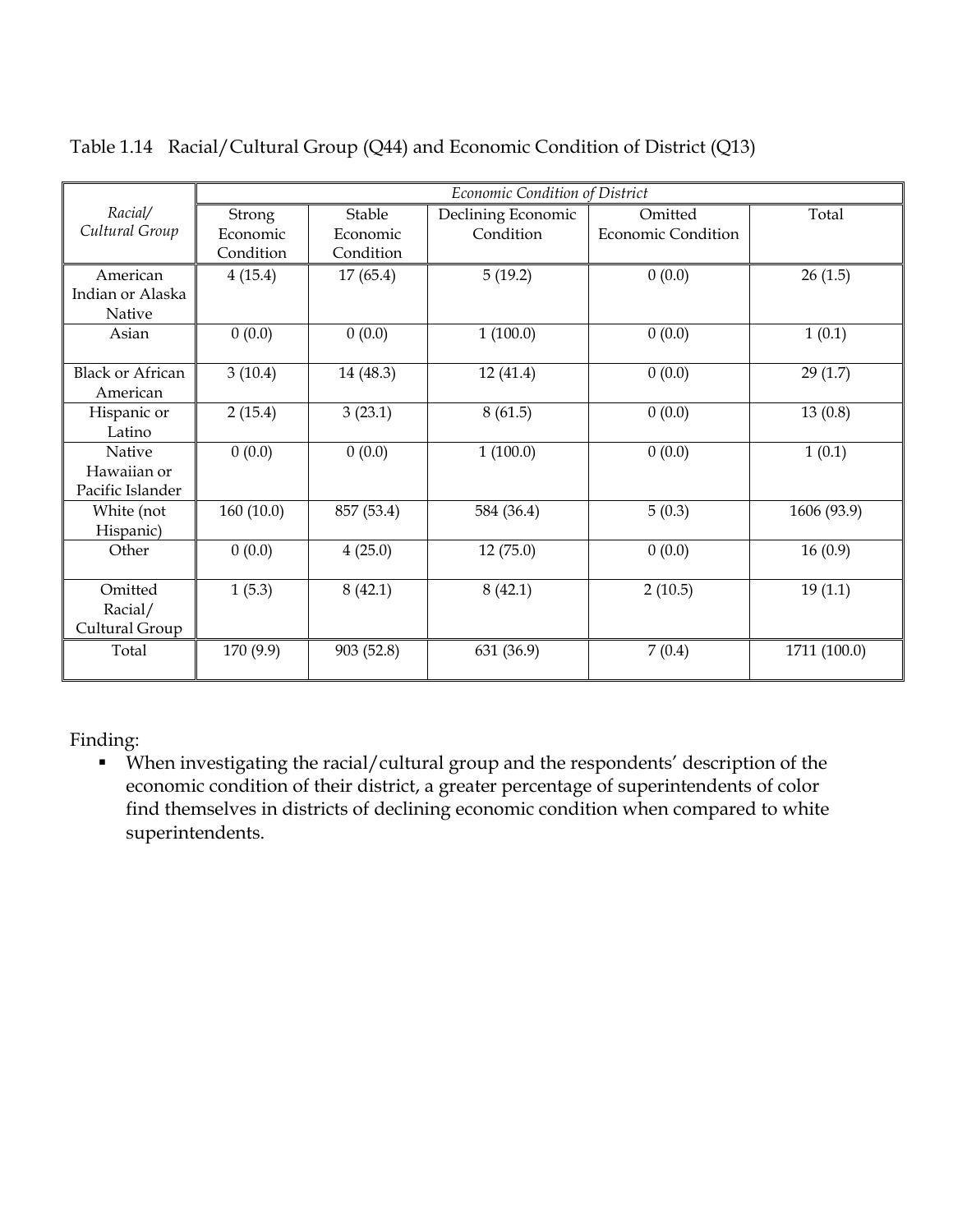Table 1.14 Racial/Cultural Group (Q44) and Economic Condition of District (Q13)

| *Racial/ Cultural Group* | *Economic Condition of District* | | | | |
|---|---|---|---|---|---|
| | Strong Economic Condition | Stable Economic Condition | Declining Economic Condition | Omitted Economic Condition | Total |
| American Indian or Alaska Native | 4 (15.4) | 17 (65.4) | 5 (19.2) | 0 (0.0) | 26 (1.5) |
| Asian | 0 (0.0) | 0 (0.0) | 1 (100.0) | 0 (0.0) | 1 (0.1) |
| Black or African American | 3 (10.4) | 14 (48.3) | 12 (41.4) | 0 (0.0) | 29 (1.7) |
| Hispanic or Latino | 2 (15.4) | 3 (23.1) | 8 (61.5) | 0 (0.0) | 13 (0.8) |
| Native Hawaiian or Pacific Islander | 0 (0.0) | 0 (0.0) | 1 (100.0) | 0 (0.0) | 1 (0.1) |
| White (not Hispanic) | 160 (10.0) | 857 (53.4) | 584 (36.4) | 5 (0.3) | 1606 (93.9) |
| Other | 0 (0.0) | 4 (25.0) | 12 (75.0) | 0 (0.0) | 16 (0.9) |
| Omitted Racial/ Cultural Group | 1 (5.3) | 8 (42.1) | 8 (42.1) | 2 (10.5) | 19 (1.1) |
| Total | 170 (9.9) | 903 (52.8) | 631 (36.9) | 7 (0.4) | 1711 (100.0) |

Finding:

- When investigating the racial/cultural group and the respondents' description of the economic condition of their district, a greater percentage of superintendents of color find themselves in districts of declining economic condition when compared to white superintendents.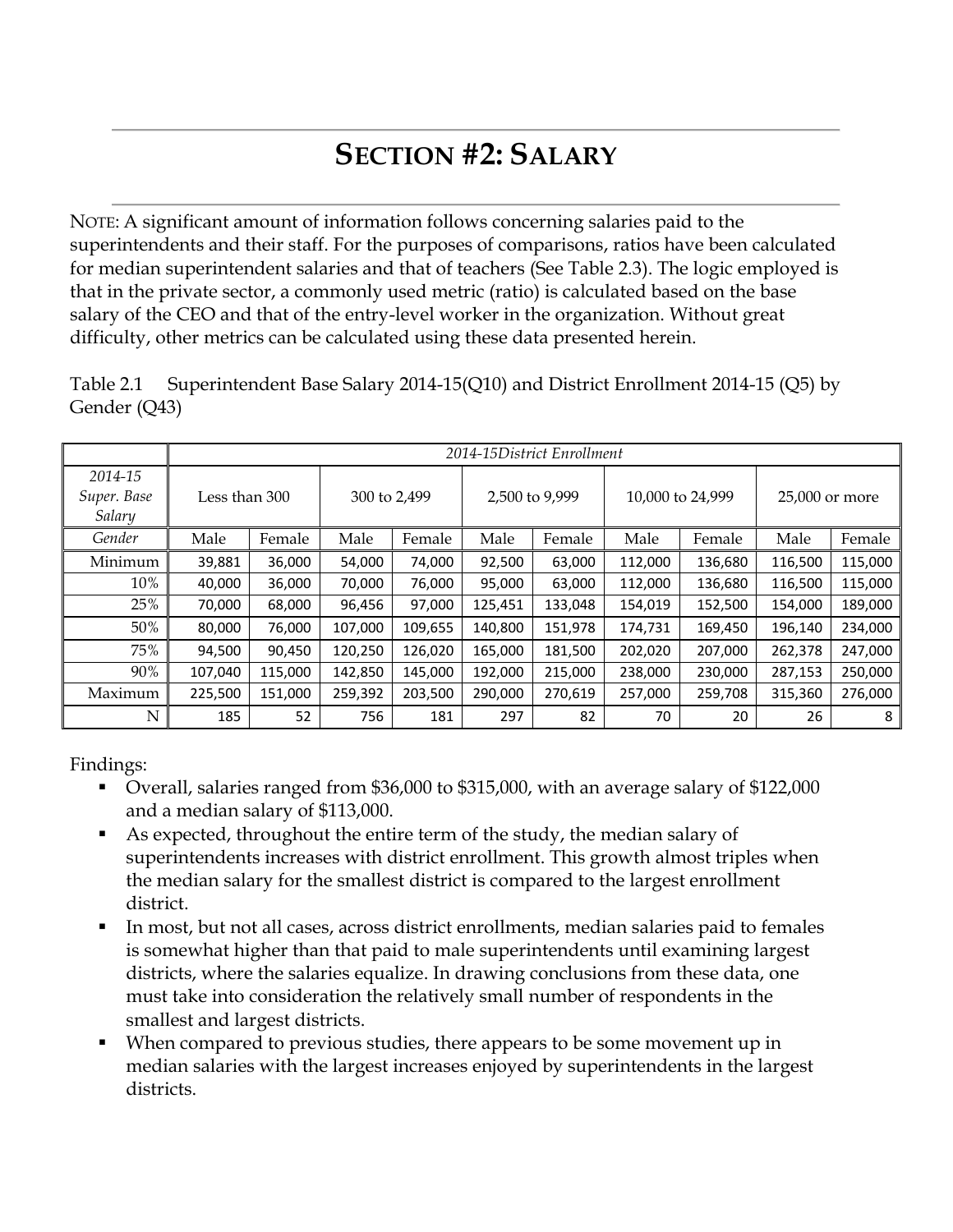# SECTION #2: SALARY

NOTE: A significant amount of information follows concerning salaries paid to the superintendents and their staff. For the purposes of comparisons, ratios have been calculated for median superintendent salaries and that of teachers (See Table 2.3). The logic employed is that in the private sector, a commonly used metric (ratio) is calculated based on the base salary of the CEO and that of the entry-level worker in the organization. Without great difficulty, other metrics can be calculated using these data presented herein.

Table 2.1 Superintendent Base Salary 2014-15(Q10) and District Enrollment 2014-15 (Q5) by Gender (Q43)

| | *2014-15District Enrollment* | | | | | | | | | |
|---|---|---|---|---|---|---|---|---|---|---|
| *2014-15 Super. Base Salary* | Less than 300 | | 300 to 2,499 | | 2,500 to 9,999 | | 10,000 to 24,999 | | 25,000 or more | |
| *Gender* | Male | Female | Male | Female | Male | Female | Male | Female | Male | Female |
| Minimum | 39,881 | 36,000 | 54,000 | 74,000 | 92,500 | 63,000 | 112,000 | 136,680 | 116,500 | 115,000 |
| 10% | 40,000 | 36,000 | 70,000 | 76,000 | 95,000 | 63,000 | 112,000 | 136,680 | 116,500 | 115,000 |
| 25% | 70,000 | 68,000 | 96,456 | 97,000 | 125,451 | 133,048 | 154,019 | 152,500 | 154,000 | 189,000 |
| 50% | 80,000 | 76,000 | 107,000 | 109,655 | 140,800 | 151,978 | 174,731 | 169,450 | 196,140 | 234,000 |
| 75% | 94,500 | 90,450 | 120,250 | 126,020 | 165,000 | 181,500 | 202,020 | 207,000 | 262,378 | 247,000 |
| 90% | 107,040 | 115,000 | 142,850 | 145,000 | 192,000 | 215,000 | 238,000 | 230,000 | 287,153 | 250,000 |
| Maximum | 225,500 | 151,000 | 259,392 | 203,500 | 290,000 | 270,619 | 257,000 | 259,708 | 315,360 | 276,000 |
| N | 185 | 52 | 756 | 181 | 297 | 82 | 70 | 20 | 26 | 8 |

Findings:

- Overall, salaries ranged from $36,000 to $315,000, with an average salary of $122,000 and a median salary of $113,000.
- As expected, throughout the entire term of the study, the median salary of superintendents increases with district enrollment. This growth almost triples when the median salary for the smallest district is compared to the largest enrollment district.
- In most, but not all cases, across district enrollments, median salaries paid to females is somewhat higher than that paid to male superintendents until examining largest districts, where the salaries equalize. In drawing conclusions from these data, one must take into consideration the relatively small number of respondents in the smallest and largest districts.
- When compared to previous studies, there appears to be some movement up in median salaries with the largest increases enjoyed by superintendents in the largest districts.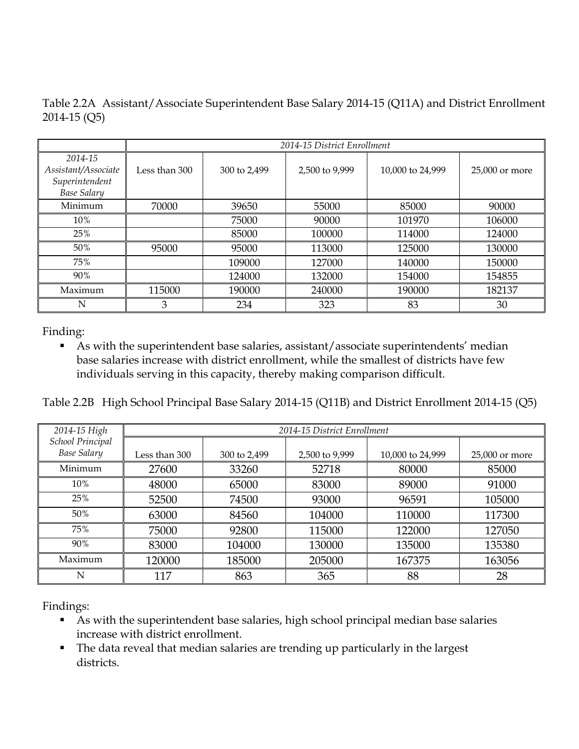Table 2.2A Assistant/Associate Superintendent Base Salary 2014-15 (Q11A) and District Enrollment 2014-15 (Q5)

| | *2014-15 District Enrollment* | | | | |
|---|---|---|---|---|---|
| *2014-15 Assistant/Associate Superintendent Base Salary* | Less than 300 | 300 to 2,499 | 2,500 to 9,999 | 10,000 to 24,999 | 25,000 or more |
| Minimum | 70000 | 39650 | 55000 | 85000 | 90000 |
| 10% | | 75000 | 90000 | 101970 | 106000 |
| 25% | | 85000 | 100000 | 114000 | 124000 |
| 50% | 95000 | 95000 | 113000 | 125000 | 130000 |
| 75% | | 109000 | 127000 | 140000 | 150000 |
| 90% | | 124000 | 132000 | 154000 | 154855 |
| Maximum | 115000 | 190000 | 240000 | 190000 | 182137 |
| N | 3 | 234 | 323 | 83 | 30 |

Finding:

- As with the superintendent base salaries, assistant/associate superintendents' median base salaries increase with district enrollment, while the smallest of districts have few individuals serving in this capacity, thereby making comparison difficult.

Table 2.2B High School Principal Base Salary 2014-15 (Q11B) and District Enrollment 2014-15 (Q5)

| *2014-15 High School Principal Base Salary* | *2014-15 District Enrollment* | | | | |
|---|---|---|---|---|---|
| | Less than 300 | 300 to 2,499 | 2,500 to 9,999 | 10,000 to 24,999 | 25,000 or more |
| Minimum | 27600 | 33260 | 52718 | 80000 | 85000 |
| 10% | 48000 | 65000 | 83000 | 89000 | 91000 |
| 25% | 52500 | 74500 | 93000 | 96591 | 105000 |
| 50% | 63000 | 84560 | 104000 | 110000 | 117300 |
| 75% | 75000 | 92800 | 115000 | 122000 | 127050 |
| 90% | 83000 | 104000 | 130000 | 135000 | 135380 |
| Maximum | 120000 | 185000 | 205000 | 167375 | 163056 |
| N | 117 | 863 | 365 | 88 | 28 |

Findings:

- As with the superintendent base salaries, high school principal median base salaries increase with district enrollment.
- The data reveal that median salaries are trending up particularly in the largest districts.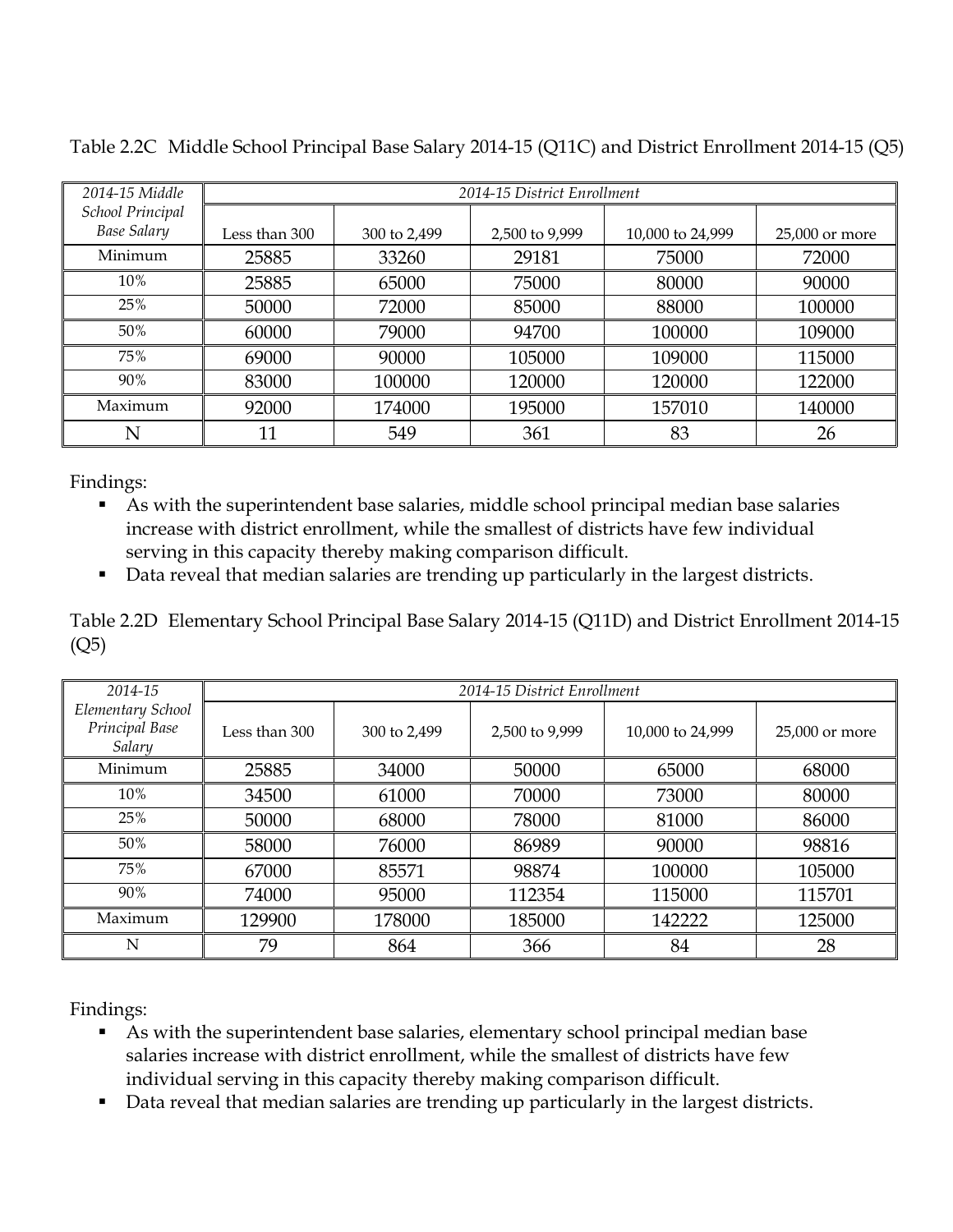Table 2.2C Middle School Principal Base Salary 2014-15 (Q11C) and District Enrollment 2014-15 (Q5)

| *2014-15 Middle School Principal Base Salary* | *2014-15 District Enrollment* | | | | |
|---|---|---|---|---|---|
| | Less than 300 | 300 to 2,499 | 2,500 to 9,999 | 10,000 to 24,999 | 25,000 or more |
| Minimum | 25885 | 33260 | 29181 | 75000 | 72000 |
| 10% | 25885 | 65000 | 75000 | 80000 | 90000 |
| 25% | 50000 | 72000 | 85000 | 88000 | 100000 |
| 50% | 60000 | 79000 | 94700 | 100000 | 109000 |
| 75% | 69000 | 90000 | 105000 | 109000 | 115000 |
| 90% | 83000 | 100000 | 120000 | 120000 | 122000 |
| Maximum | 92000 | 174000 | 195000 | 157010 | 140000 |
| N | 11 | 549 | 361 | 83 | 26 |

Findings:

- As with the superintendent base salaries, middle school principal median base salaries increase with district enrollment, while the smallest of districts have few individual serving in this capacity thereby making comparison difficult.
- Data reveal that median salaries are trending up particularly in the largest districts.

Table 2.2D Elementary School Principal Base Salary 2014-15 (Q11D) and District Enrollment 2014-15 (Q5)

| *2014-15 Elementary School Principal Base Salary* | *2014-15 District Enrollment* | | | | |
|---|---|---|---|---|---|
| | Less than 300 | 300 to 2,499 | 2,500 to 9,999 | 10,000 to 24,999 | 25,000 or more |
| Minimum | 25885 | 34000 | 50000 | 65000 | 68000 |
| 10% | 34500 | 61000 | 70000 | 73000 | 80000 |
| 25% | 50000 | 68000 | 78000 | 81000 | 86000 |
| 50% | 58000 | 76000 | 86989 | 90000 | 98816 |
| 75% | 67000 | 85571 | 98874 | 100000 | 105000 |
| 90% | 74000 | 95000 | 112354 | 115000 | 115701 |
| Maximum | 129900 | 178000 | 185000 | 142222 | 125000 |
| N | 79 | 864 | 366 | 84 | 28 |

Findings:

- As with the superintendent base salaries, elementary school principal median base salaries increase with district enrollment, while the smallest of districts have few individual serving in this capacity thereby making comparison difficult.
- Data reveal that median salaries are trending up particularly in the largest districts.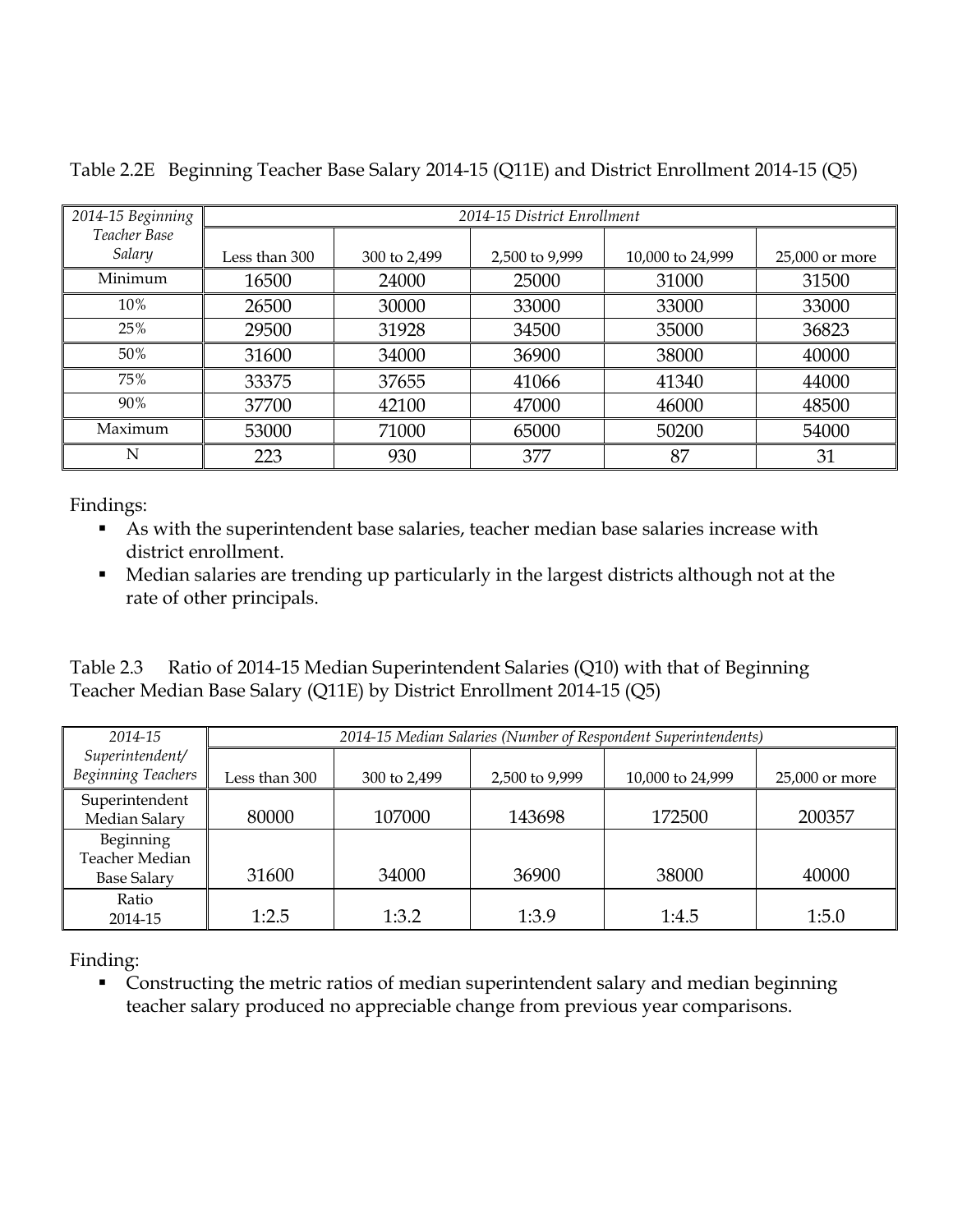Table 2.2E Beginning Teacher Base Salary 2014-15 (Q11E) and District Enrollment 2014-15 (Q5)

| *2014-15 Beginning Teacher Base Salary* | *2014-15 District Enrollment* | | | | |
|---|---|---|---|---|---|
| | Less than 300 | 300 to 2,499 | 2,500 to 9,999 | 10,000 to 24,999 | 25,000 or more |
| Minimum | 16500 | 24000 | 25000 | 31000 | 31500 |
| 10% | 26500 | 30000 | 33000 | 33000 | 33000 |
| 25% | 29500 | 31928 | 34500 | 35000 | 36823 |
| 50% | 31600 | 34000 | 36900 | 38000 | 40000 |
| 75% | 33375 | 37655 | 41066 | 41340 | 44000 |
| 90% | 37700 | 42100 | 47000 | 46000 | 48500 |
| Maximum | 53000 | 71000 | 65000 | 50200 | 54000 |
| N | 223 | 930 | 377 | 87 | 31 |

Findings:

- As with the superintendent base salaries, teacher median base salaries increase with district enrollment.
- Median salaries are trending up particularly in the largest districts although not at the rate of other principals.

Table 2.3 Ratio of 2014-15 Median Superintendent Salaries (Q10) with that of Beginning Teacher Median Base Salary (Q11E) by District Enrollment 2014-15 (Q5)

| *2014-15 Superintendent/ Beginning Teachers* | *2014-15 Median Salaries (Number of Respondent Superintendents)* | | | | |
|---|---|---|---|---|---|
| | Less than 300 | 300 to 2,499 | 2,500 to 9,999 | 10,000 to 24,999 | 25,000 or more |
| Superintendent Median Salary | 80000 | 107000 | 143698 | 172500 | 200357 |
| Beginning Teacher Median Base Salary | 31600 | 34000 | 36900 | 38000 | 40000 |
| Ratio 2014-15 | 1:2.5 | 1:3.2 | 1:3.9 | 1:4.5 | 1:5.0 |

Finding:

- Constructing the metric ratios of median superintendent salary and median beginning teacher salary produced no appreciable change from previous year comparisons.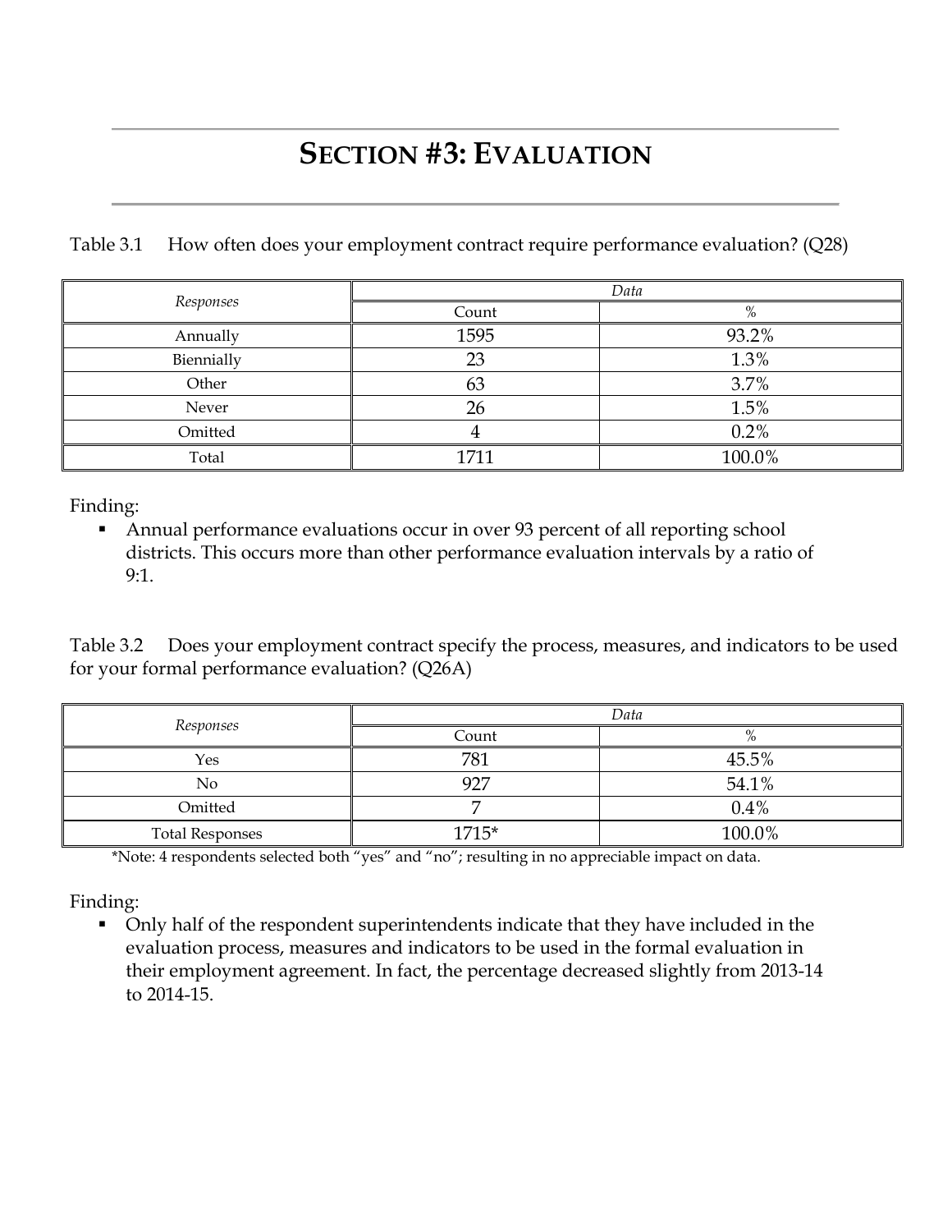# SECTION #3: EVALUATION

Table 3.1 How often does your employment contract require performance evaluation? (Q28)

| *Responses* | *Data* | |
|---|---|---|
| | Count | % |
| Annually | 1595 | 93.2% |
| Biennially | 23 | 1.3% |
| Other | 63 | 3.7% |
| Never | 26 | 1.5% |
| Omitted | 4 | 0.2% |
| Total | 1711 | 100.0% |

Finding:

- Annual performance evaluations occur in over 93 percent of all reporting school districts. This occurs more than other performance evaluation intervals by a ratio of 9:1.

Table 3.2 Does your employment contract specify the process, measures, and indicators to be used for your formal performance evaluation? (Q26A)

| *Responses* | *Data* | |
|---|---|---|
| | Count | % |
| Yes | 781 | 45.5% |
| No | 927 | 54.1% |
| Omitted | 7 | 0.4% |
| Total Responses | 1715* | 100.0% |

*Note: 4 respondents selected both "yes" and "no"; resulting in no appreciable impact on data.

Finding:

- Only half of the respondent superintendents indicate that they have included in the evaluation process, measures and indicators to be used in the formal evaluation in their employment agreement. In fact, the percentage decreased slightly from 2013-14 to 2014-15.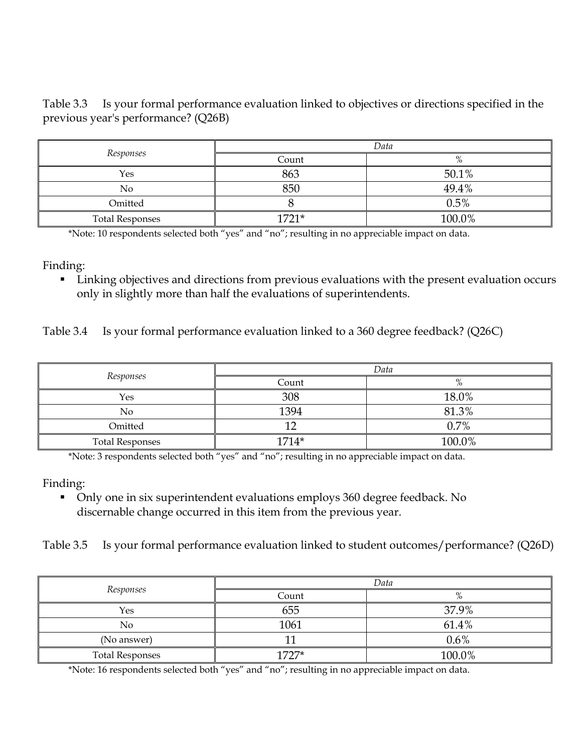Table 3.3 Is your formal performance evaluation linked to objectives or directions specified in the previous year's performance? (Q26B)

| *Responses* | *Data* | |
|---|---|---|
| | Count | % |
| Yes | 863 | 50.1% |
| No | 850 | 49.4% |
| Omitted | 8 | 0.5% |
| Total Responses | 1721* | 100.0% |

*Note: 10 respondents selected both "yes" and "no"; resulting in no appreciable impact on data.

Finding:

- Linking objectives and directions from previous evaluations with the present evaluation occurs only in slightly more than half the evaluations of superintendents.

Table 3.4 Is your formal performance evaluation linked to a 360 degree feedback? (Q26C)

| *Responses* | *Data* | |
|---|---|---|
| | Count | % |
| Yes | 308 | 18.0% |
| No | 1394 | 81.3% |
| Omitted | 12 | 0.7% |
| Total Responses | 1714* | 100.0% |

*Note: 3 respondents selected both "yes" and "no"; resulting in no appreciable impact on data.

Finding:

- Only one in six superintendent evaluations employs 360 degree feedback. No discernable change occurred in this item from the previous year.

Table 3.5 Is your formal performance evaluation linked to student outcomes/performance? (Q26D)

| *Responses* | *Data* | |
|---|---|---|
| | Count | % |
| Yes | 655 | 37.9% |
| No | 1061 | 61.4% |
| (No answer) | 11 | 0.6% |
| Total Responses | 1727* | 100.0% |

*Note: 16 respondents selected both "yes" and "no"; resulting in no appreciable impact on data.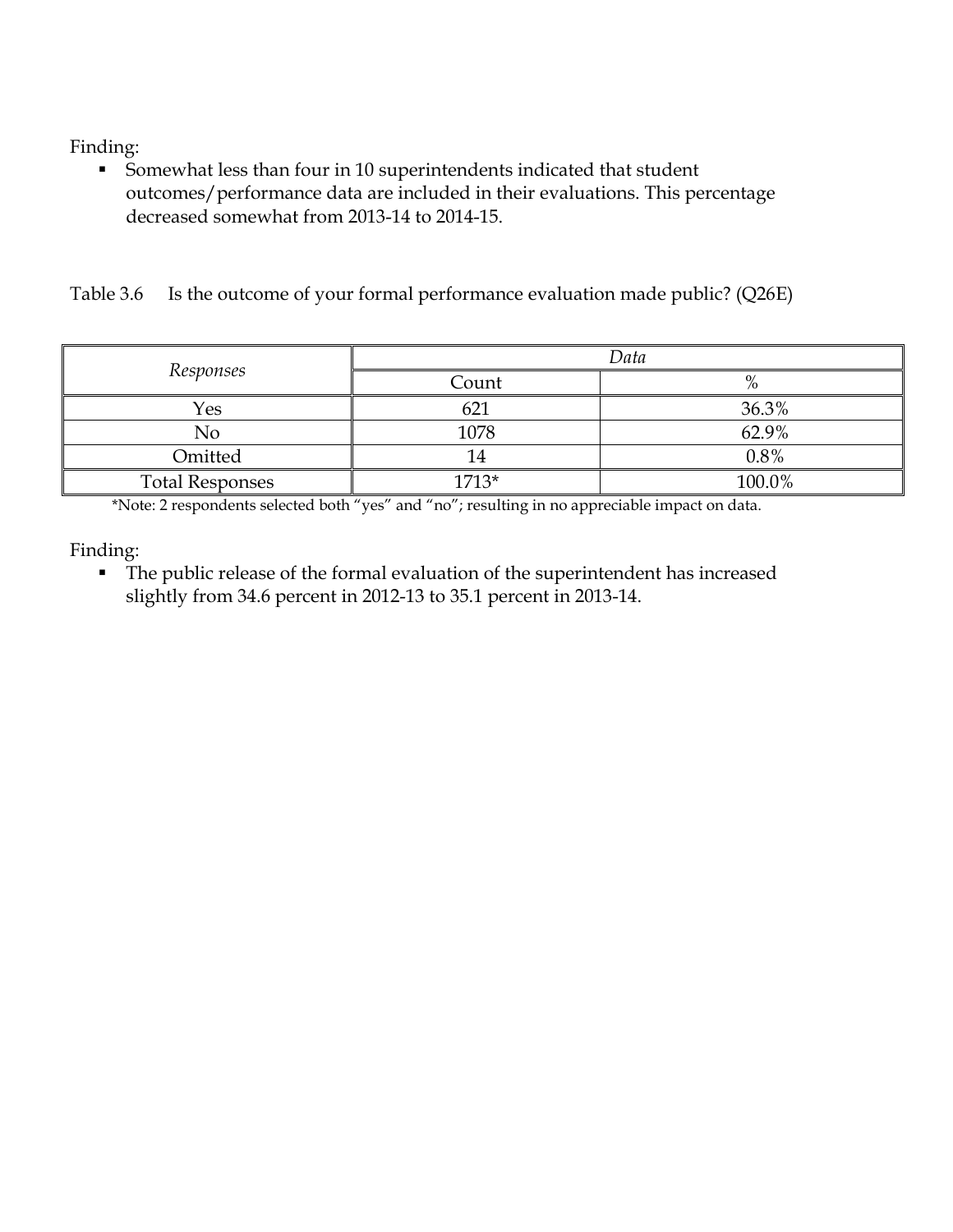Finding:

- Somewhat less than four in 10 superintendents indicated that student outcomes/performance data are included in their evaluations. This percentage decreased somewhat from 2013-14 to 2014-15.

Table 3.6 Is the outcome of your formal performance evaluation made public? (Q26E)

| *Responses* | *Data* | |
|---|---|---|
| | Count | % |
| Yes | 621 | 36.3% |
| No | 1078 | 62.9% |
| Omitted | 14 | 0.8% |
| Total Responses | 1713* | 100.0% |

*Note: 2 respondents selected both "yes" and "no"; resulting in no appreciable impact on data.

Finding:

- The public release of the formal evaluation of the superintendent has increased slightly from 34.6 percent in 2012-13 to 35.1 percent in 2013-14.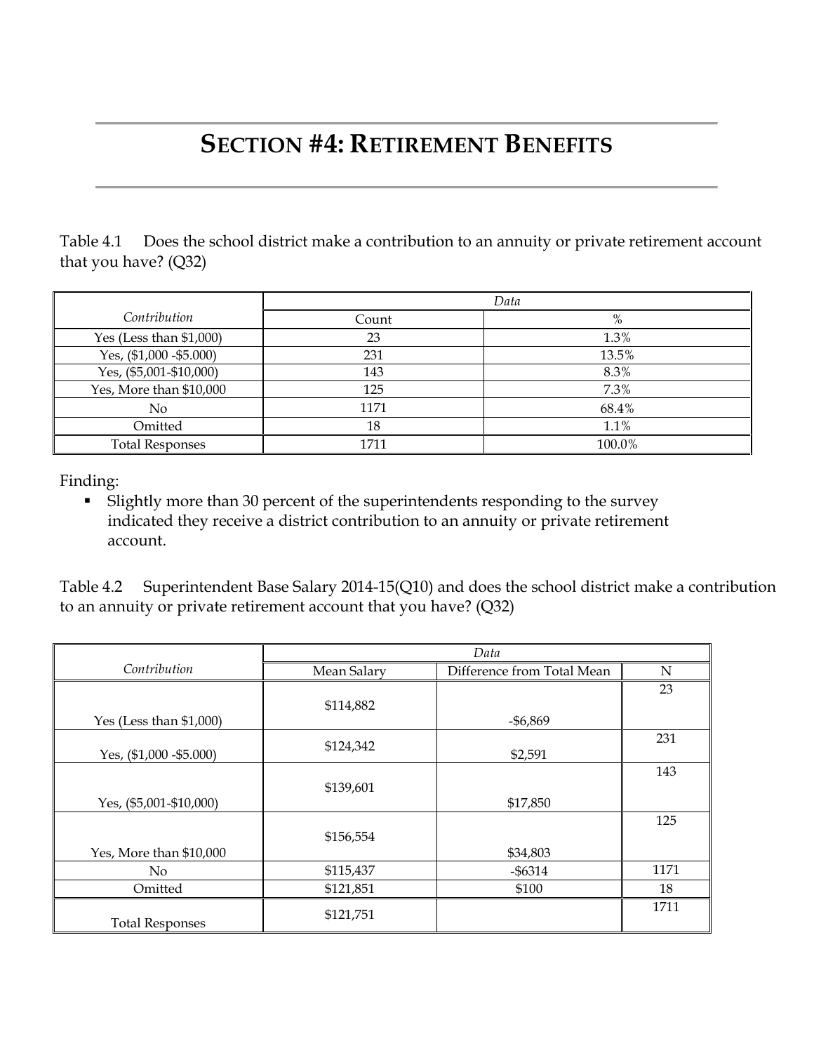# SECTION #4: RETIREMENT BENEFITS

Table 4.1 Does the school district make a contribution to an annuity or private retirement account that you have? (Q32)

| | *Data* | |
|---|---|---|
| *Contribution* | Count | % |
| Yes (Less than $1,000) | 23 | 1.3% |
| Yes, ($1,000 -$5.000) | 231 | 13.5% |
| Yes, ($5,001-$10,000) | 143 | 8.3% |
| Yes, More than $10,000 | 125 | 7.3% |
| No | 1171 | 68.4% |
| Omitted | 18 | 1.1% |
| Total Responses | 1711 | 100.0% |

Finding:

- Slightly more than 30 percent of the superintendents responding to the survey indicated they receive a district contribution to an annuity or private retirement account.

Table 4.2 Superintendent Base Salary 2014-15(Q10) and does the school district make a contribution to an annuity or private retirement account that you have? (Q32)

| | *Data* | | |
|---|---|---|---|
| *Contribution* | Mean Salary | Difference from Total Mean | N |
| Yes (Less than $1,000) | $114,882 | -$6,869 | 23 |
| Yes, ($1,000 -$5.000) | $124,342 | $2,591 | 231 |
| Yes, ($5,001-$10,000) | $139,601 | $17,850 | 143 |
| Yes, More than $10,000 | $156,554 | $34,803 | 125 |
| No | $115,437 | -$6314 | 1171 |
| Omitted | $121,851 | $100 | 18 |
| Total Responses | $121,751 | | 1711 |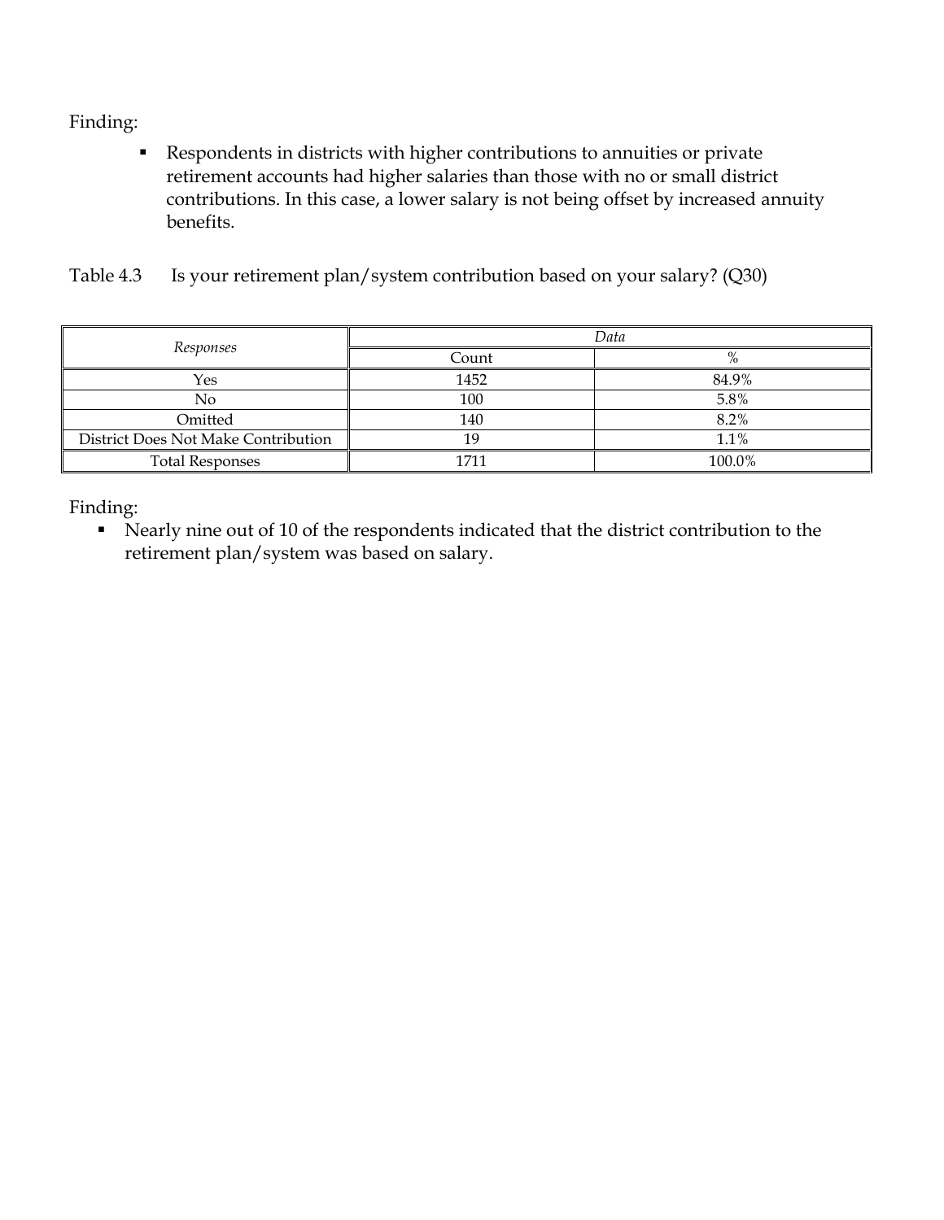Finding:

- Respondents in districts with higher contributions to annuities or private retirement accounts had higher salaries than those with no or small district contributions. In this case, a lower salary is not being offset by increased annuity benefits.

Table 4.3 Is your retirement plan/system contribution based on your salary? (Q30)

| *Responses* | *Data* | |
|---|---|---|
| | Count | % |
| Yes | 1452 | 84.9% |
| No | 100 | 5.8% |
| Omitted | 140 | 8.2% |
| District Does Not Make Contribution | 19 | 1.1% |
| Total Responses | 1711 | 100.0% |

Finding:

- Nearly nine out of 10 of the respondents indicated that the district contribution to the retirement plan/system was based on salary.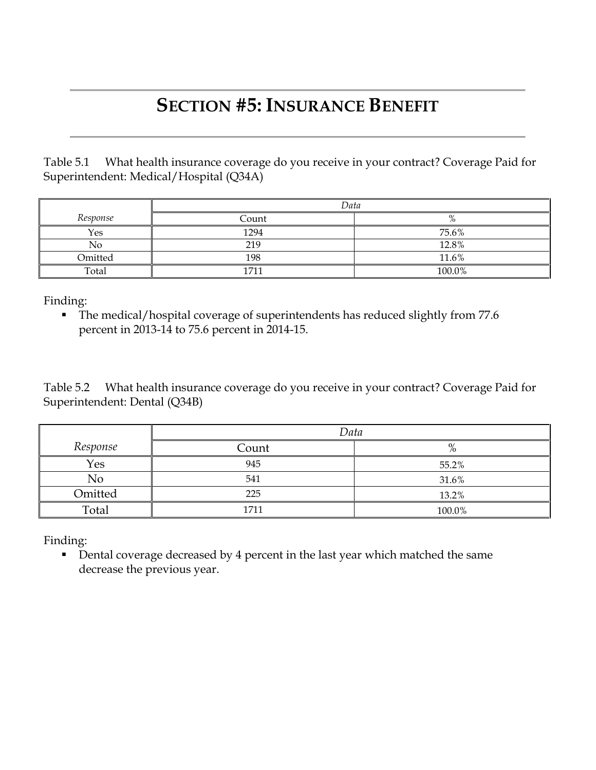# SECTION #5: INSURANCE BENEFIT

Table 5.1 What health insurance coverage do you receive in your contract? Coverage Paid for Superintendent: Medical/Hospital (Q34A)

| | *Data* | |
|---|---|---|
| *Response* | Count | % |
| Yes | 1294 | 75.6% |
| No | 219 | 12.8% |
| Omitted | 198 | 11.6% |
| Total | 1711 | 100.0% |

Finding:

- The medical/hospital coverage of superintendents has reduced slightly from 77.6 percent in 2013-14 to 75.6 percent in 2014-15.

Table 5.2 What health insurance coverage do you receive in your contract? Coverage Paid for Superintendent: Dental (Q34B)

| | *Data* | |
|---|---|---|
| *Response* | Count | % |
| Yes | 945 | 55.2% |
| No | 541 | 31.6% |
| Omitted | 225 | 13.2% |
| Total | 1711 | 100.0% |

Finding:

- Dental coverage decreased by 4 percent in the last year which matched the same decrease the previous year.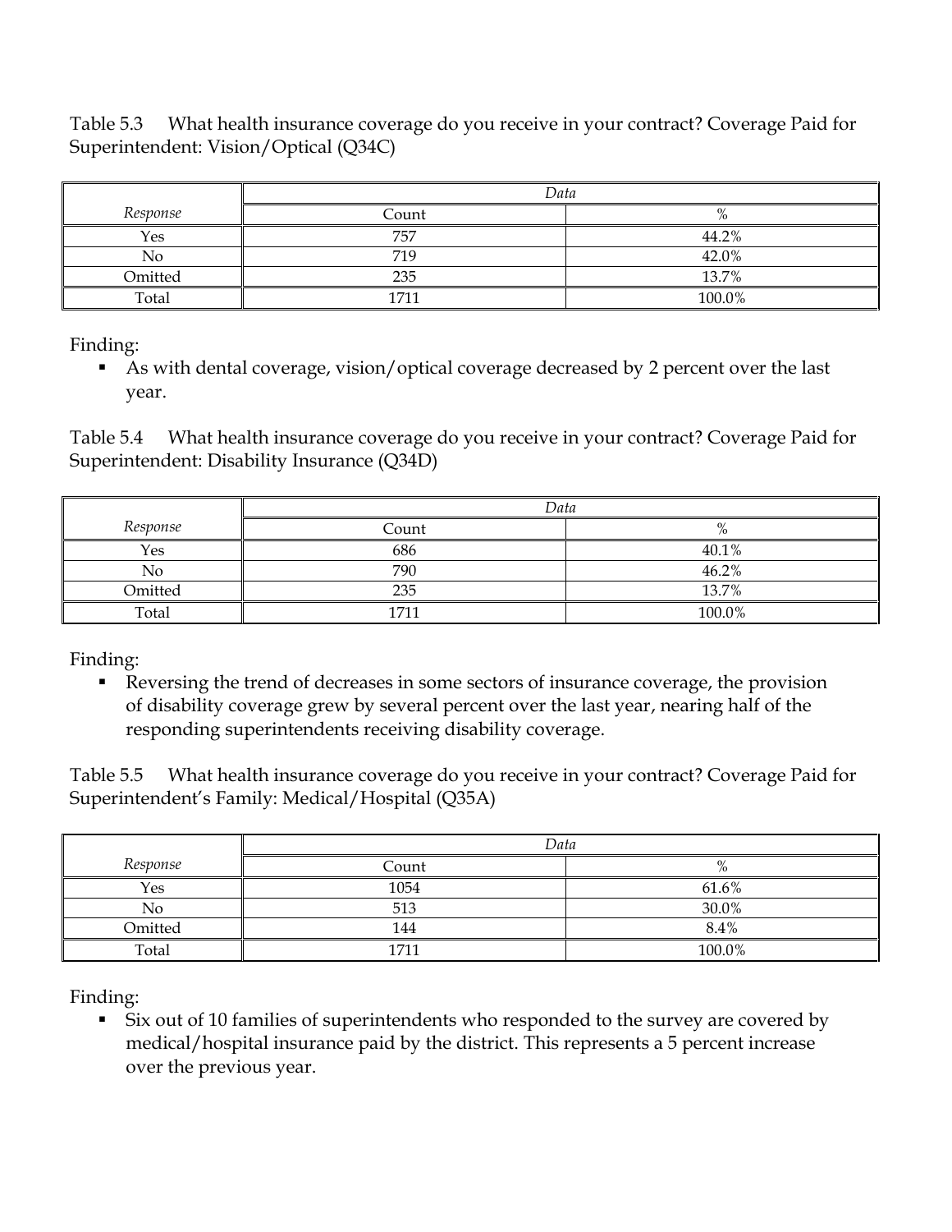Table 5.3 What health insurance coverage do you receive in your contract? Coverage Paid for Superintendent: Vision/Optical (Q34C)

| *Response* | *Data* | |
|---|---|---|
| | Count | % |
| Yes | 757 | 44.2% |
| No | 719 | 42.0% |
| Omitted | 235 | 13.7% |
| Total | 1711 | 100.0% |

Finding:

- As with dental coverage, vision/optical coverage decreased by 2 percent over the last year.

Table 5.4 What health insurance coverage do you receive in your contract? Coverage Paid for Superintendent: Disability Insurance (Q34D)

| *Response* | *Data* | |
|---|---|---|
| | Count | % |
| Yes | 686 | 40.1% |
| No | 790 | 46.2% |
| Omitted | 235 | 13.7% |
| Total | 1711 | 100.0% |

Finding:

- Reversing the trend of decreases in some sectors of insurance coverage, the provision of disability coverage grew by several percent over the last year, nearing half of the responding superintendents receiving disability coverage.

Table 5.5 What health insurance coverage do you receive in your contract? Coverage Paid for Superintendent's Family: Medical/Hospital (Q35A)

| *Response* | *Data* | |
|---|---|---|
| | Count | % |
| Yes | 1054 | 61.6% |
| No | 513 | 30.0% |
| Omitted | 144 | 8.4% |
| Total | 1711 | 100.0% |

Finding:

- Six out of 10 families of superintendents who responded to the survey are covered by medical/hospital insurance paid by the district. This represents a 5 percent increase over the previous year.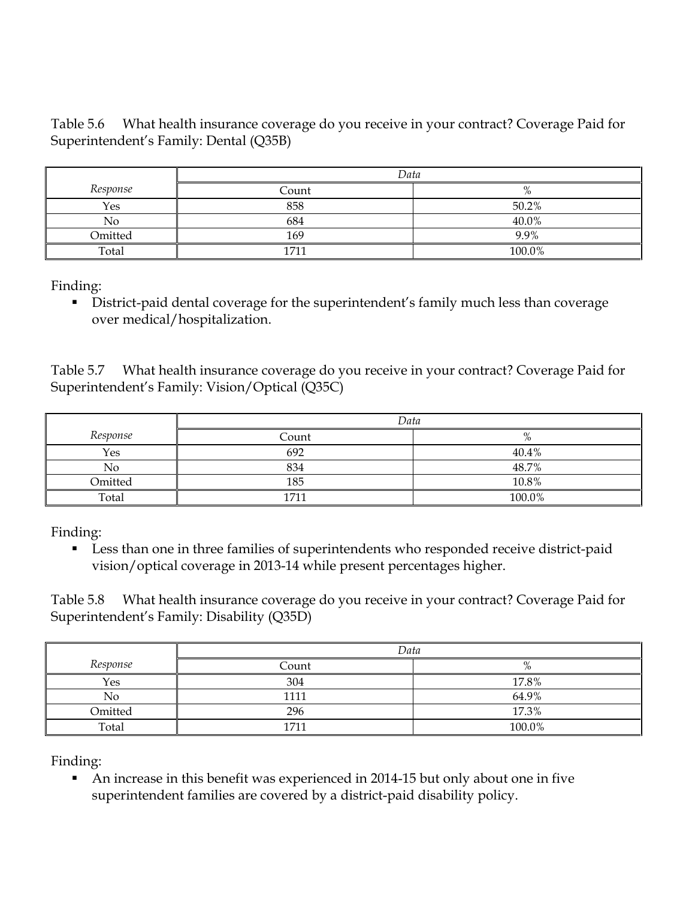Table 5.6 What health insurance coverage do you receive in your contract? Coverage Paid for Superintendent's Family: Dental (Q35B)

| | *Data* | |
|---|---|---|
| *Response* | Count | % |
| Yes | 858 | 50.2% |
| No | 684 | 40.0% |
| Omitted | 169 | 9.9% |
| Total | 1711 | 100.0% |

Finding:

- District-paid dental coverage for the superintendent's family much less than coverage over medical/hospitalization.

Table 5.7 What health insurance coverage do you receive in your contract? Coverage Paid for Superintendent's Family: Vision/Optical (Q35C)

| | *Data* | |
|---|---|---|
| *Response* | Count | % |
| Yes | 692 | 40.4% |
| No | 834 | 48.7% |
| Omitted | 185 | 10.8% |
| Total | 1711 | 100.0% |

Finding:

- Less than one in three families of superintendents who responded receive district-paid vision/optical coverage in 2013-14 while present percentages higher.

Table 5.8 What health insurance coverage do you receive in your contract? Coverage Paid for Superintendent's Family: Disability (Q35D)

| | *Data* | |
|---|---|---|
| *Response* | Count | % |
| Yes | 304 | 17.8% |
| No | 1111 | 64.9% |
| Omitted | 296 | 17.3% |
| Total | 1711 | 100.0% |

Finding:

- An increase in this benefit was experienced in 2014-15 but only about one in five superintendent families are covered by a district-paid disability policy.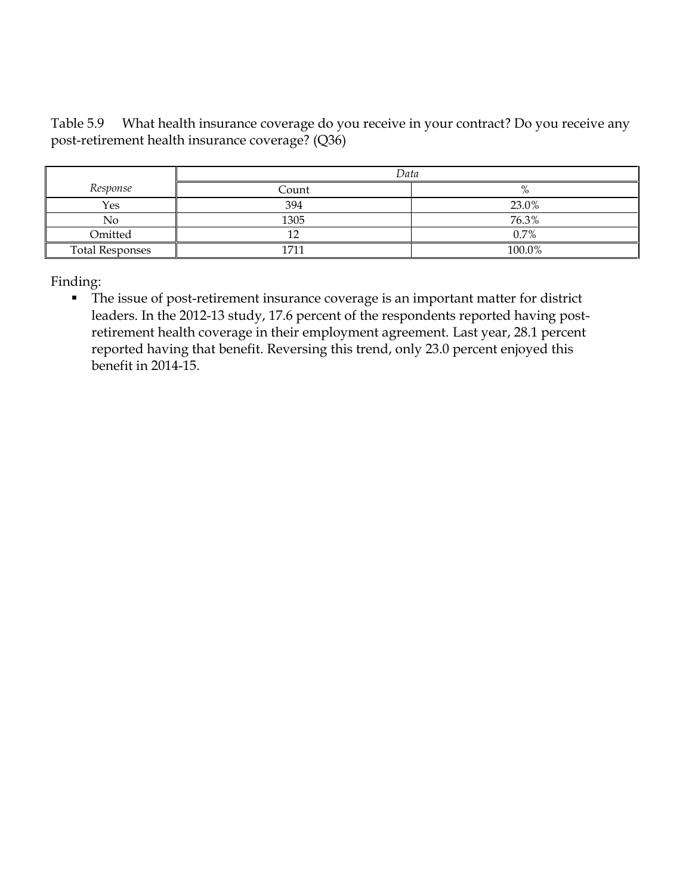Table 5.9 What health insurance coverage do you receive in your contract? Do you receive any post-retirement health insurance coverage? (Q36)

| | *Data* | |
|---|---|---|
| *Response* | Count | % |
| Yes | 394 | 23.0% |
| No | 1305 | 76.3% |
| Omitted | 12 | 0.7% |
| Total Responses | 1711 | 100.0% |

Finding:

- The issue of post-retirement insurance coverage is an important matter for district leaders. In the 2012-13 study, 17.6 percent of the respondents reported having post-retirement health coverage in their employment agreement. Last year, 28.1 percent reported having that benefit. Reversing this trend, only 23.0 percent enjoyed this benefit in 2014-15.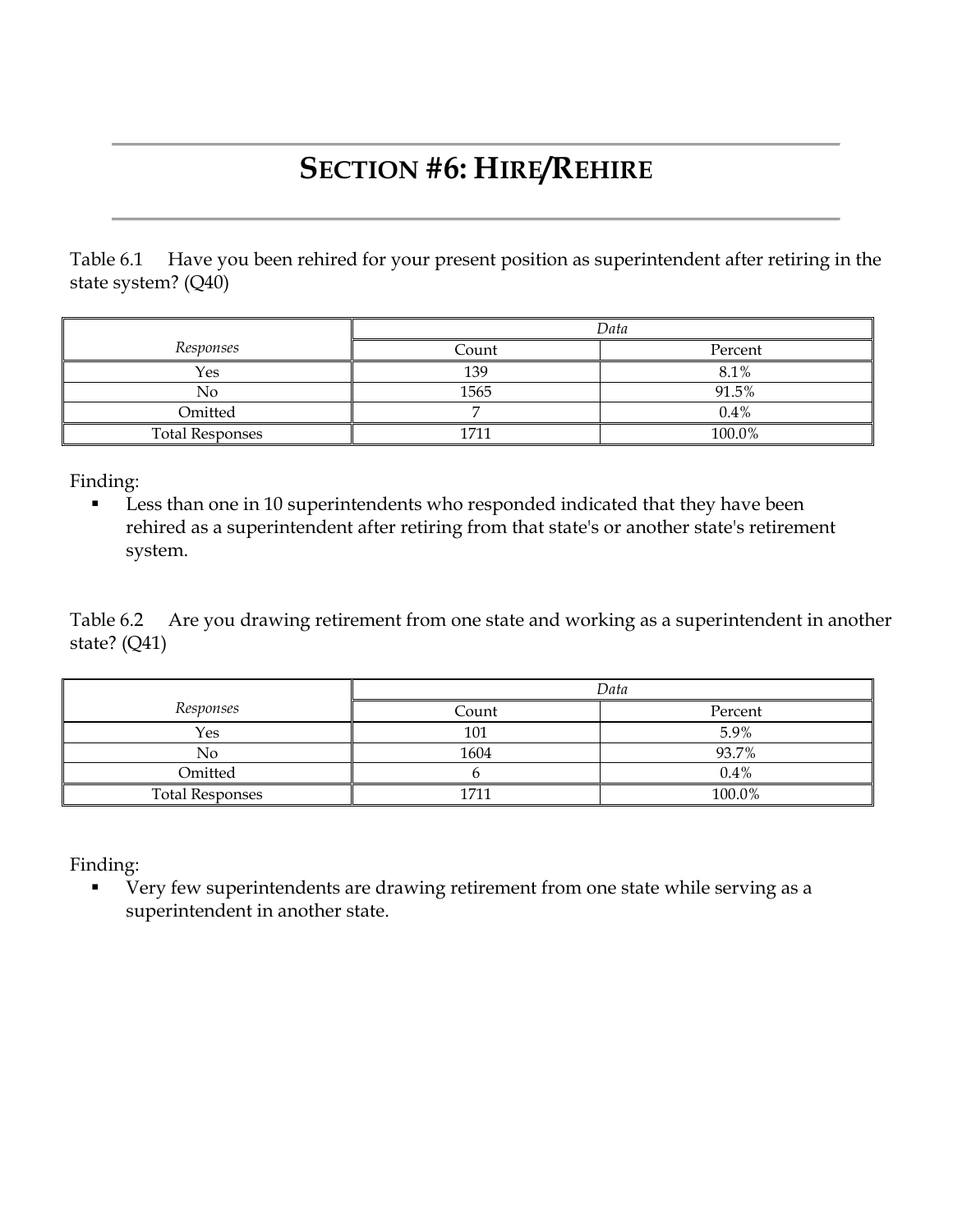# SECTION #6: HIRE/REHIRE

Table 6.1 Have you been rehired for your present position as superintendent after retiring in the state system? (Q40)

| | *Data* | |
|---|---|---|
| *Responses* | Count | Percent |
| Yes | 139 | 8.1% |
| No | 1565 | 91.5% |
| Omitted | 7 | 0.4% |
| Total Responses | 1711 | 100.0% |

Finding:

- Less than one in 10 superintendents who responded indicated that they have been rehired as a superintendent after retiring from that state's or another state's retirement system.

Table 6.2 Are you drawing retirement from one state and working as a superintendent in another state? (Q41)

| | *Data* | |
|---|---|---|
| *Responses* | Count | Percent |
| Yes | 101 | 5.9% |
| No | 1604 | 93.7% |
| Omitted | 6 | 0.4% |
| Total Responses | 1711 | 100.0% |

Finding:

- Very few superintendents are drawing retirement from one state while serving as a superintendent in another state.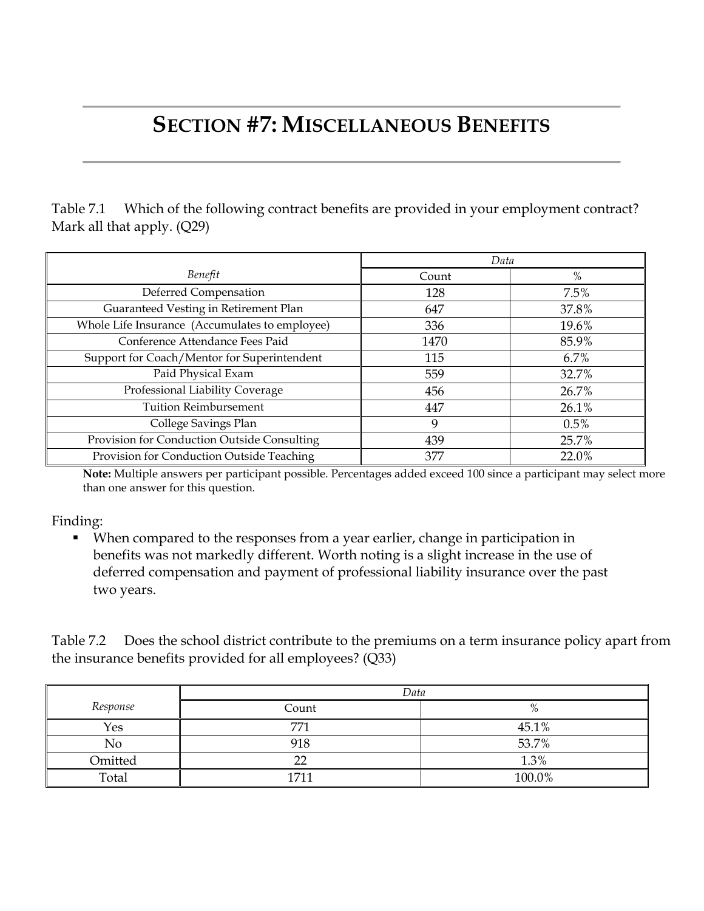# SECTION #7: MISCELLANEOUS BENEFITS

Table 7.1 Which of the following contract benefits are provided in your employment contract? Mark all that apply. (Q29)

| *Benefit* | *Data* | |
|---|---|---|
| | Count | % |
| Deferred Compensation | 128 | 7.5% |
| Guaranteed Vesting in Retirement Plan | 647 | 37.8% |
| Whole Life Insurance (Accumulates to employee) | 336 | 19.6% |
| Conference Attendance Fees Paid | 1470 | 85.9% |
| Support for Coach/Mentor for Superintendent | 115 | 6.7% |
| Paid Physical Exam | 559 | 32.7% |
| Professional Liability Coverage | 456 | 26.7% |
| Tuition Reimbursement | 447 | 26.1% |
| College Savings Plan | 9 | 0.5% |
| Provision for Conduction Outside Consulting | 439 | 25.7% |
| Provision for Conduction Outside Teaching | 377 | 22.0% |

**Note:** Multiple answers per participant possible. Percentages added exceed 100 since a participant may select more than one answer for this question.

Finding:

- When compared to the responses from a year earlier, change in participation in benefits was not markedly different. Worth noting is a slight increase in the use of deferred compensation and payment of professional liability insurance over the past two years.

Table 7.2 Does the school district contribute to the premiums on a term insurance policy apart from the insurance benefits provided for all employees? (Q33)

| *Response* | *Data* | |
|---|---|---|
| | Count | % |
| Yes | 771 | 45.1% |
| No | 918 | 53.7% |
| Omitted | 22 | 1.3% |
| Total | 1711 | 100.0% |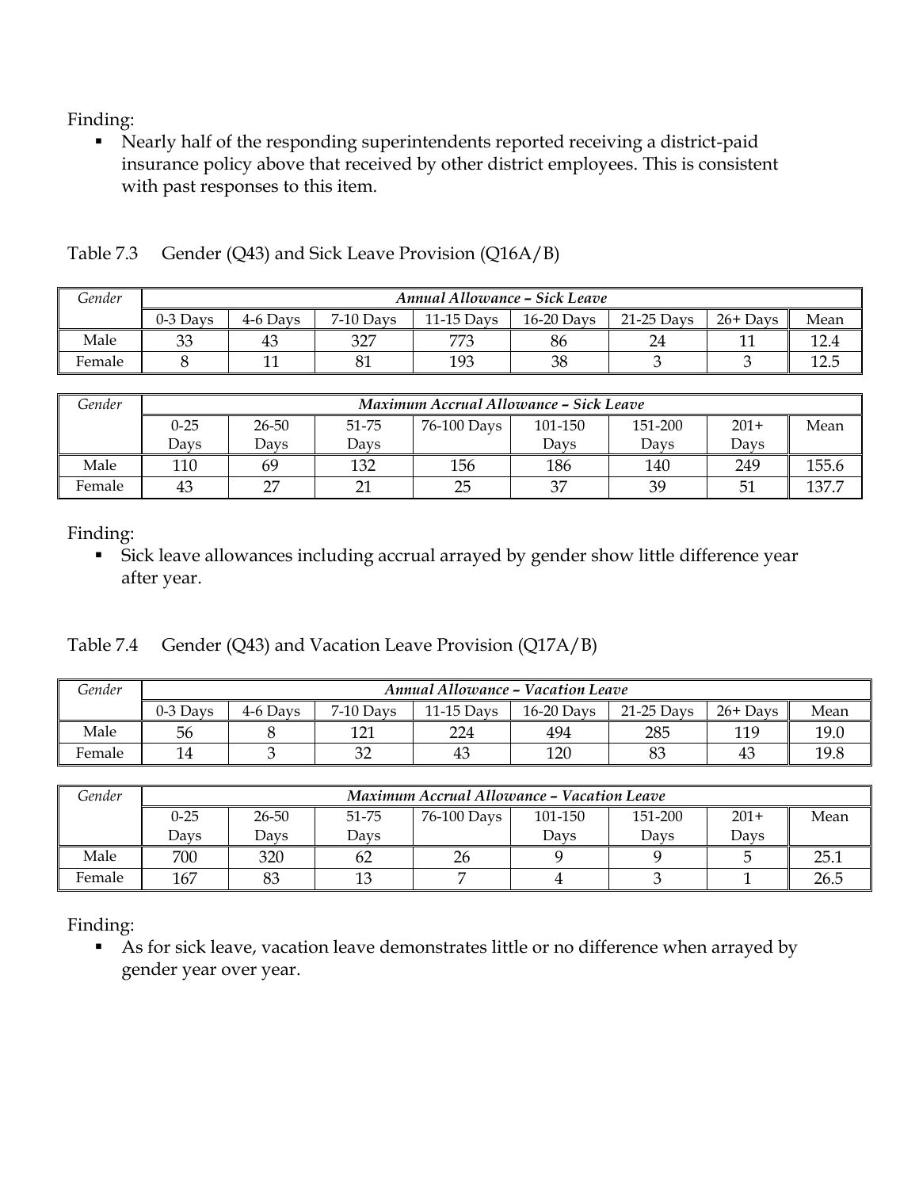Finding:

- Nearly half of the responding superintendents reported receiving a district-paid insurance policy above that received by other district employees. This is consistent with past responses to this item.

Table 7.3 Gender (Q43) and Sick Leave Provision (Q16A/B)

| *Gender* | *Annual Allowance – Sick Leave* | | | | | | | |
|---|---|---|---|---|---|---|---|---|
| | 0-3 Days | 4-6 Days | 7-10 Days | 11-15 Days | 16-20 Days | 21-25 Days | 26+ Days | Mean |
| Male | 33 | 43 | 327 | 773 | 86 | 24 | 11 | 12.4 |
| Female | 8 | 11 | 81 | 193 | 38 | 3 | 3 | 12.5 |

| *Gender* | *Maximum Accrual Allowance – Sick Leave* | | | | | | | |
|---|---|---|---|---|---|---|---|---|
| | 0-25 Days | 26-50 Days | 51-75 Days | 76-100 Days | 101-150 Days | 151-200 Days | 201+ Days | Mean |
| Male | 110 | 69 | 132 | 156 | 186 | 140 | 249 | 155.6 |
| Female | 43 | 27 | 21 | 25 | 37 | 39 | 51 | 137.7 |

Finding:

- Sick leave allowances including accrual arrayed by gender show little difference year after year.

Table 7.4 Gender (Q43) and Vacation Leave Provision (Q17A/B)

| *Gender* | *Annual Allowance – Vacation Leave* | | | | | | | |
|---|---|---|---|---|---|---|---|---|
| | 0-3 Days | 4-6 Days | 7-10 Days | 11-15 Days | 16-20 Days | 21-25 Days | 26+ Days | Mean |
| Male | 56 | 8 | 121 | 224 | 494 | 285 | 119 | 19.0 |
| Female | 14 | 3 | 32 | 43 | 120 | 83 | 43 | 19.8 |

| *Gender* | *Maximum Accrual Allowance – Vacation Leave* | | | | | | | |
|---|---|---|---|---|---|---|---|---|
| | 0-25 Days | 26-50 Days | 51-75 Days | 76-100 Days | 101-150 Days | 151-200 Days | 201+ Days | Mean |
| Male | 700 | 320 | 62 | 26 | 9 | 9 | 5 | 25.1 |
| Female | 167 | 83 | 13 | 7 | 4 | 3 | 1 | 26.5 |

Finding:

- As for sick leave, vacation leave demonstrates little or no difference when arrayed by gender year over year.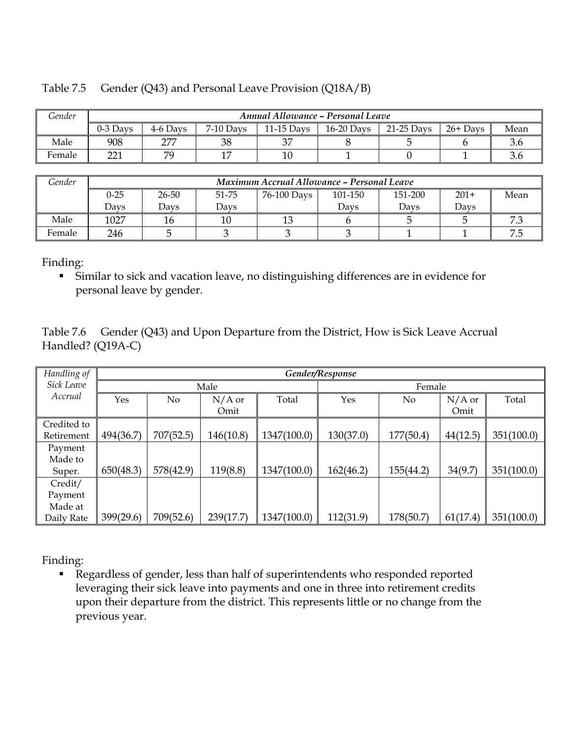Table 7.5 Gender (Q43) and Personal Leave Provision (Q18A/B)

| *Gender* | ***Annual Allowance – Personal Leave*** | | | | | | | |
|---|---|---|---|---|---|---|---|---|
| | 0-3 Days | 4-6 Days | 7-10 Days | 11-15 Days | 16-20 Days | 21-25 Days | 26+ Days | Mean |
| Male | 908 | 277 | 38 | 37 | 8 | 5 | 6 | 3.6 |
| Female | 221 | 79 | 17 | 10 | 1 | 0 | 1 | 3.6 |

| *Gender* | ***Maximum Accrual Allowance – Personal Leave*** | | | | | | | |
|---|---|---|---|---|---|---|---|---|
| | 0-25 Days | 26-50 Days | 51-75 Days | 76-100 Days | 101-150 Days | 151-200 Days | 201+ Days | Mean |
| Male | 1027 | 16 | 10 | 13 | 6 | 5 | 5 | 7.3 |
| Female | 246 | 5 | 3 | 3 | 3 | 1 | 1 | 7.5 |

Finding:

- Similar to sick and vacation leave, no distinguishing differences are in evidence for personal leave by gender.

Table 7.6 Gender (Q43) and Upon Departure from the District, How is Sick Leave Accrual Handled? (Q19A-C)

| *Handling of Sick Leave Accrual* | ***Gender/Response*** | | | | | | | |
|---|---|---|---|---|---|---|---|---|
| | Male | | | | Female | | | |
| | Yes | No | N/A or Omit | Total | Yes | No | N/A or Omit | Total |
| Credited to Retirement | 494(36.7) | 707(52.5) | 146(10.8) | 1347(100.0) | 130(37.0) | 177(50.4) | 44(12.5) | 351(100.0) |
| Payment Made to Super. | 650(48.3) | 578(42.9) | 119(8.8) | 1347(100.0) | 162(46.2) | 155(44.2) | 34(9.7) | 351(100.0) |
| Credit/ Payment Made at Daily Rate | 399(29.6) | 709(52.6) | 239(17.7) | 1347(100.0) | 112(31.9) | 178(50.7) | 61(17.4) | 351(100.0) |

Finding:

- Regardless of gender, less than half of superintendents who responded reported leveraging their sick leave into payments and one in three into retirement credits upon their departure from the district. This represents little or no change from the previous year.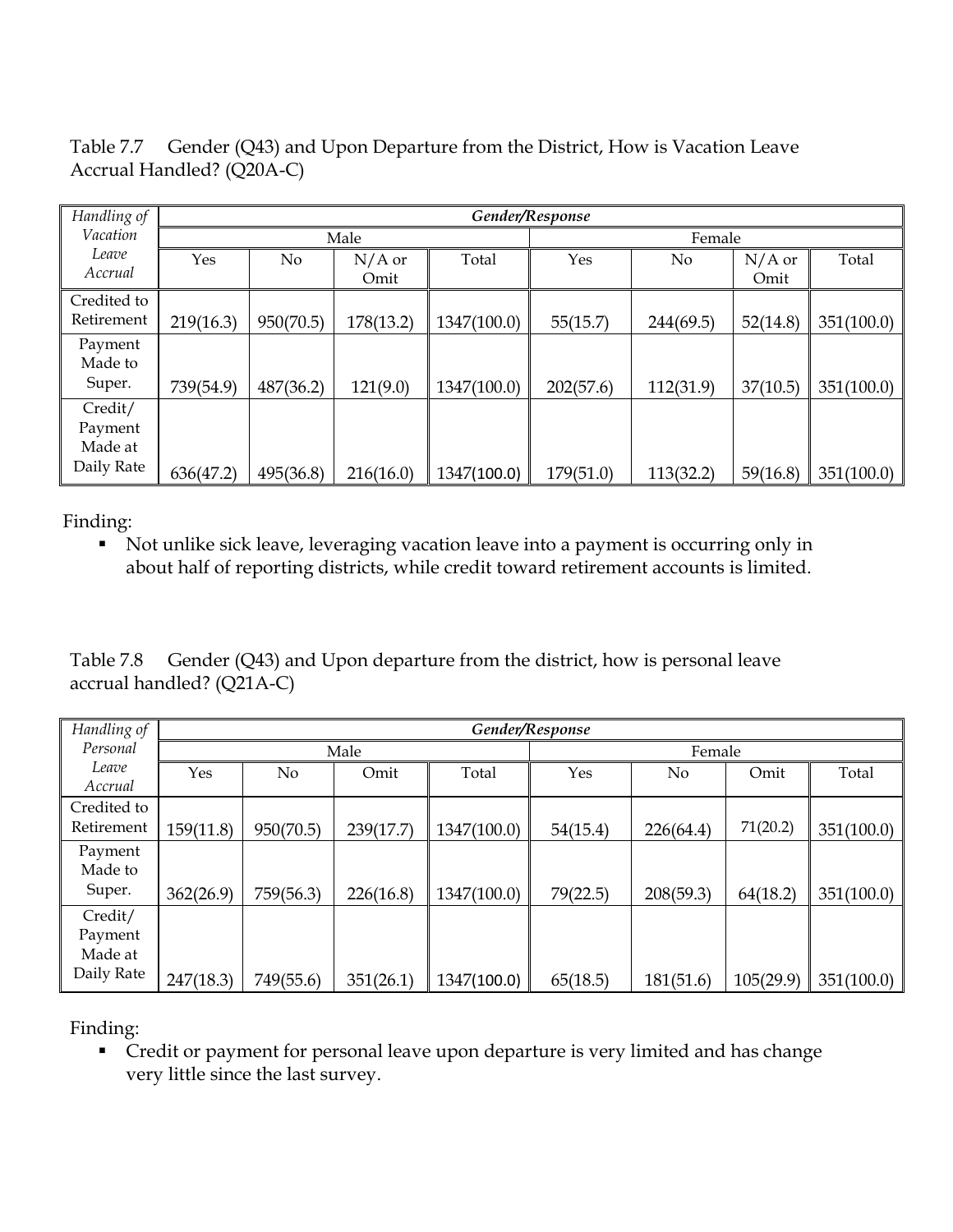Table 7.7 Gender (Q43) and Upon Departure from the District, How is Vacation Leave Accrual Handled? (Q20A-C)

| *Handling of Vacation Leave Accrual* | ***Gender/Response*** | | | | | | | |
|---|---|---|---|---|---|---|---|---|
| | Male | | | | Female | | | |
| | Yes | No | N/A or Omit | Total | Yes | No | N/A or Omit | Total |
| Credited to Retirement | 219(16.3) | 950(70.5) | 178(13.2) | 1347(100.0) | 55(15.7) | 244(69.5) | 52(14.8) | 351(100.0) |
| Payment Made to Super. | 739(54.9) | 487(36.2) | 121(9.0) | 1347(100.0) | 202(57.6) | 112(31.9) | 37(10.5) | 351(100.0) |
| Credit/ Payment Made at Daily Rate | 636(47.2) | 495(36.8) | 216(16.0) | 1347(100.0) | 179(51.0) | 113(32.2) | 59(16.8) | 351(100.0) |

Finding:

- Not unlike sick leave, leveraging vacation leave into a payment is occurring only in about half of reporting districts, while credit toward retirement accounts is limited.

Table 7.8 Gender (Q43) and Upon departure from the district, how is personal leave accrual handled? (Q21A-C)

| *Handling of Personal Leave Accrual* | ***Gender/Response*** | | | | | | | |
|---|---|---|---|---|---|---|---|---|
| | Male | | | | Female | | | |
| | Yes | No | Omit | Total | Yes | No | Omit | Total |
| Credited to Retirement | 159(11.8) | 950(70.5) | 239(17.7) | 1347(100.0) | 54(15.4) | 226(64.4) | 71(20.2) | 351(100.0) |
| Payment Made to Super. | 362(26.9) | 759(56.3) | 226(16.8) | 1347(100.0) | 79(22.5) | 208(59.3) | 64(18.2) | 351(100.0) |
| Credit/ Payment Made at Daily Rate | 247(18.3) | 749(55.6) | 351(26.1) | 1347(100.0) | 65(18.5) | 181(51.6) | 105(29.9) | 351(100.0) |

Finding:

- Credit or payment for personal leave upon departure is very limited and has change very little since the last survey.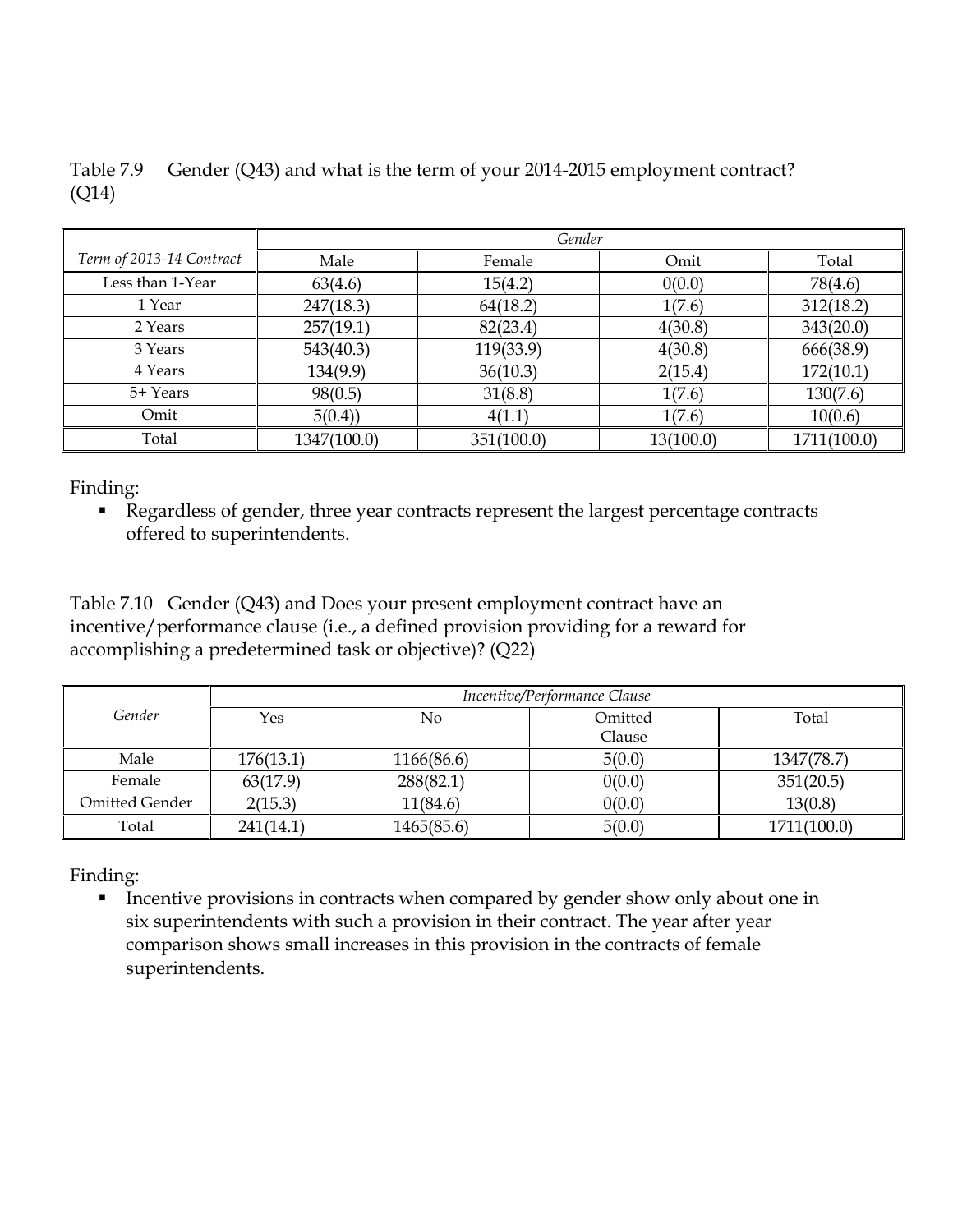Table 7.9 Gender (Q43) and what is the term of your 2014-2015 employment contract? (Q14)

| | *Gender* | | | |
|---|---|---|---|---|
| *Term of 2013-14 Contract* | Male | Female | Omit | Total |
| Less than 1-Year | 63(4.6) | 15(4.2) | 0(0.0) | 78(4.6) |
| 1 Year | 247(18.3) | 64(18.2) | 1(7.6) | 312(18.2) |
| 2 Years | 257(19.1) | 82(23.4) | 4(30.8) | 343(20.0) |
| 3 Years | 543(40.3) | 119(33.9) | 4(30.8) | 666(38.9) |
| 4 Years | 134(9.9) | 36(10.3) | 2(15.4) | 172(10.1) |
| 5+ Years | 98(0.5) | 31(8.8) | 1(7.6) | 130(7.6) |
| Omit | 5(0.4)) | 4(1.1) | 1(7.6) | 10(0.6) |
| Total | 1347(100.0) | 351(100.0) | 13(100.0) | 1711(100.0) |

Finding:

- Regardless of gender, three year contracts represent the largest percentage contracts offered to superintendents.

Table 7.10 Gender (Q43) and Does your present employment contract have an incentive/performance clause (i.e., a defined provision providing for a reward for accomplishing a predetermined task or objective)? (Q22)

| *Gender* | *Incentive/Performance Clause* | | | |
|---|---|---|---|---|
| | Yes | No | Omitted Clause | Total |
| Male | 176(13.1) | 1166(86.6) | 5(0.0) | 1347(78.7) |
| Female | 63(17.9) | 288(82.1) | 0(0.0) | 351(20.5) |
| Omitted Gender | 2(15.3) | 11(84.6) | 0(0.0) | 13(0.8) |
| Total | 241(14.1) | 1465(85.6) | 5(0.0) | 1711(100.0) |

Finding:

- Incentive provisions in contracts when compared by gender show only about one in six superintendents with such a provision in their contract. The year after year comparison shows small increases in this provision in the contracts of female superintendents.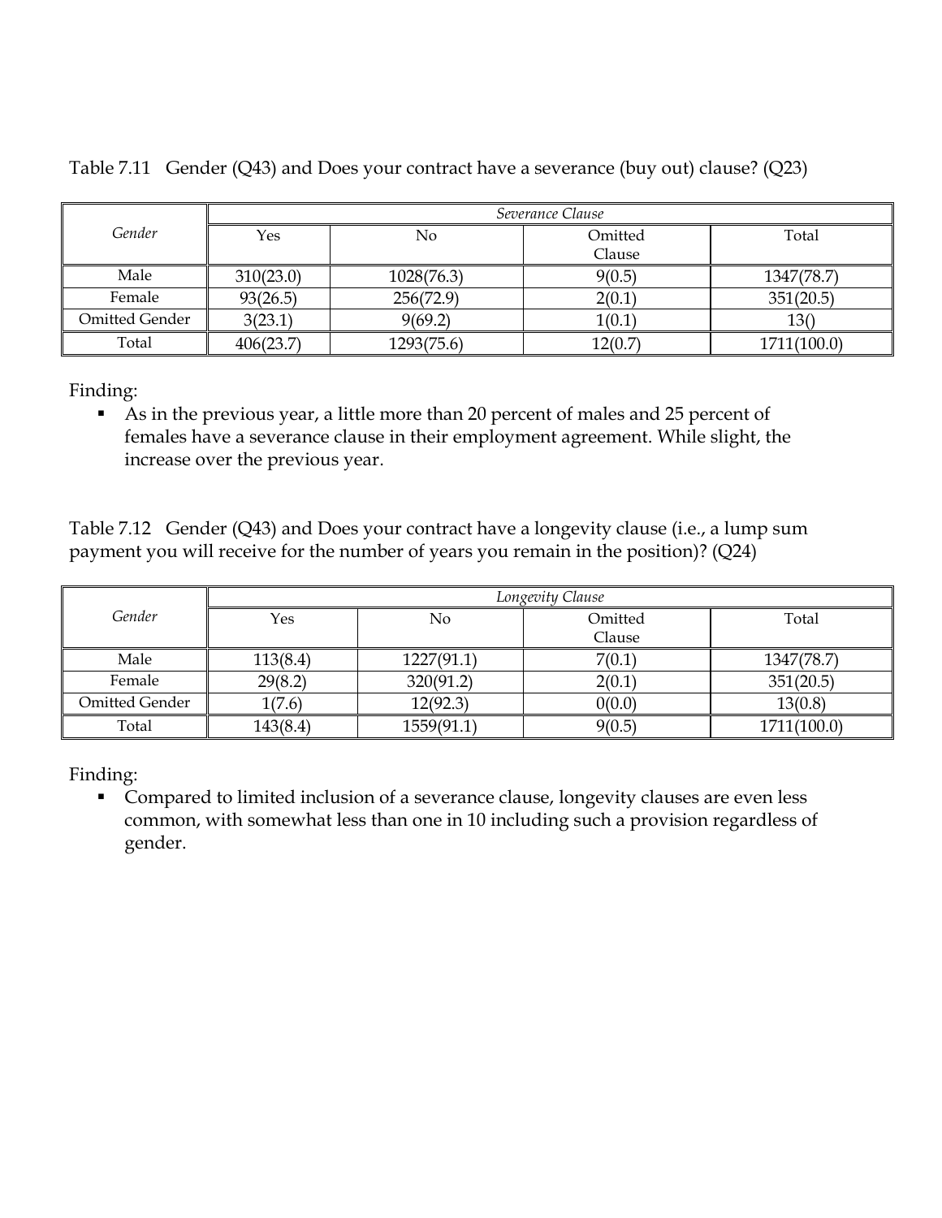Table 7.11 Gender (Q43) and Does your contract have a severance (buy out) clause? (Q23)

| Gender | *Severance Clause* | | | |
|---|---|---|---|---|
| | Yes | No | Omitted Clause | Total |
| Male | 310(23.0) | 1028(76.3) | 9(0.5) | 1347(78.7) |
| Female | 93(26.5) | 256(72.9) | 2(0.1) | 351(20.5) |
| Omitted Gender | 3(23.1) | 9(69.2) | 1(0.1) | 13() |
| Total | 406(23.7) | 1293(75.6) | 12(0.7) | 1711(100.0) |

Finding:

- As in the previous year, a little more than 20 percent of males and 25 percent of females have a severance clause in their employment agreement. While slight, the increase over the previous year.

Table 7.12 Gender (Q43) and Does your contract have a longevity clause (i.e., a lump sum payment you will receive for the number of years you remain in the position)? (Q24)

| Gender | *Longevity Clause* | | | |
|---|---|---|---|---|
| | Yes | No | Omitted Clause | Total |
| Male | 113(8.4) | 1227(91.1) | 7(0.1) | 1347(78.7) |
| Female | 29(8.2) | 320(91.2) | 2(0.1) | 351(20.5) |
| Omitted Gender | 1(7.6) | 12(92.3) | 0(0.0) | 13(0.8) |
| Total | 143(8.4) | 1559(91.1) | 9(0.5) | 1711(100.0) |

Finding:

- Compared to limited inclusion of a severance clause, longevity clauses are even less common, with somewhat less than one in 10 including such a provision regardless of gender.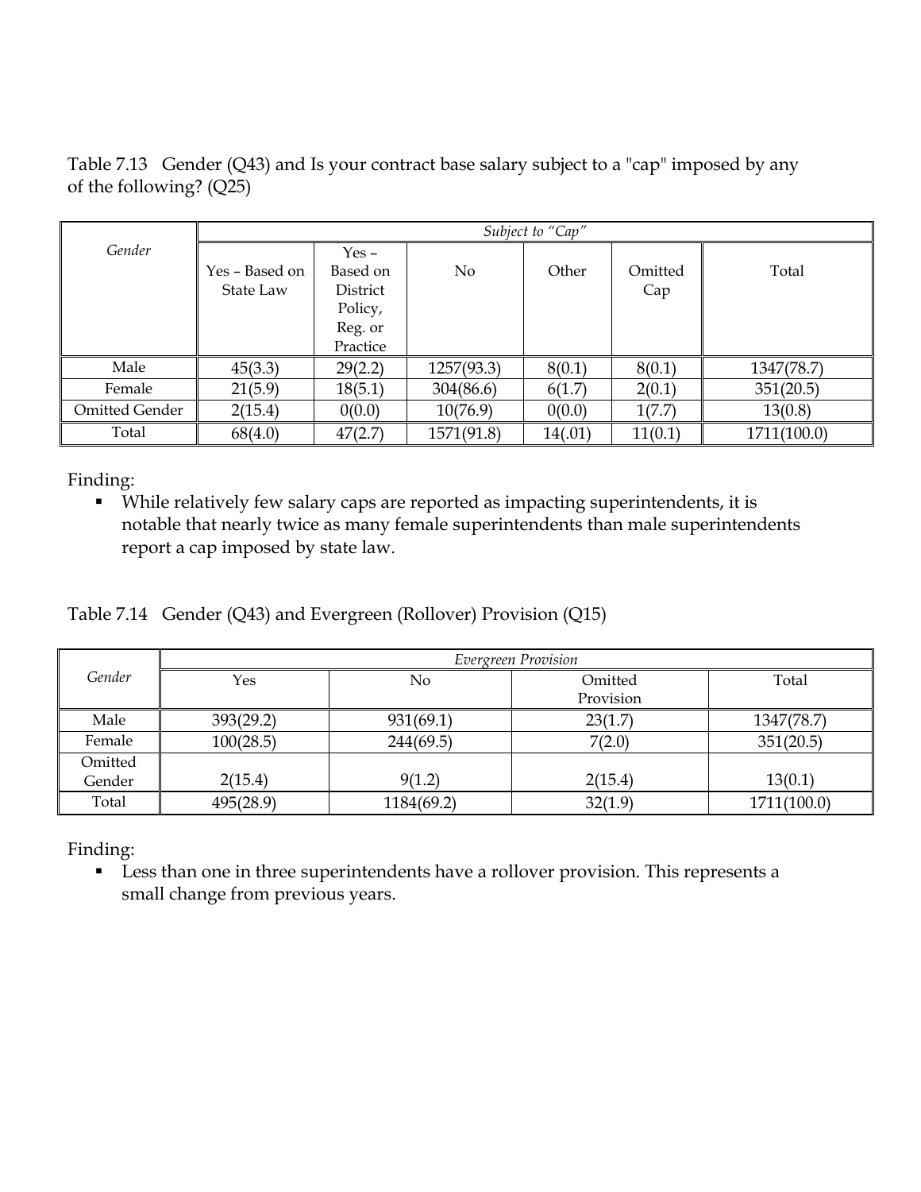Table 7.13 Gender (Q43) and Is your contract base salary subject to a "cap" imposed by any of the following? (Q25)

| Gender | Subject to "Cap" | | | | | |
|---|---|---|---|---|---|---|
| | Yes – Based on State Law | Yes – Based on District Policy, Reg. or Practice | No | Other | Omitted Cap | Total |
| Male | 45(3.3) | 29(2.2) | 1257(93.3) | 8(0.1) | 8(0.1) | 1347(78.7) |
| Female | 21(5.9) | 18(5.1) | 304(86.6) | 6(1.7) | 2(0.1) | 351(20.5) |
| Omitted Gender | 2(15.4) | 0(0.0) | 10(76.9) | 0(0.0) | 1(7.7) | 13(0.8) |
| Total | 68(4.0) | 47(2.7) | 1571(91.8) | 14(.01) | 11(0.1) | 1711(100.0) |

Finding:

- While relatively few salary caps are reported as impacting superintendents, it is notable that nearly twice as many female superintendents than male superintendents report a cap imposed by state law.

Table 7.14 Gender (Q43) and Evergreen (Rollover) Provision (Q15)

| Gender | Evergreen Provision | | | |
|---|---|---|---|---|
| | Yes | No | Omitted Provision | Total |
| Male | 393(29.2) | 931(69.1) | 23(1.7) | 1347(78.7) |
| Female | 100(28.5) | 244(69.5) | 7(2.0) | 351(20.5) |
| Omitted Gender | 2(15.4) | 9(1.2) | 2(15.4) | 13(0.1) |
| Total | 495(28.9) | 1184(69.2) | 32(1.9) | 1711(100.0) |

Finding:

- Less than one in three superintendents have a rollover provision. This represents a small change from previous years.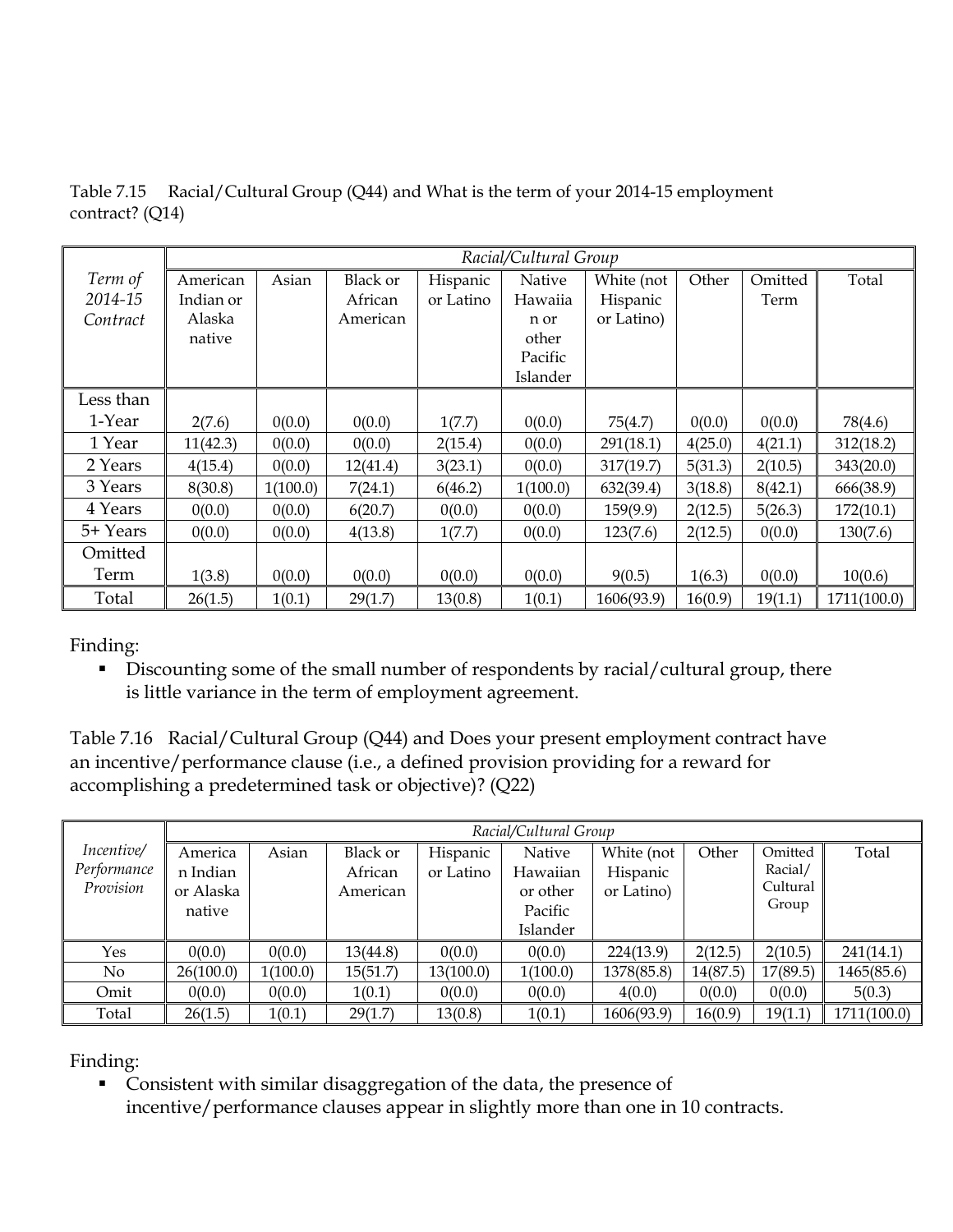Table 7.15 Racial/Cultural Group (Q44) and What is the term of your 2014-15 employment contract? (Q14)

| *Term of 2014-15 Contract* | *Racial/Cultural Group* | | | | | | | | |
|---|---|---|---|---|---|---|---|---|---|
| | American Indian or Alaska native | Asian | Black or African American | Hispanic or Latino | Native Hawaiian or other Pacific Islander | White (not Hispanic or Latino) | Other | Omitted Term | Total |
| Less than 1-Year | 2(7.6) | 0(0.0) | 0(0.0) | 1(7.7) | 0(0.0) | 75(4.7) | 0(0.0) | 0(0.0) | 78(4.6) |
| 1 Year | 11(42.3) | 0(0.0) | 0(0.0) | 2(15.4) | 0(0.0) | 291(18.1) | 4(25.0) | 4(21.1) | 312(18.2) |
| 2 Years | 4(15.4) | 0(0.0) | 12(41.4) | 3(23.1) | 0(0.0) | 317(19.7) | 5(31.3) | 2(10.5) | 343(20.0) |
| 3 Years | 8(30.8) | 1(100.0) | 7(24.1) | 6(46.2) | 1(100.0) | 632(39.4) | 3(18.8) | 8(42.1) | 666(38.9) |
| 4 Years | 0(0.0) | 0(0.0) | 6(20.7) | 0(0.0) | 0(0.0) | 159(9.9) | 2(12.5) | 5(26.3) | 172(10.1) |
| 5+ Years | 0(0.0) | 0(0.0) | 4(13.8) | 1(7.7) | 0(0.0) | 123(7.6) | 2(12.5) | 0(0.0) | 130(7.6) |
| Omitted Term | 1(3.8) | 0(0.0) | 0(0.0) | 0(0.0) | 0(0.0) | 9(0.5) | 1(6.3) | 0(0.0) | 10(0.6) |
| Total | 26(1.5) | 1(0.1) | 29(1.7) | 13(0.8) | 1(0.1) | 1606(93.9) | 16(0.9) | 19(1.1) | 1711(100.0) |

Finding:

- Discounting some of the small number of respondents by racial/cultural group, there is little variance in the term of employment agreement.

Table 7.16 Racial/Cultural Group (Q44) and Does your present employment contract have an incentive/performance clause (i.e., a defined provision providing for a reward for accomplishing a predetermined task or objective)? (Q22)

| *Incentive/ Performance Provision* | *Racial/Cultural Group* | | | | | | | | |
|---|---|---|---|---|---|---|---|---|---|
| | American Indian or Alaska native | Asian | Black or African American | Hispanic or Latino | Native Hawaiian or other Pacific Islander | White (not Hispanic or Latino) | Other | Omitted Racial/ Cultural Group | Total |
| Yes | 0(0.0) | 0(0.0) | 13(44.8) | 0(0.0) | 0(0.0) | 224(13.9) | 2(12.5) | 2(10.5) | 241(14.1) |
| No | 26(100.0) | 1(100.0) | 15(51.7) | 13(100.0) | 1(100.0) | 1378(85.8) | 14(87.5) | 17(89.5) | 1465(85.6) |
| Omit | 0(0.0) | 0(0.0) | 1(0.1) | 0(0.0) | 0(0.0) | 4(0.0) | 0(0.0) | 0(0.0) | 5(0.3) |
| Total | 26(1.5) | 1(0.1) | 29(1.7) | 13(0.8) | 1(0.1) | 1606(93.9) | 16(0.9) | 19(1.1) | 1711(100.0) |

Finding:

- Consistent with similar disaggregation of the data, the presence of incentive/performance clauses appear in slightly more than one in 10 contracts.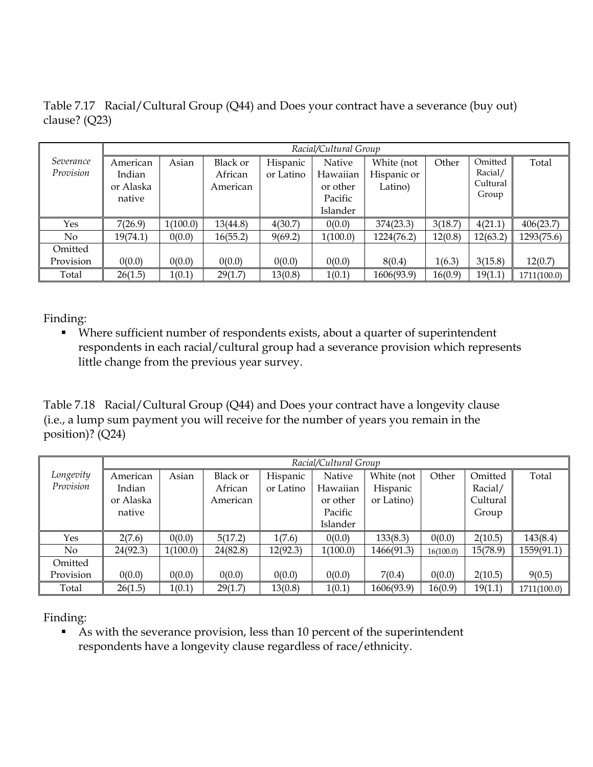Table 7.17 Racial/Cultural Group (Q44) and Does your contract have a severance (buy out) clause? (Q23)

| | *Racial/Cultural Group* | | | | | | | | |
|---|---|---|---|---|---|---|---|---|---|
| *Severance Provision* | American Indian or Alaska native | Asian | Black or African American | Hispanic or Latino | Native Hawaiian or other Pacific Islander | White (not Hispanic or Latino) | Other | Omitted Racial/ Cultural Group | Total |
| Yes | 7(26.9) | 1(100.0) | 13(44.8) | 4(30.7) | 0(0.0) | 374(23.3) | 3(18.7) | 4(21.1) | 406(23.7) |
| No | 19(74.1) | 0(0.0) | 16(55.2) | 9(69.2) | 1(100.0) | 1224(76.2) | 12(0.8) | 12(63.2) | 1293(75.6) |
| Omitted Provision | 0(0.0) | 0(0.0) | 0(0.0) | 0(0.0) | 0(0.0) | 8(0.4) | 1(6.3) | 3(15.8) | 12(0.7) |
| Total | 26(1.5) | 1(0.1) | 29(1.7) | 13(0.8) | 1(0.1) | 1606(93.9) | 16(0.9) | 19(1.1) | 1711(100.0) |

Finding:

- Where sufficient number of respondents exists, about a quarter of superintendent respondents in each racial/cultural group had a severance provision which represents little change from the previous year survey.

Table 7.18 Racial/Cultural Group (Q44) and Does your contract have a longevity clause (i.e., a lump sum payment you will receive for the number of years you remain in the position)? (Q24)

| | *Racial/Cultural Group* | | | | | | | | |
|---|---|---|---|---|---|---|---|---|---|
| *Longevity Provision* | American Indian or Alaska native | Asian | Black or African American | Hispanic or Latino | Native Hawaiian or other Pacific Islander | White (not Hispanic or Latino) | Other | Omitted Racial/ Cultural Group | Total |
| Yes | 2(7.6) | 0(0.0) | 5(17.2) | 1(7.6) | 0(0.0) | 133(8.3) | 0(0.0) | 2(10.5) | 143(8.4) |
| No | 24(92.3) | 1(100.0) | 24(82.8) | 12(92.3) | 1(100.0) | 1466(91.3) | 16(100.0) | 15(78.9) | 1559(91.1) |
| Omitted Provision | 0(0.0) | 0(0.0) | 0(0.0) | 0(0.0) | 0(0.0) | 7(0.4) | 0(0.0) | 2(10.5) | 9(0.5) |
| Total | 26(1.5) | 1(0.1) | 29(1.7) | 13(0.8) | 1(0.1) | 1606(93.9) | 16(0.9) | 19(1.1) | 1711(100.0) |

Finding:

- As with the severance provision, less than 10 percent of the superintendent respondents have a longevity clause regardless of race/ethnicity.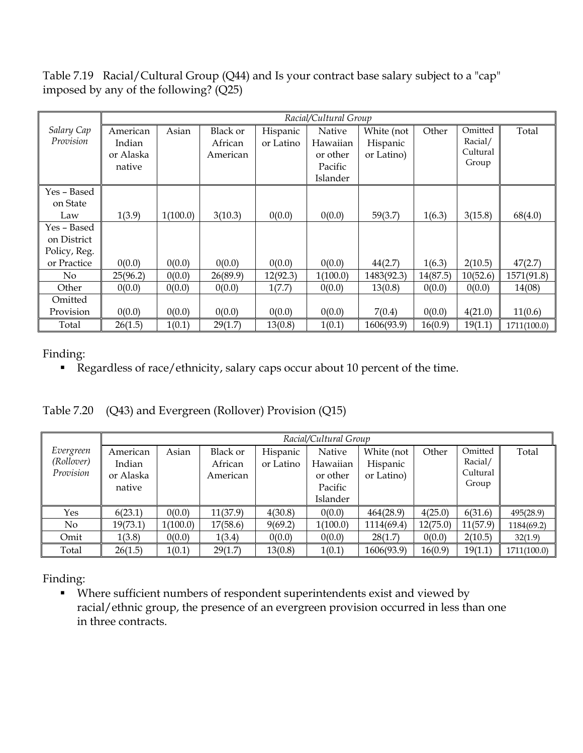Table 7.19 Racial/Cultural Group (Q44) and Is your contract base salary subject to a "cap" imposed by any of the following? (Q25)

| *Salary Cap Provision* | *Racial/Cultural Group* | | | | | | | | |
|---|---|---|---|---|---|---|---|---|---|
| | American Indian or Alaska native | Asian | Black or African American | Hispanic or Latino | Native Hawaiian or other Pacific Islander | White (not Hispanic or Latino) | Other | Omitted Racial/ Cultural Group | Total |
| Yes – Based on State Law | 1(3.9) | 1(100.0) | 3(10.3) | 0(0.0) | 0(0.0) | 59(3.7) | 1(6.3) | 3(15.8) | 68(4.0) |
| Yes – Based on District Policy, Reg. or Practice | 0(0.0) | 0(0.0) | 0(0.0) | 0(0.0) | 0(0.0) | 44(2.7) | 1(6.3) | 2(10.5) | 47(2.7) |
| No | 25(96.2) | 0(0.0) | 26(89.9) | 12(92.3) | 1(100.0) | 1483(92.3) | 14(87.5) | 10(52.6) | 1571(91.8) |
| Other | 0(0.0) | 0(0.0) | 0(0.0) | 1(7.7) | 0(0.0) | 13(0.8) | 0(0.0) | 0(0.0) | 14(08) |
| Omitted Provision | 0(0.0) | 0(0.0) | 0(0.0) | 0(0.0) | 0(0.0) | 7(0.4) | 0(0.0) | 4(21.0) | 11(0.6) |
| Total | 26(1.5) | 1(0.1) | 29(1.7) | 13(0.8) | 1(0.1) | 1606(93.9) | 16(0.9) | 19(1.1) | 1711(100.0) |

Finding:

- Regardless of race/ethnicity, salary caps occur about 10 percent of the time.

Table 7.20 (Q43) and Evergreen (Rollover) Provision (Q15)

| *Evergreen (Rollover) Provision* | *Racial/Cultural Group* | | | | | | | | |
|---|---|---|---|---|---|---|---|---|---|
| | American Indian or Alaska native | Asian | Black or African American | Hispanic or Latino | Native Hawaiian or other Pacific Islander | White (not Hispanic or Latino) | Other | Omitted Racial/ Cultural Group | Total |
| Yes | 6(23.1) | 0(0.0) | 11(37.9) | 4(30.8) | 0(0.0) | 464(28.9) | 4(25.0) | 6(31.6) | 495(28.9) |
| No | 19(73.1) | 1(100.0) | 17(58.6) | 9(69.2) | 1(100.0) | 1114(69.4) | 12(75.0) | 11(57.9) | 1184(69.2) |
| Omit | 1(3.8) | 0(0.0) | 1(3.4) | 0(0.0) | 0(0.0) | 28(1.7) | 0(0.0) | 2(10.5) | 32(1.9) |
| Total | 26(1.5) | 1(0.1) | 29(1.7) | 13(0.8) | 1(0.1) | 1606(93.9) | 16(0.9) | 19(1.1) | 1711(100.0) |

Finding:

- Where sufficient numbers of respondent superintendents exist and viewed by racial/ethnic group, the presence of an evergreen provision occurred in less than one in three contracts.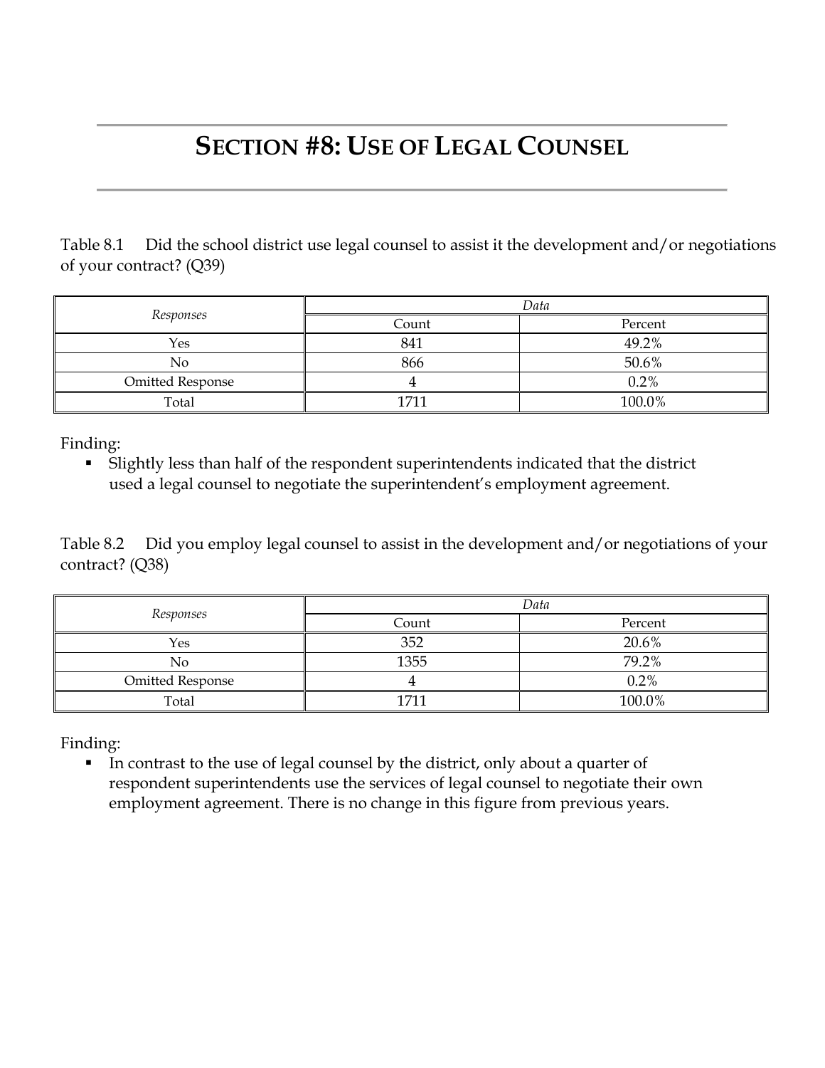# SECTION #8: USE OF LEGAL COUNSEL

Table 8.1 Did the school district use legal counsel to assist it the development and/or negotiations of your contract? (Q39)

| *Responses* | *Data* | |
|---|---|---|
| | Count | Percent |
| Yes | 841 | 49.2% |
| No | 866 | 50.6% |
| Omitted Response | 4 | 0.2% |
| Total | 1711 | 100.0% |

Finding:

- Slightly less than half of the respondent superintendents indicated that the district used a legal counsel to negotiate the superintendent's employment agreement.

Table 8.2 Did you employ legal counsel to assist in the development and/or negotiations of your contract? (Q38)

| *Responses* | *Data* | |
|---|---|---|
| | Count | Percent |
| Yes | 352 | 20.6% |
| No | 1355 | 79.2% |
| Omitted Response | 4 | 0.2% |
| Total | 1711 | 100.0% |

Finding:

- In contrast to the use of legal counsel by the district, only about a quarter of respondent superintendents use the services of legal counsel to negotiate their own employment agreement. There is no change in this figure from previous years.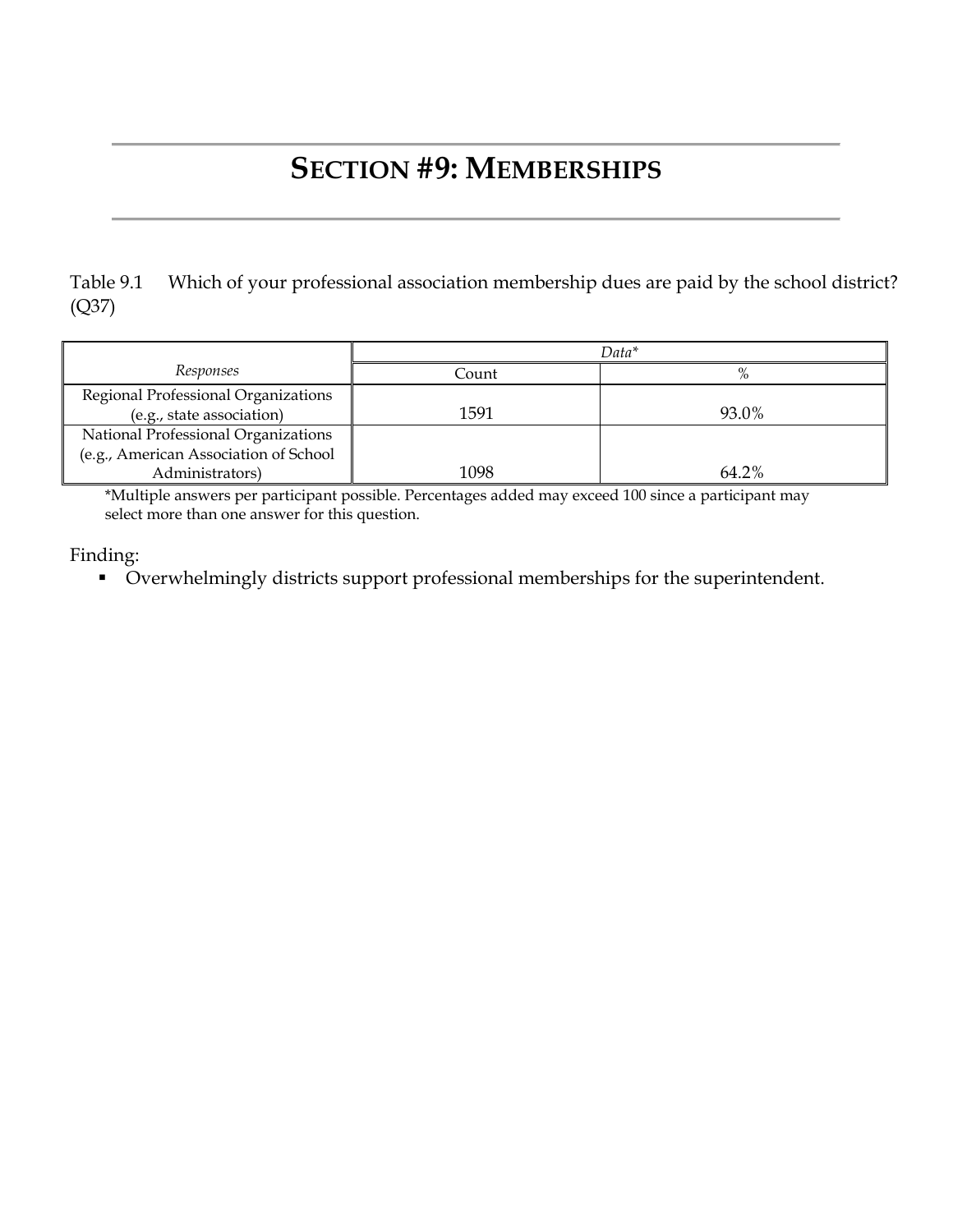# SECTION #9: MEMBERSHIPS

Table 9.1 Which of your professional association membership dues are paid by the school district? (Q37)

| | *Data** | |
|---|---|---|
| *Responses* | Count | % |
| Regional Professional Organizations (e.g., state association) | 1591 | 93.0% |
| National Professional Organizations (e.g., American Association of School Administrators) | 1098 | 64.2% |

*Multiple answers per participant possible. Percentages added may exceed 100 since a participant may select more than one answer for this question.

Finding:

- Overwhelmingly districts support professional memberships for the superintendent.